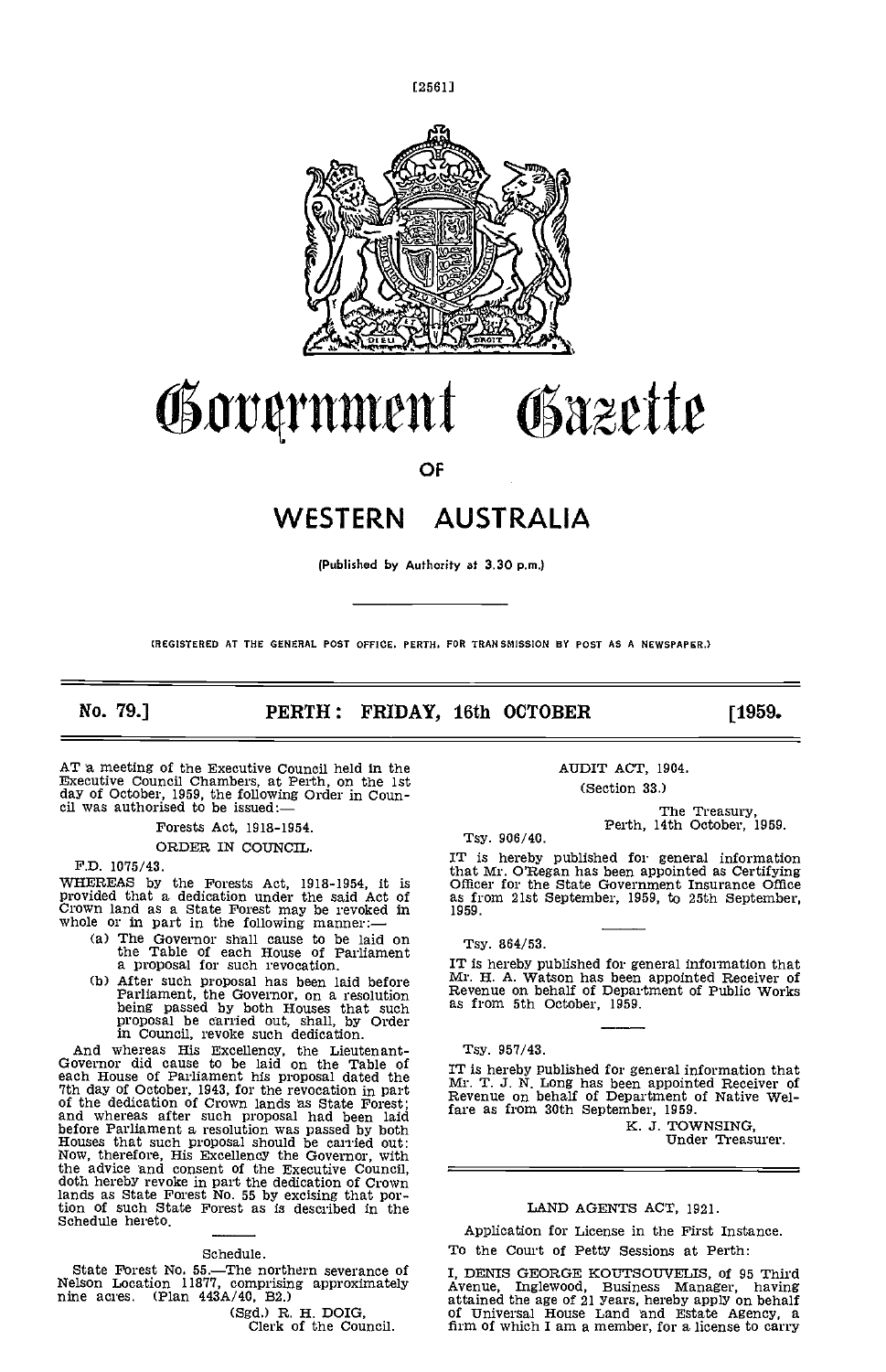# Government Gazette

OF

# WESTERN AUSTRALIA

(Published by Authority at 3.30 p.m.)

(REGISTERED AT THE GENERAL POST OFFICE, PERTH, FOR TRANSMISSION BY POST AS A NEWSPAPER.)

**No. 79.] PERTH: FRIDAY, 16th OCTOBER [1959.**

AT a meeting of the Executive Council held in the Executive Council Chambers, at Perth, on the 1st day of October, 1959, the following Order in Council was authorised to be issued:—

Forests Act, 1918-1954.

ORDER IN COUNCIL.

F.D. 1075/43.

WHEREAS by the Forests Act, 1918-1954, it is provided that a dedication under the said Act of Crown land as a State Forest may be revoked in whole or in part in the following manner:—

(a) The Governor shall cause to be laid on the Table of each House of Parliament a proposal for such revocation.

(b) After such proposal has been laid before Parliament, the Governor, on a resolution being passed by both Houses that such proposal be carried out, shall, by Order in Council, revoke such dedication.

And whereas His Excellency, the Lieutenant-Governor did cause to be laid on the Table of each House of Parliament his proposal dated the 7th day of October, 1943, for the revocation in part of the dedication of Crown lands as State Forest; and whereas after such proposal had been laid before Parliament a resolution was passed by both Houses that such proposal should be carried out: Now, therefore, His Excellency the Governor, with the advice and consent of the Executive Council, doth hereby revoke in part the dedication of Crown lands as State Forest No. 55 by excising that portion of such State Forest as is described in the Schedule hereto.

Schedule.

State Forest No. 55.—The northern severance of Nelson Location 11877, comprising approximately nine acres. (Plan 443A/40, B2.)

(Sgd.) R. H. DOIG,
Clerk of the Council.

AUDIT ACT, 1904.

(Section 33.)

The Treasury,
Perth, 14th October, 1959.

Tsy. 906/40.

IT is hereby published for general information that Mr. O'Regan has been appointed as Certifying Officer for the State Government Insurance Office as from 21st September, 1959, to 25th September, 1959.

Tsy. 864/53.

IT is hereby published for general information that Mr. H. A. Watson has been appointed Receiver of Revenue on behalf of Department of Public Works as from 5th October, 1959.

Tsy. 957/43.

IT is hereby published for general information that Mr. T. J. N. Long has been appointed Receiver of Revenue on behalf of Department of Native Welfare as from 30th September, 1959.

K. J. TOWNSING,
Under Treasurer.

LAND AGENTS ACT, 1921.

Application for License in the First Instance.

To the Court of Petty Sessions at Perth:

I, DENIS GEORGE KOUTSOUVELIS, of 95 Third Avenue, Inglewood, Business Manager, having attained the age of 21 years, hereby apply on behalf of Universal House Land and Estate Agency, a firm of which I am a member, for a license to carry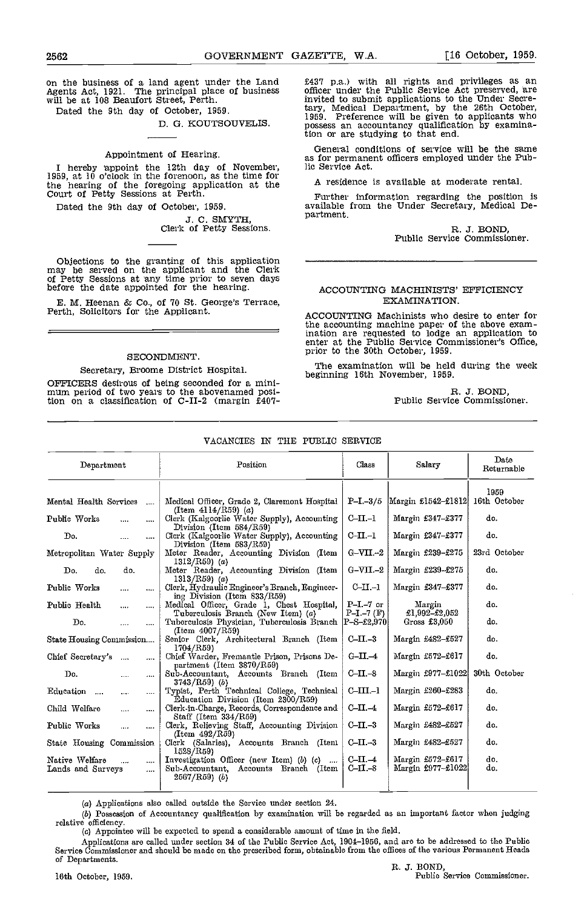on the business of a land agent under the Land Agents Act, 1921. The principal place of business will be at 108 Beaufort Street, Perth.

Dated the 9th day of October, 1959.

D. G. KOUTSOUVELIS.

Appointment of Hearing.

I hereby appoint the 12th day of November, 1959, at 10 o'clock in the forenoon, as the time for the hearing of the foregoing application at the Court of Petty Sessions at Perth.

Dated the 9th day of October, 1959.

J. C. SMYTH,
Clerk of Petty Sessions.

Objections to the granting of this application may be served on the applicant and the Clerk of Petty Sessions at any time prior to seven days before the date appointed for the hearing.

E. M. Heenan & Co., of 70 St. George's Terrace, Perth, Solicitors for the Applicant.

## SECONDMENT.

### Secretary, Broome District Hospital.

OFFICERS desirous of being seconded for a minimum period of two years to the abovenamed position on a classification of C-II-2 (margin £407-£437 p.a.) with all rights and privileges as an officer under the Public Service Act preserved, are invited to submit applications to the Under Secretary, Medical Department, by the 26th October, 1959. Preference will be given to applicants who possess an accountancy qualification by examination or are studying to that end.

General conditions of service will be the same as for permanent officers employed under the Public Service Act.

A residence is available at moderate rental.

Further information regarding the position is available from the Under Secretary, Medical Department.

R. J. BOND,
Public Service Commissioner.

## ACCOUNTING MACHINISTS' EFFICIENCY EXAMINATION.

ACCOUNTING Machinists who desire to enter for the accounting machine paper of the above examination are requested to lodge an application to enter at the Public Service Commissioner's Office, prior to the 30th October, 1959.

The examination will be held during the week beginning 16th November, 1959.

R. J. BOND,
Public Service Commissioner.

## VACANCIES IN THE PUBLIC SERVICE

| Department | Position | Class | Salary | Date Returnable |
|---|---|---|---|---|
| | | | | 1959 |
| Mental Health Services | Medical Officer, Grade 2, Claremont Hospital (Item 4114/R59) (a) | P-I.-3/5 | Margin £1542-£1812 | 16th October |
| Public Works | Clerk (Kalgoorlie Water Supply), Accounting Division (Item 584/R59) | C-II.-1 | Margin £347-£377 | do. |
| Do. | Clerk (Kalgoorlie Water Supply), Accounting Division (Item 583/R59) | C-II.-1 | Margin £347-£377 | do. |
| Metropolitan Water Supply | Meter Reader, Accounting Division (Item 1312/R59) (a) | G-VII.-2 | Margin £239-£275 | 23rd October |
| Do. do. do. | Meter Reader, Accounting Division (Item 1313/R59) (a) | G-VII.-2 | Margin £239-£275 | do. |
| Public Works | Clerk, Hydraulic Engineer's Branch, Engineering Division (Item 833/R59) | C-II.-1 | Margin £347-£377 | do. |
| Public Health | Medical Officer, Grade 1, Chest Hospital, Tuberculosis Branch (New Item) (a) | P-I.-7 or P-I.-7 (F) | Margin £1,992-£2,052 | do. |
| Do. | Tuberculosis Physician, Tuberculosis Branch (Item 4007/R59) | P-S-£2,970 | Gross £3,050 | do. |
| State Housing Commission | Senior Clerk, Architectural Branch (Item 1704/R59) | C-II.-3 | Margin £482-£527 | do. |
| Chief Secretary's | Chief Warder, Fremantle Prison, Prisons Department (Item 3870/R59) | G-II.-4 | Margin £572-£617 | do. |
| Do. | Sub-Accountant, Accounts Branch (Item 3743/R59) (b) | C-II.-8 | Margin £977-£1022 | 30th October |
| Education | Typist, Perth Technical College, Technical Education Division (Item 2300/R59) | C-III.-1 | Margin £260-£283 | do. |
| Child Welfare | Clerk-in-Charge, Records, Correspondence and Staff (Item 334/R59) | C-II.-4 | Margin £572-£617 | do. |
| Public Works | Clerk, Relieving Staff, Accounting Division (Item 492/R59) | C-II.-3 | Margin £482-£527 | do. |
| State Housing Commission | Clerk (Salaries), Accounts Branch (Item 1528/R59) | C-II.-3 | Margin £482-£527 | do. |
| Native Welfare | Investigation Officer (new Item) (b) (c) | C-II.-4 | Margin £572-£617 | do. |
| Lands and Surveys | Sub-Accountant, Accounts Branch (Item 2567/R59) (b) | C-II.-8 | Margin £977-£1022 | do. |

(a) Applications also called outside the Service under section 24.

(b) Possession of Accountancy qualification by examination will be regarded as an important factor when judging relative efficiency.

(c) Appointee will be expected to spend a considerable amount of time in the field.

Applications are called under section 34 of the Public Service Act, 1904-1956, and are to be addressed to the Public Service Commissioner and should be made on the prescribed form, obtainable from the offices of the various Permanent Heads of Departments.

16th October, 1959.

R. J. BOND,
Public Service Commissioner.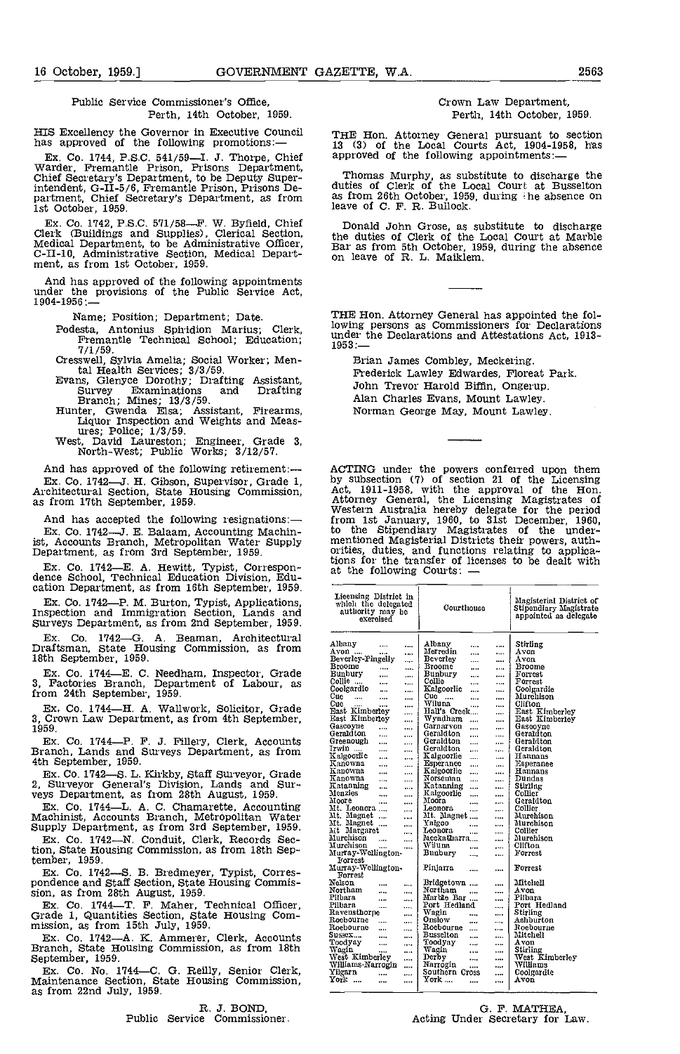Public Service Commissioner's Office,
Perth, 14th October, 1959.

HIS Excellency the Governor in Executive Council has approved of the following promotions:—

Ex. Co. 1744, P.S.C. 541/59—I. J. Thorpe, Chief Warder, Fremantle Prison, Prisons Department, Chief Secretary's Department, to be Deputy Superintendent, G-II-5/6, Fremantle Prison, Prisons Department, Chief Secretary's Department, as from 1st October, 1959.

Ex. Co. 1742, P.S.C. 571/58—F. W. Byfield, Chief Clerk (Buildings and Supplies), Clerical Section, Medical Department, to be Administrative Officer, C-II-10, Administrative Section, Medical Department, as from 1st October, 1959.

And has approved of the following appointments under the provisions of the Public Service Act, 1904-1956:—

Name; Position; Department; Date.

- Podesta, Antonius Spiridion Marius; Clerk, Fremantle Technical School; Education; 7/1/59.
- Cresswell, Sylvia Amelia; Social Worker; Mental Health Services; 3/3/59.
- Evans, Glenyce Dorothy; Drafting Assistant, Survey Examinations and Drafting Branch; Mines; 13/3/59.
- Hunter, Gwenda Elsa; Assistant, Firearms, Liquor Inspection and Weights and Measures; Police; 1/3/59.
- West, David Laureston; Engineer, Grade 3, North-West; Public Works; 3/12/57.

And has approved of the following retirement:—

Ex. Co. 1742—J. H. Gibson, Supervisor, Grade 1, Architectural Section, State Housing Commission, as from 17th September, 1959.

And has accepted the following resignations:—

Ex. Co. 1742—J. E. Balaam, Accounting Machinist, Accounts Branch, Metropolitan Water Supply Department, as from 3rd September, 1959.

Ex. Co. 1742—E. A. Hewitt, Typist, Correspondence School, Technical Education Division, Education Department, as from 16th September, 1959.

Ex. Co. 1742—P. M. Burton, Typist, Applications, Inspection and Immigration Section, Lands and Surveys Department, as from 2nd September, 1959.

Ex. Co. 1742—G. A. Beaman, Architectural Draftsman, State Housing Commission, as from 18th September, 1959.

Ex. Co. 1744—E. C. Needham, Inspector, Grade 3, Factories Branch, Department of Labour, as from 24th September, 1959.

Ex. Co. 1744—H. A. Wallwork, Solicitor, Grade 3, Crown Law Department, as from 4th September, 1959.

Ex. Co. 1744—P. F. J. Fillery, Clerk, Accounts Branch, Lands and Surveys Department, as from 4th September, 1959.

Ex. Co. 1742—S. L. Kirkby, Staff Surveyor, Grade 2, Surveyor General's Division, Lands and Surveys Department, as from 28th August, 1959.

Ex. Co. 1744—L. A. C. Chamarette, Accounting Machinist, Accounts Branch, Metropolitan Water Supply Department, as from 3rd September, 1959.

Ex. Co. 1742—N. Conduit, Clerk, Records Section, State Housing Commission, as from 18th September, 1959.

Ex. Co. 1742—S. B. Bredmeyer, Typist, Correspondence and Staff Section, State Housing Commission, as from 28th August, 1959.

Ex. Co. 1744—T. F. Maher, Technical Officer, Grade 1, Quantities Section, State Housing Commission, as from 15th July, 1959.

Ex. Co. 1742—A. K. Ammerer, Clerk, Accounts Branch, State Housing Commission, as from 18th September, 1959.

Ex. Co. No. 1744—C. G. Reilly, Senior Clerk, Maintenance Section, State Housing Commission, as from 22nd July, 1959.

R. J. BOND,
Public Service Commissioner.

---

Crown Law Department,
Perth, 14th October, 1959.

THE Hon. Attorney General pursuant to section 13 (3) of the Local Courts Act, 1904-1958, has approved of the following appointments:—

Thomas Murphy, as substitute to discharge the duties of Clerk of the Local Court at Busselton as from 26th October, 1959, during the absence on leave of C. F. R. Bullock.

Donald John Grose, as substitute to discharge the duties of Clerk of the Local Court at Marble Bar as from 5th October, 1959, during the absence on leave of R. L. Maiklem.

---

THE Hon. Attorney General has appointed the following persons as Commissioners for Declarations under the Declarations and Attestations Act, 1913-1953:—

Brian James Combley, Meckering.
Frederick Lawley Edwardes, Floreat Park.
John Trevor Harold Biffin, Ongerup.
Alan Charles Evans, Mount Lawley.
Norman George May, Mount Lawley.

---

ACTING under the powers conferred upon them by subsection (7) of section 21 of the Licensing Act, 1911-1958, with the approval of the Hon. Attorney General, the Licensing Magistrates of Western Australia hereby delegate for the period from 1st January, 1960, to 31st December, 1960, to the Stipendiary Magistrates of the undermentioned Magisterial Districts their powers, authorities, duties, and functions relating to applications for the transfer of licenses to be dealt with at the following Courts: —

| Licensing District in which the delegated authority may be exercised | Courthouse | Magisterial District of Stipendiary Magistrate appointed as delegate |
|---|---|---|
| Albany | Albany | Stirling |
| Avon | Merredin | Avon |
| Beverley-Pingelly | Beverley | Avon |
| Broome | Broome | Broome |
| Bunbury | Bunbury | Forrest |
| Collie | Collie | Forrest |
| Coolgardie | Kalgoorlie | Coolgardie |
| Cue | Cue | Murchison |
| Cue | Wiluna | Clifton |
| East Kimberley | Hall's Creek | East Kimberley |
| East Kimberley | Wyndham | East Kimberley |
| Gascoyne | Carnarvon | Gascoyne |
| Geraldton | Geraldton | Geraldton |
| Greenough | Geraldton | Geraldton |
| Irwin | Geraldton | Geraldton |
| Kalgoorlie | Kalgoorlie | Hannans |
| Kanowna | Esperance | Esperance |
| Kanowna | Kalgoorlie | Hannans |
| Kanowna | Norseman | Dundas |
| Katanning | Katanning | Stirling |
| Menzies | Kalgoorlie | Collier |
| Moore | Moora | Geraldton |
| Mt. Leonora | Leonora | Collier |
| Mt. Magnet | Mt. Magnet | Murchison |
| Mt. Magnet | Yalgoo | Murchison |
| Mt Margaret | Leonora | Collier |
| Murchison | Meekatharra | Murchison |
| Murchison | Wiluna | Clifton |
| Murray-Wellington-Forrest | Bunbury | Forrest |
| Murray-Wellington-Forrest | Pinjarra | Forrest |
| Nelson | Bridgetown | Mitchell |
| Northam | Northam | Avon |
| Pilbara | Marble Bar | Pilbara |
| Pilbara | Port Hedland | Port Hedland |
| Ravensthorpe | Wagin | Stirling |
| Roebourne | Onslow | Ashburton |
| Roebourne | Roebourne | Roebourne |
| Sussex | Busselton | Mitchell |
| Toodyay | Toodyay | Avon |
| Wagin | Wagin | Stirling |
| West Kimberley | Derby | West Kimberley |
| Williams-Narrogin | Narrogin | Williams |
| Yilgarn | Southern Cross | Coolgardie |
| York | York | Avon |

G. F. MATHEA,
Acting Under Secretary for Law.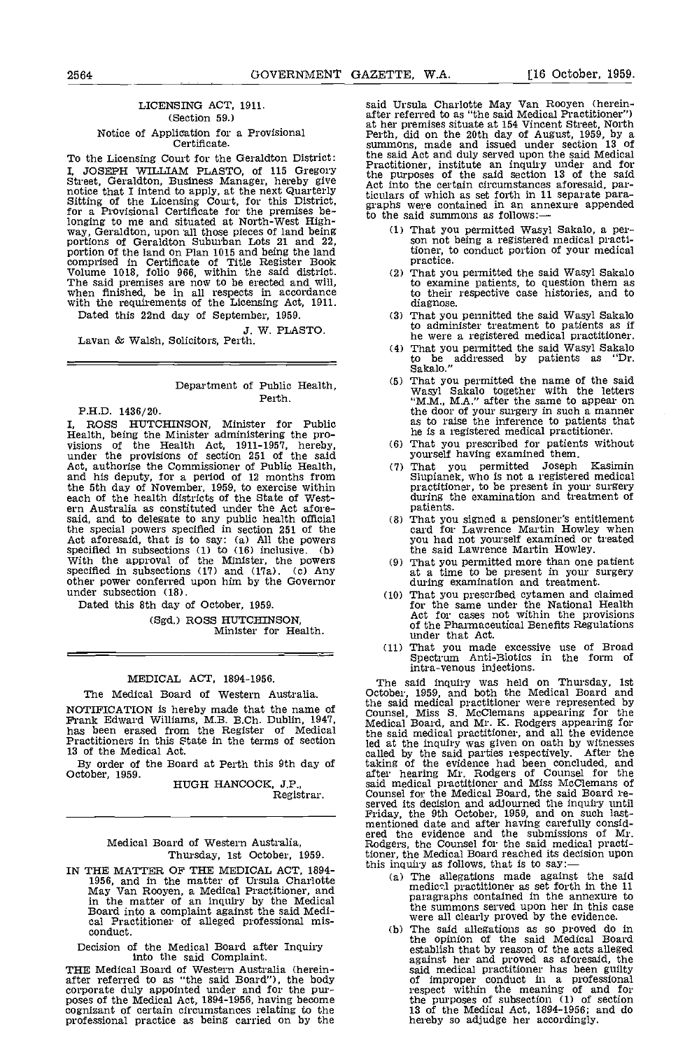## LICENSING ACT, 1911.

(Section 59.)

Notice of Application for a Provisional Certificate.

To the Licensing Court for the Geraldton District:

I, JOSEPH WILLIAM PLASTO, of 115 Gregory Street, Geraldton, Business Manager, hereby give notice that I intend to apply, at the next Quarterly Sitting of the Licensing Court, for this District, for a Provisional Certificate for the premises belonging to me and situated at North-West Highway, Geraldton, upon all those pieces of land being portions of Geraldton Suburban Lots 21 and 22, portion of the land on Plan 1015 and being the land comprised in Certificate of Title Register Book Volume 1018, folio 966, within the said district. The said premises are now to be erected and will, when finished, be in all respects in accordance with the requirements of the Licensing Act, 1911.

Dated this 22nd day of September, 1959.

J. W. PLASTO.

Lavan & Walsh, Solicitors, Perth.

---

Department of Public Health,
Perth.

P.H.D. 1436/20.

I, ROSS HUTCHINSON, Minister for Public Health, being the Minister administering the provisions of the Health Act, 1911-1957, hereby, under the provisions of section 251 of the said Act, authorise the Commissioner of Public Health, and his deputy, for a period of 12 months from the 5th day of November, 1959, to exercise within each of the health districts of the State of Western Australia as constituted under the Act aforesaid, and to delegate to any public health official the special powers specified in section 251 of the Act aforesaid, that is to say: (a) All the powers specified in subsections (1) to (16) inclusive. (b) With the approval of the Minister, the powers specified in subsections (17) and (17a). (c) Any other power conferred upon him by the Governor under subsection (18).

Dated this 8th day of October, 1959.

(Sgd.) ROSS HUTCHINSON,
Minister for Health.

---

## MEDICAL ACT, 1894-1956.

The Medical Board of Western Australia.

NOTIFICATION is hereby made that the name of Frank Edward Williams, M.B. B.Ch. Dublin, 1947, has been erased from the Register of Medical Practitioners in this State in the terms of section 13 of the Medical Act.

By order of the Board at Perth this 9th day of October, 1959.

HUGH HANCOCK, J.P.,
Registrar.

---

Medical Board of Western Australia,
Thursday, 1st October, 1959.

IN THE MATTER OF THE MEDICAL ACT, 1894-1956, and in the matter of Ursula Charlotte May Van Rooyen, a Medical Practitioner, and in the matter of an inquiry by the Medical Board into a complaint against the said Medical Practitioner of alleged professional misconduct.

Decision of the Medical Board after Inquiry into the said Complaint.

THE Medical Board of Western Australia (hereinafter referred to as "the said Board"), the body corporate duly appointed under and for the purposes of the Medical Act, 1894-1956, having become cognizant of certain circumstances relating to the professional practice as being carried on by the said Ursula Charlotte May Van Rooyen (hereinafter referred to as "the said Medical Practitioner") at her premises situate at 154 Vincent Street, North Perth, did on the 20th day of August, 1959, by a summons, made and issued under section 13 of the said Act and duly served upon the said Medical Practitioner, institute an inquiry under and for the purposes of the said section 13 of the said Act into the certain circumstances aforesaid, particulars of which as set forth in 11 separate paragraphs were contained in an annexure appended to the said summons as follows:—

(1) That you permitted Wasyl Sakalo, a person not being a registered medical practitioner, to conduct portion of your medical practice.

(2) That you permitted the said Wasyl Sakalo to examine patients, to question them as to their respective case histories, and to diagnose.

(3) That you permitted the said Wasyl Sakalo to administer treatment to patients as if he were a registered medical practitioner.

(4) That you permitted the said Wasyl Sakalo to be addressed by patients as "Dr. Sakalo."

(5) That you permitted the name of the said Wasyl Sakalo together with the letters "M.M., M.A." after the same to appear on the door of your surgery in such a manner as to raise the inference to patients that he is a registered medical practitioner.

(6) That you prescribed for patients without yourself having examined them.

(7) That you permitted Joseph Kasimin Slupianek, who is not a registered medical practitioner, to be present in your surgery during the examination and treatment of patients.

(8) That you signed a pensioner's entitlement card for Lawrence Martin Howley when you had not yourself examined or treated the said Lawrence Martin Howley.

(9) That you permitted more than one patient at a time to be present in your surgery during examination and treatment.

(10) That you prescribed cytamen and claimed for the same under the National Health Act for cases not within the provisions of the Pharmaceutical Benefits Regulations under that Act.

(11) That you made excessive use of Broad Spectrum Anti-Biotics in the form of intra-venous injections.

The said inquiry was held on Thursday, 1st October, 1959, and both the Medical Board and the said medical practitioner were represented by Counsel, Miss S. McClemans appearing for the Medical Board, and Mr. K. Rodgers appearing for the said medical practitioner, and all the evidence led at the inquiry was given on oath by witnesses called by the said parties respectively. After the taking of the evidence had been concluded, and after hearing Mr. Rodgers of Counsel for the said medical practitioner and Miss McClemans of Counsel for the Medical Board, the said Board reserved its decision and adjourned the inquiry until Friday, the 9th October, 1959, and on such last-mentioned date and after having carefully considered the evidence and the submissions of Mr. Rodgers, the Counsel for the said medical practitioner, the Medical Board reached its decision upon this inquiry as follows, that is to say:—

(a) The allegations made against the said medical practitioner as set forth in the 11 paragraphs contained in the annexure to the summons served upon her in this case were all clearly proved by the evidence.

(b) The said allegations as so proved do in the opinion of the said Medical Board establish that by reason of the acts alleged against her and proved as aforesaid, the said medical practitioner has been guilty of improper conduct in a professional respect within the meaning of and for the purposes of subsection (1) of section 13 of the Medical Act, 1894-1956; and do hereby so adjudge her accordingly.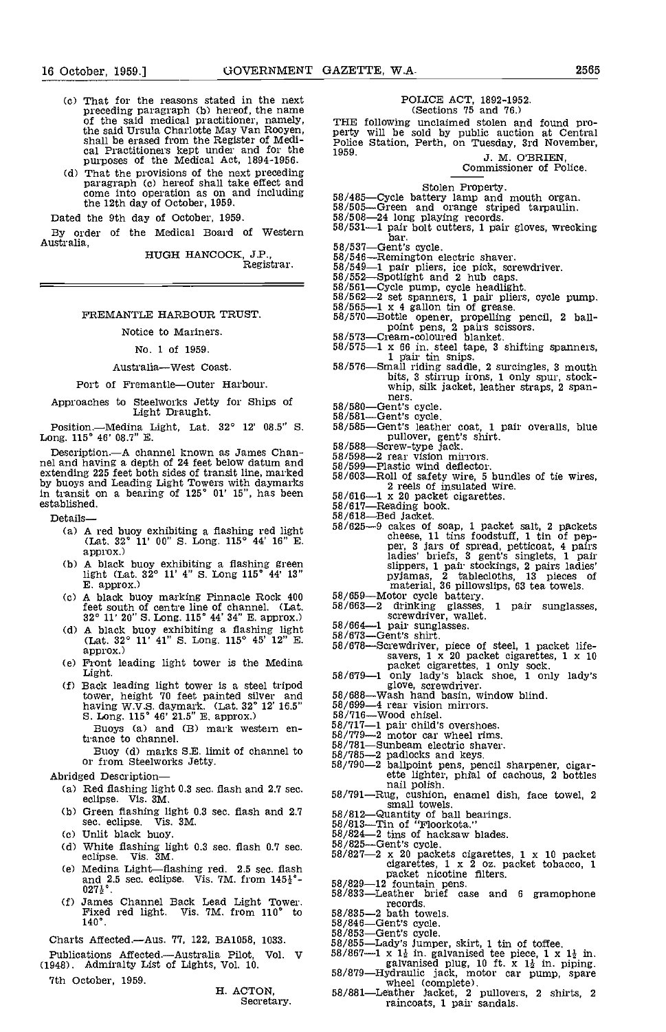(c) That for the reasons stated in the next preceding paragraph (b) hereof, the name of the said medical practitioner, namely, the said Ursula Charlotte May Van Rooyen, shall be erased from the Register of Medical Practitioners kept under and for the purposes of the Medical Act, 1894-1956.

(d) That the provisions of the next preceding paragraph (c) hereof shall take effect and come into operation as on and including the 12th day of October, 1959.

Dated the 9th day of October, 1959.

By order of the Medical Board of Western Australia,

HUGH HANCOCK, J.P.,
Registrar.

---

## FREMANTLE HARBOUR TRUST.

### Notice to Mariners.

No. 1 of 1959.

Australia—West Coast.

Port of Fremantle—Outer Harbour.

Approaches to Steelworks Jetty for Ships of Light Draught.

Position.—Medina Light, Lat. 32° 12' 08.5" S. Long. 115° 46' 08.7" E.

Description.—A channel known as James Channel and having a depth of 24 feet below datum and extending 225 feet both sides of transit line, marked by buoys and Leading Light Towers with daymarks in transit on a bearing of 125° 01' 15", has been established.

Details—

(a) A red buoy exhibiting a flashing red light (Lat. 32° 11' 00" S. Long. 115° 44' 16" E. approx.)

(b) A black buoy exhibiting a flashing green light (Lat. 32° 11' 4" S. Long 115° 44' 13" E. approx.)

(c) A black buoy marking Pinnacle Rock 400 feet south of centre line of channel. (Lat. 32° 11' 20" S. Long. 115° 44' 34" E. approx.)

(d) A black buoy exhibiting a flashing light (Lat. 32° 11' 41" S. Long. 115° 45' 12" E. approx.)

(e) Front leading light tower is the Medina Light.

(f) Back leading light tower is a steel tripod tower, height 70 feet painted silver and having W.V.S. daymark. (Lat. 32° 12' 16.5" S. Long. 115° 46' 21.5" E. approx.)

Buoys (a) and (B) mark western entrance to channel.

Buoy (d) marks S.E. limit of channel to or from Steelworks Jetty.

Abridged Description—

(a) Red flashing light 0.3 sec. flash and 2.7 sec. eclipse. Vis. 3M.

(b) Green flashing light 0.3 sec. flash and 2.7 sec. eclipse. Vis. 3M.

(c) Unlit black buoy.

(d) White flashing light 0.3 sec. flash 0.7 sec. eclipse. Vis. 3M.

(e) Medina Light—flashing red. 2.5 sec. flash and 2.5 sec. eclipse. Vis. 7M. from 145½°-027½°.

(f) James Channel Back Lead Light Tower. Fixed red light. Vis. 7M. from 110° to 140°.

Charts Affected.—Aus. 77, 122, BA1058, 1033.

Publications Affected.—Australia Pilot, Vol. V (1948). Admiralty List of Lights, Vol. 10.

7th October, 1959.

H. ACTON,
Secretary.

---

## POLICE ACT, 1892-1952.

(Sections 75 and 76.)

THE following unclaimed stolen and found property will be sold by public auction at Central Police Station, Perth, on Tuesday, 3rd November, 1959.

J. M. O'BRIEN,
Commissioner of Police.

### Stolen Property.

58/485—Cycle battery lamp and mouth organ.
58/505—Green and orange striped tarpaulin.
58/508—24 long playing records.
58/531—1 pair bolt cutters, 1 pair gloves, wrecking bar.
58/537—Gent's cycle.
58/546—Remington electric shaver.
58/549—1 pair pliers, ice pick, screwdriver.
58/552—Spotlight and 2 hub caps.
58/561—Cycle pump, cycle headlight.
58/562—2 set spanners, 1 pair pliers, cycle pump.
58/565—1 x 4 gallon tin of grease.
58/570—Bottle opener, propelling pencil, 2 ball-point pens, 2 pairs scissors.
58/573—Cream-coloured blanket.
58/575—1 x 66 in. steel tape, 3 shifting spanners, 1 pair tin snips.
58/576—Small riding saddle, 2 surcingles, 3 mouth bits, 3 stirrup irons, 1 only spur, stock-whip, silk jacket, leather straps, 2 spanners.
58/580—Gent's cycle.
58/581—Gent's cycle.
58/585—Gent's leather coat, 1 pair overalls, blue pullover, gent's shirt.
58/588—Screw-type jack.
58/598—2 rear vision mirrors.
58/599—Plastic wind deflector.
58/603—Roll of safety wire, 5 bundles of tie wires, 2 reels of insulated wire.
58/616—1 x 20 packet cigarettes.
58/617—Reading book.
58/618—Bed jacket.
58/625—9 cakes of soap, 1 packet salt, 2 packets cheese, 11 tins foodstuff, 1 tin of pepper, 3 jars of spread, petticoat, 4 pairs ladies' briefs, 3 gent's singlets, 1 pair slippers, 1 pair stockings, 2 pairs ladies' pyjamas, 2 tablecloths, 13 pieces of material, 36 pillowslips, 63 tea towels.
58/659—Motor cycle battery.
58/663—2 drinking glasses, 1 pair sunglasses, screwdriver, wallet.
58/664—1 pair sunglasses.
58/673—Gent's shirt.
58/678—Screwdriver, piece of steel, 1 packet life-savers, 1 x 20 packet cigarettes, 1 x 10 packet cigarettes, 1 only sock.
58/679—1 only lady's black shoe, 1 only lady's glove, screwdriver.
58/688—Wash hand basin, window blind.
58/699—4 rear vision mirrors.
58/716—Wood chisel.
58/717—1 pair child's overshoes.
58/779—2 motor car wheel rims.
58/781—Sunbeam electric shaver.
58/785—2 padlocks and keys.
58/790—2 ballpoint pens, pencil sharpener, cigarette lighter, phial of cachous, 2 bottles nail polish.
58/791—Rug, cushion, enamel dish, face towel, 2 small towels.
58/812—Quantity of ball bearings.
58/813—Tin of "Floorkota."
58/824—2 tins of hacksaw blades.
58/825—Gent's cycle.
58/827—2 x 20 packets cigarettes, 1 x 10 packet cigarettes, 1 x 2 oz. packet tobacco, 1 packet nicotine filters.
58/829—12 fountain pens.
58/833—Leather brief case and 6 gramophone records.
58/835—2 bath towels.
58/846—Gent's cycle.
58/853—Gent's cycle.
58/855—Lady's jumper, skirt, 1 tin of toffee.
58/867—1 x 1½ in. galvanised tee piece, 1 x 1½ in. galvanised plug, 10 ft. x 1½ in. piping.
58/879—Hydraulic jack, motor car pump, spare wheel (complete).
58/881—Leather jacket, 2 pullovers, 2 shirts, 2 raincoats, 1 pair sandals.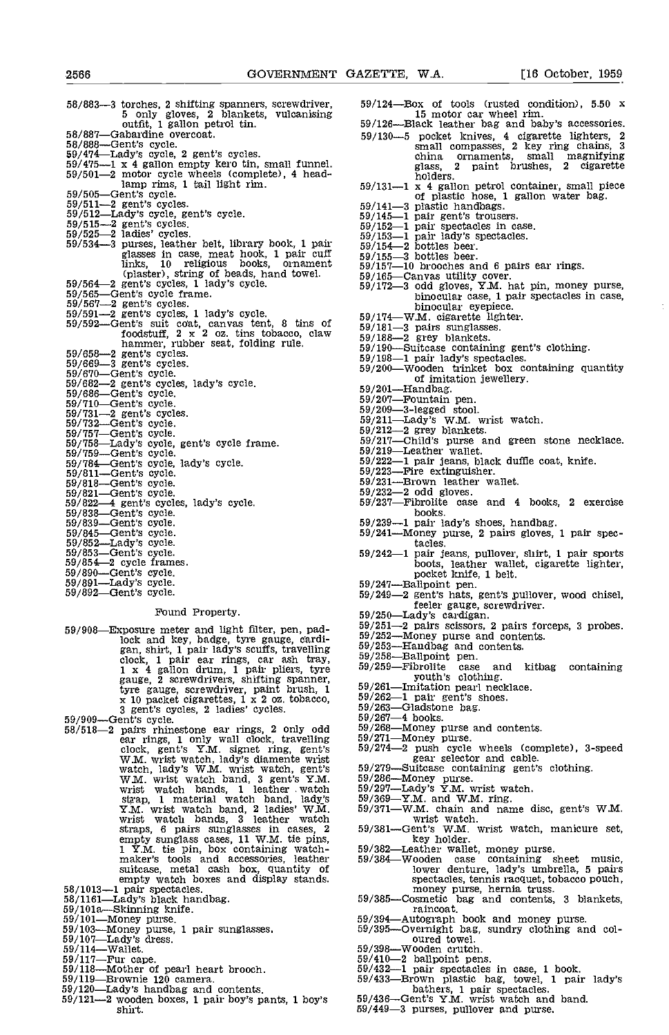58/883—3 torches, 2 shifting spanners, screwdriver, 5 only gloves, 2 blankets, vulcanising outfit, 1 gallon petrol tin.
58/887—Gabardine overcoat.
58/888—Gent's cycle.
59/474—Lady's cycle, 2 gent's cycles.
59/475—1 x 4 gallon empty kero tin, small funnel.
59/501—2 motor cycle wheels (complete), 4 headlamp rims, 1 tail light rim.
59/505—Gent's cycle.
59/511—2 gent's cycles.
59/512—Lady's cycle, gent's cycle.
59/515—2 gent's cycles.
59/525—2 ladies' cycles.
59/534—3 purses, leather belt, library book, 1 pair glasses in case, meat hook, 1 pair cuff links, 10 religious books, ornament (plaster), string of beads, hand towel.
59/564—2 gent's cycles, 1 lady's cycle.
59/565—Gent's cycle frame.
59/567—2 gent's cycles.
59/591—2 gent's cycles, 1 lady's cycle.
59/592—Gent's suit coat, canvas tent, 8 tins of foodstuff, 2 x 2 oz. tins tobacco, claw hammer, rubber seat, folding rule.
59/658—2 gent's cycles.
59/669—3 gent's cycles.
59/670—Gent's cycle.
59/682—2 gent's cycles, lady's cycle.
59/686—Gent's cycle.
59/710—Gent's cycle.
59/731—2 gent's cycles.
59/732—Gent's cycle.
59/757—Gent's cycle.
59/758—Lady's cycle, gent's cycle frame.
59/759—Gent's cycle.
59/784—Gent's cycle, lady's cycle.
59/811—Gent's cycle.
59/818—Gent's cycle.
59/821—Gent's cycle.
59/822—4 gent's cycles, lady's cycle.
59/838—Gent's cycle.
59/839—Gent's cycle.
59/845—Gent's cycle.
59/852—Lady's cycle.
59/853—Gent's cycle.
59/854—2 cycle frames.
59/890—Gent's cycle.
59/891—Lady's cycle.
59/892—Gent's cycle.

## Found Property.

59/908—Exposure meter and light filter, pen, padlock and key, badge, tyre gauge, cardigan, shirt, 1 pair lady's scuffs, travelling clock, 1 pair ear rings, car ash tray, 1 x 4 gallon drum, 1 pair pliers, tyre gauge, 2 screwdrivers, shifting spanner, tyre gauge, screwdriver, paint brush, 1 x 10 packet cigarettes, 1 x 2 oz. tobacco, 3 gent's cycles, 2 ladies' cycles.
59/909—Gent's cycle.
58/518—2 pairs rhinestone ear rings, 2 only odd ear rings, 1 only wall clock, travelling clock, gent's Y.M. signet ring, gent's W.M. wrist watch, lady's diamente wrist watch, lady's W.M. wrist watch, gent's W.M. wrist watch band, 3 gent's Y.M. wrist watch bands, 1 leather watch strap, 1 material watch band, lady's Y.M. wrist watch band, 2 ladies' W.M. wrist watch bands, 3 leather watch straps, 6 pairs sunglasses in cases, 2 empty sunglass cases, 11 W.M. tie pins, 1 Y.M. tie pin, box containing watchmaker's tools and accessories, leather suitcase, metal cash box, quantity of empty watch boxes and display stands.
58/1013—1 pair spectacles.
58/1161—Lady's black handbag.
59/101a—Skinning knife.
59/101—Money purse.
59/103—Money purse, 1 pair sunglasses.
59/107—Lady's dress.
59/114—Wallet.
59/117—Fur cape.
59/118—Mother of pearl heart brooch.
59/119—Brownie 120 camera.
59/120—Lady's handbag and contents.
59/121—2 wooden boxes, 1 pair boy's pants, 1 boy's shirt.
59/124—Box of tools (rusted condition), 5.50 x 15 motor car wheel rim.
59/126—Black leather bag and baby's accessories.
59/130—5 pocket knives, 4 cigarette lighters, 2 small compasses, 2 key ring chains, 3 china ornaments, small magnifying glass, 2 paint brushes, 2 cigarette holders.
59/131—1 x 4 gallon petrol container, small piece of plastic hose, 1 gallon water bag.
59/141—3 plastic handbags.
59/145—1 pair gent's trousers.
59/152—1 pair spectacles in case.
59/153—1 pair lady's spectacles.
59/154—2 bottles beer.
59/155—3 bottles beer.
59/157—10 brooches and 6 pairs ear rings.
59/165—Canvas utility cover.
59/172—3 odd gloves, Y.M. hat pin, money purse, binocular case, 1 pair spectacles in case, binocular eyepiece.
59/174—W.M. cigarette lighter.
59/181—3 pairs sunglasses.
59/188—2 grey blankets.
59/190—Suitcase containing gent's clothing.
59/198—1 pair lady's spectacles.
59/200—Wooden trinket box containing quantity of imitation jewellery.
59/201—Handbag.
59/207—Fountain pen.
59/209—3-legged stool.
59/211—Lady's W.M. wrist watch.
59/212—2 grey blankets.
59/217—Child's purse and green stone necklace.
59/219—Leather wallet.
59/222—1 pair jeans, black duffle coat, knife.
59/223—Fire extinguisher.
59/231—Brown leather wallet.
59/232—2 odd gloves.
59/237—Fibrolite case and 4 books, 2 exercise books.
59/239—1 pair lady's shoes, handbag.
59/241—Money purse, 2 pairs gloves, 1 pair spectacles.
59/242—1 pair jeans, pullover, shirt, 1 pair sports boots, leather wallet, cigarette lighter, pocket knife, 1 belt.
59/247—Ballpoint pen.
59/249—2 gent's hats, gent's pullover, wood chisel, feeler gauge, screwdriver.
59/250—Lady's cardigan.
59/251—2 pairs scissors, 2 pairs forceps, 3 probes.
59/252—Money purse and contents.
59/253—Handbag and contents.
59/258—Ballpoint pen.
59/259—Fibrolite case and kitbag containing youth's clothing.
59/261—Imitation pearl necklace.
59/262—1 pair gent's shoes.
59/263—Gladstone bag.
59/267—4 books.
59/268—Money purse and contents.
59/271—Money purse.
59/274—2 push cycle wheels (complete), 3-speed gear selector and cable.
59/279—Suitcase containing gent's clothing.
59/286—Money purse.
59/297—Lady's Y.M. wrist watch.
59/369—Y.M. and W.M. ring.
59/371—W.M. chain and name disc, gent's W.M. wrist watch.
59/381—Gent's W.M. wrist watch, manicure set, key holder.
59/382—Leather wallet, money purse.
59/384—Wooden case containing sheet music, lower denture, lady's umbrella, 5 pairs spectacles, tennis racquet, tobacco pouch, money purse, hernia truss.
59/385—Cosmetic bag and contents, 3 blankets, raincoat.
59/394—Autograph book and money purse.
59/395—Overnight bag, sundry clothing and coloured towel.
59/398—Wooden crutch.
59/410—2 ballpoint pens.
59/432—1 pair spectacles in case, 1 book.
59/433—Brown plastic bag, towel, 1 pair lady's bathers, 1 pair spectacles.
59/436—Gent's Y.M. wrist watch and band.
59/449—3 purses, pullover and purse.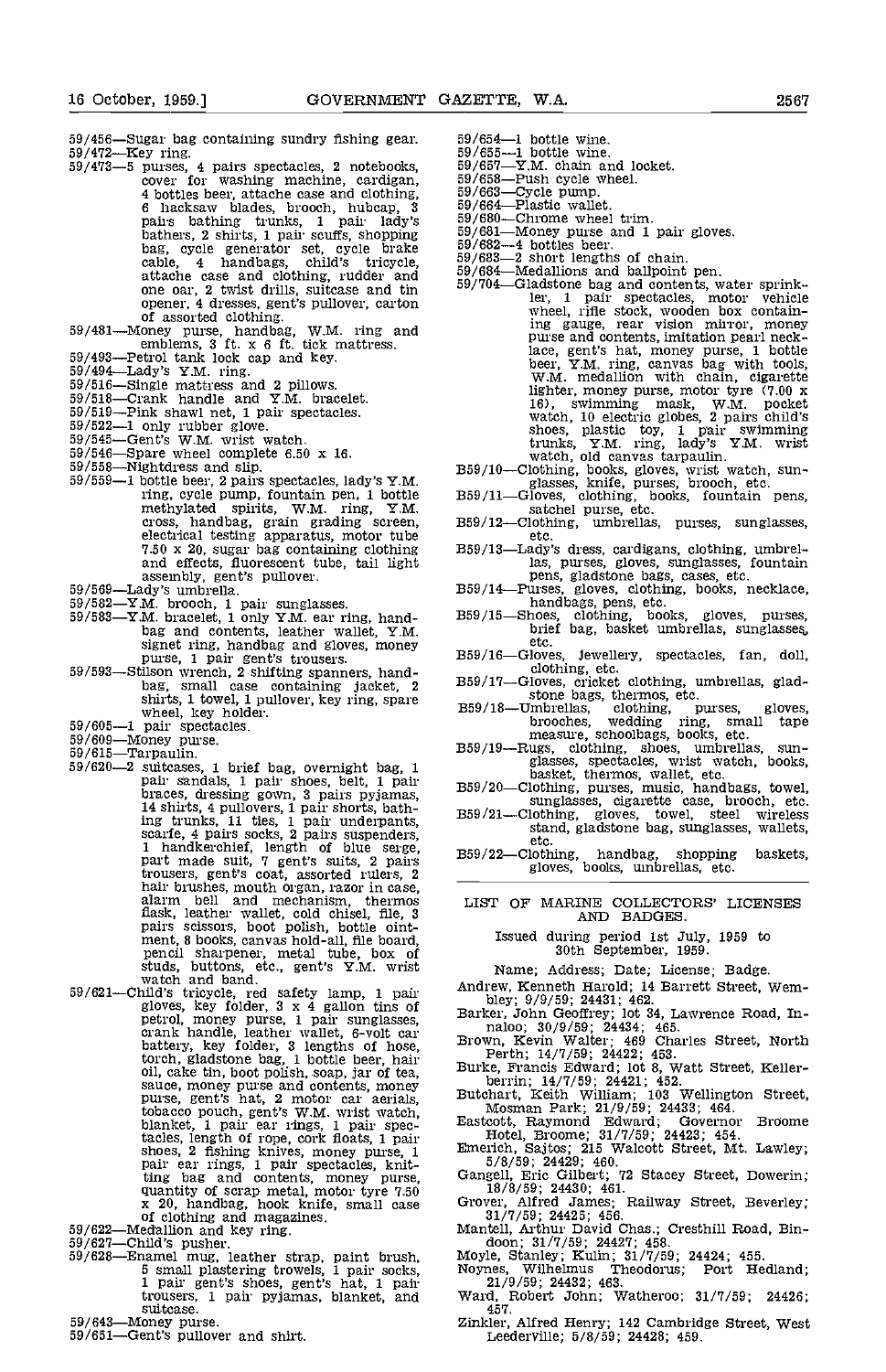59/456—Sugar bag containing sundry fishing gear.

59/472—Key ring.

59/473—5 purses, 4 pairs spectacles, 2 notebooks, cover for washing machine, cardigan, 4 bottles beer, attache case and clothing, 6 hacksaw blades, brooch, hubcap, 3 pairs bathing trunks, 1 pair lady's bathers, 2 shirts, 1 pair scuffs, shopping bag, cycle generator set, cycle brake cable, 4 handbags, child's tricycle, attache case and clothing, rudder and one oar, 2 twist drills, suitcase and tin opener, 4 dresses, gent's pullover, carton of assorted clothing.

59/481—Money purse, handbag, W.M. ring and emblems, 3 ft. x 6 ft. tick mattress.

59/493—Petrol tank lock cap and key.

59/494—Lady's Y.M. ring.

59/516—Single mattress and 2 pillows.

59/518—Crank handle and Y.M. bracelet.

59/519—Pink shawl net, 1 pair spectacles.

59/522—1 only rubber glove.

59/545—Gent's W.M. wrist watch.

59/546—Spare wheel complete 6.50 x 16.

59/558—Nightdress and slip.

59/559—1 bottle beer, 2 pairs spectacles, lady's Y.M. ring, cycle pump, fountain pen, 1 bottle methylated spirits, W.M. ring, Y.M. cross, handbag, grain grading screen, electrical testing apparatus, motor tube 7.50 x 20, sugar bag containing clothing and effects, fluorescent tube, tail light assembly, gent's pullover.

59/569—Lady's umbrella.

59/582—Y.M. brooch, 1 pair sunglasses.

59/583—Y.M. bracelet, 1 only Y.M. ear ring, handbag and contents, leather wallet, Y.M. signet ring, handbag and gloves, money purse, 1 pair gent's trousers.

59/593—Stilson wrench, 2 shifting spanners, handbag, small case containing jacket, 2 shirts, 1 towel, 1 pullover, key ring, spare wheel, key holder.

59/605—1 pair spectacles.

59/609—Money purse.

59/615—Tarpaulin.

59/620—2 suitcases, 1 brief bag, overnight bag, 1 pair sandals, 1 pair shoes, belt, 1 pair braces, dressing gown, 3 pairs pyjamas, 14 shirts, 4 pullovers, 1 pair shorts, bathing trunks, 11 ties, 1 pair underpants, scarfe, 4 pairs socks, 2 pairs suspenders, 1 handkerchief, length of blue serge, part made suit, 7 gent's suits, 2 pairs trousers, gent's coat, assorted rulers, 2 hair brushes, mouth organ, razor in case, alarm bell and mechanism, thermos flask, leather wallet, cold chisel, file, 3 pairs scissors, boot polish, bottle ointment, 8 books, canvas hold-all, file board, pencil sharpener, metal tube, box of studs, buttons, etc., gent's Y.M. wrist watch and band.

59/621—Child's tricycle, red safety lamp, 1 pair gloves, key folder, 3 x 4 gallon tins of petrol, money purse, 1 pair sunglasses, crank handle, leather wallet, 6-volt car battery, key folder, 3 lengths of hose, torch, gladstone bag, 1 bottle beer, hair oil, cake tin, boot polish, soap, jar of tea, sauce, money purse and contents, money purse, gent's hat, 2 motor car aerials, tobacco pouch, gent's W.M. wrist watch, blanket, 1 pair ear rings, 1 pair spectacles, length of rope, cork floats, 1 pair shoes, 2 fishing knives, money purse, 1 pair ear rings, 1 pair spectacles, knitting bag and contents, money purse, quantity of scrap metal, motor tyre 7.50 x 20, handbag, hook knife, small case of clothing and magazines.

59/622—Medallion and key ring.

59/627—Child's pusher.

59/628—Enamel mug, leather strap, paint brush, 5 small plastering trowels, 1 pair socks, 1 pair gent's shoes, gent's hat, 1 pair trousers, 1 pair pyjamas, blanket, and suitcase.

59/643—Money purse.

59/651—Gent's pullover and shirt.

59/654—1 bottle wine.

59/655—1 bottle wine.

59/657—Y.M. chain and locket.

59/658—Push cycle wheel.

59/663—Cycle pump.

59/664—Plastic wallet.

59/680—Chrome wheel trim.

59/681—Money purse and 1 pair gloves.

59/682—4 bottles beer.

59/683—2 short lengths of chain.

59/684—Medallions and ballpoint pen.

59/704—Gladstone bag and contents, water sprinkler, 1 pair spectacles, motor vehicle wheel, rifle stock, wooden box containing gauge, rear vision mirror, money purse and contents, imitation pearl necklace, gent's hat, money purse, 1 bottle beer, Y.M. ring, canvas bag with tools, W.M. medallion with chain, cigarette lighter, money purse, motor tyre (7.00 x 16), swimming mask, W.M. pocket watch, 10 electric globes, 2 pairs child's shoes, plastic toy, 1 pair swimming trunks, Y.M. ring, lady's Y.M. wrist watch, old canvas tarpaulin.

B59/10—Clothing, books, gloves, wrist watch, sunglasses, knife, purses, brooch, etc.

B59/11—Gloves, clothing, books, fountain pens, satchel purse, etc.

B59/12—Clothing, umbrellas, purses, sunglasses, etc.

B59/13—Lady's dress, cardigans, clothing, umbrellas, purses, gloves, sunglasses, fountain pens, gladstone bags, cases, etc.

B59/14—Purses, gloves, clothing, books, necklace, handbags, pens, etc.

B59/15—Shoes, clothing, books, gloves, purses, brief bag, basket umbrellas, sunglasses, etc.

B59/16—Gloves, jewellery, spectacles, fan, doll, clothing, etc.

B59/17—Gloves, cricket clothing, umbrellas, gladstone bags, thermos, etc.

B59/18—Umbrellas, clothing, purses, gloves, brooches, wedding ring, small tape measure, schoolbags, books, etc.

B59/19—Rugs, clothing, shoes, umbrellas, sunglasses, spectacles, wrist watch, books, basket, thermos, wallet, etc.

B59/20—Clothing, purses, music, handbags, towel, sunglasses, cigarette case, brooch, etc.

B59/21—Clothing, gloves, towel, steel wireless stand, gladstone bag, sunglasses, wallets, etc.

B59/22—Clothing, handbag, shopping baskets, gloves, books, umbrellas, etc.

## LIST OF MARINE COLLECTORS' LICENSES AND BADGES.

Issued during period 1st July, 1959 to 30th September, 1959.

Name; Address; Date; License; Badge.

Andrew, Kenneth Harold; 14 Barrett Street, Wembley; 9/9/59; 24431; 462.

Barker, John Geoffrey; lot 34, Lawrence Road, Innaloo; 30/9/59; 24434; 465.

Brown, Kevin Walter; 469 Charles Street, North Perth; 14/7/59; 24422; 453.

Burke, Francis Edward; lot 8, Watt Street, Kellerberrin; 14/7/59; 24421; 452.

Butchart, Keith William; 103 Wellington Street, Mosman Park; 21/9/59; 24433; 464.

Eastcott, Raymond Edward; Governor Broome Hotel, Broome; 31/7/59; 24423; 454.

Emerich, Sajtos; 215 Walcott Street, Mt. Lawley; 5/8/59; 24429; 460.

Gangell, Eric Gilbert; 72 Stacey Street, Dowerin; 18/8/59; 24430; 461.

Grover, Alfred James; Railway Street, Beverley; 31/7/59; 24425; 456.

Mantell, Arthur David Chas.; Cresthill Road, Bindoon; 31/7/59; 24427; 458.

Moyle, Stanley; Kulin; 31/7/59; 24424; 455.

Noynes, Wilhelmus Theodorus; Port Hedland; 21/9/59; 24432; 463.

Ward, Robert John; Watheroo; 31/7/59; 24426; 457.

Zinkler, Alfred Henry; 142 Cambridge Street, West Leederville; 5/8/59; 24428; 459.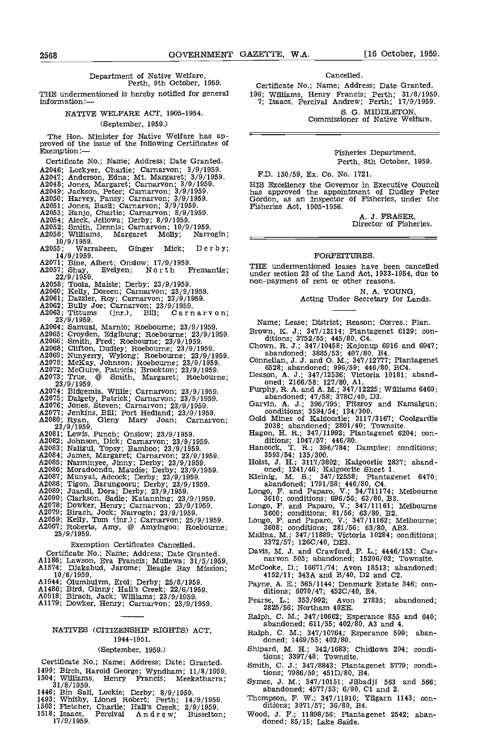Department of Native Welfare,
Perth, 9th October, 1959.

THE undermentioned is hereby notified for general information:—

## NATIVE WELFARE ACT, 1905-1954.

(September, 1959.)

The Hon. Minister for Native Welfare has approved of the issue of the following Certificates of Exemption:—

Certificate No.; Name; Address; Date Granted.

A2046; Lockyer, Charlie; Carnarvon; 3/9/1959.
A2047; Anderson, Edna; Mt. Margaret; 3/9/1959.
A2048; Jones, Margaret; Carnarvon; 3/9/1959.
A2049; Jackson, Peter; Carnarvon; 3/9/1959.
A2050; Harvey, Pansy; Carnarvon; 3/9/1959.
A2051; Jones, Basil; Carnarvon; 3/9/1959.
A2053; Banjo, Charlie; Carnarvon; 8/9/1959.
A2054; Aleck, Jellowa; Derby; 8/9/1959.
A2052; Smith, Dennis; Carnarvon; 10/9/1959.
A2056; Williams, Margaret Molly; Narrogin; 10/9/1959.
A2055; Warrabeen, Ginger Mick; Derby; 14/9/1959.
A2071; Bine, Albert; Onslow; 17/9/1959.
A2057; Shay, Evelyen; North Fremantle; 22/9/1959.
A2058; Toola, Maisie; Derby; 23/9/1959.
A2060; Kelly, Doreen; Carnarvon; 23/9/1959.
A2061; Dazzler, Roy; Carnarvon; 23/9/1959.
A2062; Bully Joe; Carnarvon; 23/9/1959.
A2063; Tittums (jnr.), Bill; Carnarvon; 23/9/1959.
A2064; Samual, Marnio; Roebourne; 23/9/1959.
A2065; Croyden, Edgibung; Roebourne; 23/9/1959.
A2066; Smith, Fred; Roebourne; 23/9/1959.
A2068; Clifton, Dudley; Roebourne; 23/9/1959.
A2069; Nunyerry, Wylong; Roebourne; 23/9/1959.
A2070; McKay, Johnson; Roebourne; 23/9/1959.
A2072; McGuire, Patricia; Brookton; 23/9/1959.
A2073; True, @ Smith, Margaret; Roebourne; 23/9/1959.
A2074; Bidgemia, Willie; Carnarvon; 23/9/1959.
A2075; Dalgety, Patrick; Carnarvon; 23/9/1959.
A2076; Jones, Steven; Carnarvon; 23/9/1959.
A2077; Jenkins, Bill; Port Hedland; 23/9/1959.
A2080; Ryan, Gleny Mary Joan; Carnarvon; 23/9/1959.
A2081; Lewis, Punch; Onslow; 23/9/1959.
A2082; Johnson, Dick; Carnarvon; 23/9/1959.
A2083; Naligul, Topsy; Bamboo; 23/9/1959.
A2084; James, Margaret; Carnarvon; 23/9/1959.
A2085; Narminyee, Jinny; Derby; 23/9/1959.
A2086; Moradoondu, Maudie; Derby; 23/9/1959.
A2087; Munyat, Adcock; Derby; 23/9/1959.
A2088; Tigon, Barungooru; Derby; 23/9/1959.
A2089; Juandi, Dora; Derby; 23/9/1959.
A2090; Clarkson, Sadie; Katanning; 23/9/1959.
A2078; Dowker, Henry; Carnarvon; 23/9/1959.
A2079; Birach, Jock; Narrogin; 23/9/1959.
A2059; Kelly, Tom (jnr.); Carnarvon; 25/9/1959.
A2067; Roberts, Amy, @ Amyingoo; Roebourne; 25/9/1959.

Exemption Certificates Cancelled.

Certificate No.; Name; Address; Date Granted.

A1186; Lawson, Eva Francis; Mullewa; 31/5/1959.
A1574; Djakabud, Jarome; Beagle Bay Mission; 10/6/1959.
A1944; Olumbulvm, Erol; Derby; 25/8/1959.
A1486; Bird, Ginny; Hall's Creek; 22/6/1959.
A0918; Birach, Jack; Williams; 23/9/1959.
A1179; Dowker, Henry; Carnarvon; 23/9/1959.

---

## NATIVES (CITIZENSHIP RIGHTS) ACT, 1944-1951.

(September, 1959.)

Certificate No.; Name; Address; Date; Granted.

1499; Birch, Harold George; Wyndham; 11/8/1959.
1504; Williams, Henry Francis; Meekatharra; 31/8/1959.
1446; Bin Sali, Lockie; Derby; 8/9/1959.
1493; Whitby, Lionel Robert; Perth; 14/9/1959.
1503; Fletcher, Charlie; Hall's Creek; 2/9/1959.
1518; Isaacs, Percival Andrew; Busselton; 17/9/1959.

Cancelled.

Certificate No.; Name; Address; Date Granted.

196; Williams, Henry Francis; Perth; 31/8/1959.
7; Isaacs, Percival Andrew; Perth; 17/9/1959.

S. G. MIDDLETON,
Commissioner of Native Welfare.

---

Fisheries Department,
Perth, 8th October, 1959.

F.D. 150/59, Ex. Co. No. 1721.

HIS Excellency the Governor in Executive Council has approved the appointment of Dudley Peter Gordon, as an Inspector of Fisheries, under the Fisheries Act, 1905-1956.

A. J. FRASER,
Director of Fisheries.

---

## FORFEITURES.

THE undermentioned leases have been cancelled under section 23 of the Land Act, 1933-1954, due to non-payment of rent or other reasons.

N. A. YOUNG,
Acting Under Secretary for Lands.

---

Name; Lease; District; Reason; Corres.; Plan.

Brown, K. J.; 347/12114; Plantagenet 6129; conditions; 3752/55; 445/80, C4.
Chown, R. J.; 347/10458; Kojonup 6916 and 6947; abandoned; 3885/53; 407/80, B4.
Connellan, J. J. and O. M.; 347/12777; Plantagenet 6528; abandoned; 996/59; 446/80, BC4.
Deason, A. J.; 347/12536; Victoria 10181; abandoned; 2166/58; 127/80, A1.
Furphy, R. A. and A. M.; 347/12225; Williams 6469; abandoned; 47/58; 378C/40, D3.
Garvin, A. J.; 396/795; Fitzroy and Namalgun; conditions; 3594/54; 134/300.
Gold Mines of Kalgoorlie; 3117/3167; Coolgardie 2038; abandoned; 2801/40; Townsite.
Hagon, H. R.; 347/11992; Plantagenet 6204; conditions; 1047/57; 446/80.
Hancock, T. R.; 396/784; Dampier; conditions; 3593/54; 135/300.
Holst, J. H.; 3117/3802; Kalgoorlie 2837; abandoned; 1241/46; Kalgoorlie Sheet 1.
Kleinig, M. S.; 347/12558; Plantagenet 6470; abandoned; 1791/58; 446/80, C4.
Longo, F. and Paparo, V.; 34/711174; Melbourne 3610; conditions; 696/56; 63/80, B3.
Longo, F. and Paparo, V.; 347/11161; Melbourne 3600; conditions; 81/56; 63/80, B2.
Longo, F. and Paparo, V.; 347/11162; Melbourne; 3608; conditions; 281/56; 63/80, AB3.
Malina, M.; 347/11889; Victoria 10284; conditions; 3372/57; 126C/40, DE3.
Davis, M. J. and Crawford, F. L.; 4446/153; Carnarvon 505; abandoned; 15206/02; Townsite.
McCooke, D.; 16671/74; Avon 18513; abandoned; 4152/11; 343A and B/40, D2 and C2.
Payne, A. E.; 365/1144; Denmark Estate 346; conditions; 6070/47; 452C/40, E4.
Pearse, L.; 353/992; Avon 27835; abandoned; 2825/56; Northam 40EE.
Ralph, C. M.; 347/10662; Esperance 855 and 640; abandoned; 611/55; 402/80, A3 and 4.
Ralph, C. M.; 347/10764; Esperance 599; abandoned; 1469/55; 402/80.
Shipard, M. H.; 342/1683; Chidlows 294; conditions; 3397/48; Townsite.
Smith, C. J.; 347/8843; Plantagenet 5779; conditions; 7986/50; 451D/80, B4.
Symes, J. M.; 347/10151; Jilbadji 563 and 566; abandoned; 4577/53; 6/80, C1 and 2.
Thompson, F. W.; 347/11910; Yilgarn 1143; conditions; 3071/57; 36/80, B4.
Wood, J. F.; 11898/56; Plantagenet 2542; abandoned; 85/15; Lake Saide.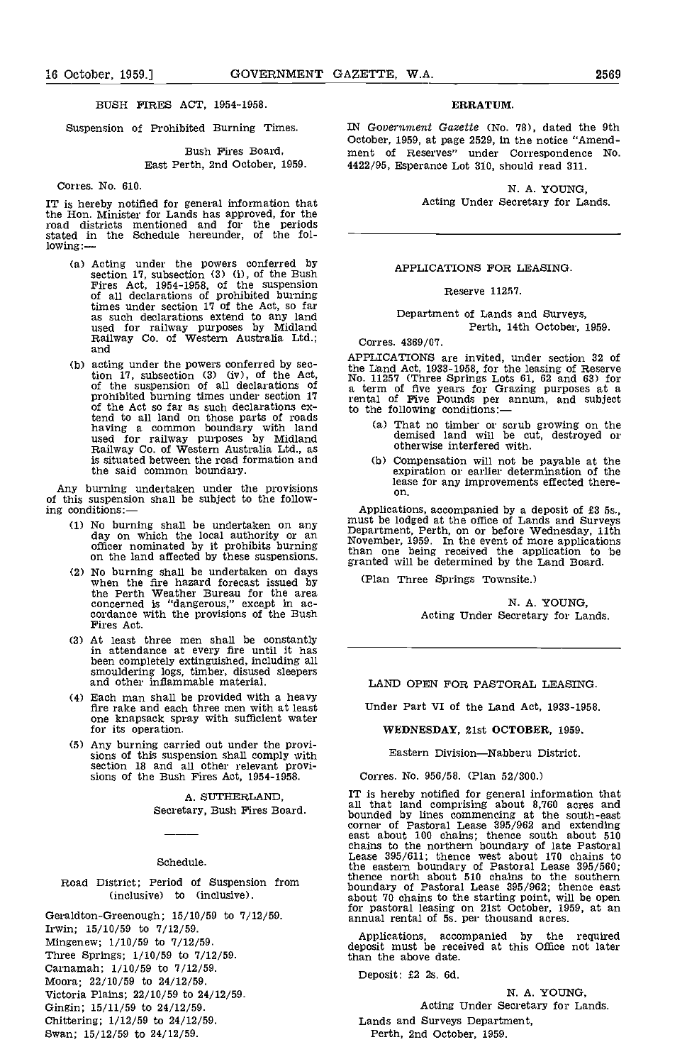## BUSH FIRES ACT, 1954-1958.

Suspension of Prohibited Burning Times.

Bush Fires Board,
East Perth, 2nd October, 1959.

Corres. No. 610.

IT is hereby notified for general information that the Hon. Minister for Lands has approved, for the road districts mentioned and for the periods stated in the Schedule hereunder, of the following:—

(a) Acting under the powers conferred by section 17, subsection (3) (i), of the Bush Fires Act, 1954-1958, of the suspension of all declarations of prohibited burning times under section 17 of the Act, so far as such declarations extend to any land used for railway purposes by Midland Railway Co. of Western Australia Ltd.; and

(b) acting under the powers conferred by section 17, subsection (3) (iv), of the Act, of the suspension of all declarations of prohibited burning times under section 17 of the Act so far as such declarations extend to all land on those parts of roads having a common boundary with land used for railway purposes by Midland Railway Co. of Western Australia Ltd., as is situated between the road formation and the said common boundary.

Any burning undertaken under the provisions of this suspension shall be subject to the following conditions:—

(1) No burning shall be undertaken on any day on which the local authority or an officer nominated by it prohibits burning on the land affected by these suspensions.

(2) No burning shall be undertaken on days when the fire hazard forecast issued by the Perth Weather Bureau for the area concerned is "dangerous," except in accordance with the provisions of the Bush Fires Act.

(3) At least three men shall be constantly in attendance at every fire until it has been completely extinguished, including all smouldering logs, timber, disused sleepers and other inflammable material.

(4) Each man shall be provided with a heavy fire rake and each three men with at least one knapsack spray with sufficient water for its operation.

(5) Any burning carried out under the provisions of this suspension shall comply with section 18 and all other relevant provisions of the Bush Fires Act, 1954-1958.

A. SUTHERLAND,
Secretary, Bush Fires Board.

---

Schedule.

Road District; Period of Suspension from (inclusive) to (inclusive).

Geraldton-Greenough; 15/10/59 to 7/12/59.
Irwin; 15/10/59 to 7/12/59.
Mingenew; 1/10/59 to 7/12/59.
Three Springs; 1/10/59 to 7/12/59.
Carnamah; 1/10/59 to 7/12/59.
Moora; 22/10/59 to 24/12/59.
Victoria Plains; 22/10/59 to 24/12/59.
Gingin; 15/11/59 to 24/12/59.
Chittering; 1/12/59 to 24/12/59.
Swan; 15/12/59 to 24/12/59.

---

## ERRATUM.

IN *Government Gazette* (No. 78), dated the 9th October, 1959, at page 2529, in the notice "Amendment of Reserves" under Correspondence No. 4422/95, Esperance Lot 310, should read 311.

N. A. YOUNG,
Acting Under Secretary for Lands.

---

## APPLICATIONS FOR LEASING.

Reserve 11257.

Department of Lands and Surveys,
Perth, 14th October, 1959.

Corres. 4369/07.

APPLICATIONS are invited, under section 32 of the Land Act, 1933-1958, for the leasing of Reserve No. 11257 (Three Springs Lots 61, 62 and 63) for a term of five years for Grazing purposes at a rental of Five Pounds per annum, and subject to the following conditions:—

(a) That no timber or scrub growing on the demised land will be cut, destroyed or otherwise interfered with.

(b) Compensation will not be payable at the expiration or earlier determination of the lease for any improvements effected thereon.

Applications, accompanied by a deposit of £3 5s., must be lodged at the office of Lands and Surveys Department, Perth, on or before Wednesday, 11th November, 1959. In the event of more applications than one being received the application to be granted will be determined by the Land Board.

(Plan Three Springs Townsite.)

N. A. YOUNG,
Acting Under Secretary for Lands.

---

## LAND OPEN FOR PASTORAL LEASING.

Under Part VI of the Land Act, 1933-1958.

**WEDNESDAY, 21st OCTOBER, 1959.**

Eastern Division—Nabberu District.

Corres. No. 956/58. (Plan 52/300.)

IT is hereby notified for general information that all that land comprising about 8,760 acres and bounded by lines commencing at the south-east corner of Pastoral Lease 395/962 and extending east about 100 chains; thence south about 510 chains to the northern boundary of late Pastoral Lease 395/611; thence west about 170 chains to the eastern boundary of Pastoral Lease 395/560; thence north about 510 chains to the southern boundary of Pastoral Lease 395/962; thence east about 70 chains to the starting point, will be open for pastoral leasing on 21st October, 1959, at an annual rental of 5s. per thousand acres.

Applications, accompanied by the required deposit must be received at this Office not later than the above date.

Deposit: £2 2s. 6d.

N. A. YOUNG,
Acting Under Secretary for Lands.

Lands and Surveys Department,
Perth, 2nd October, 1959.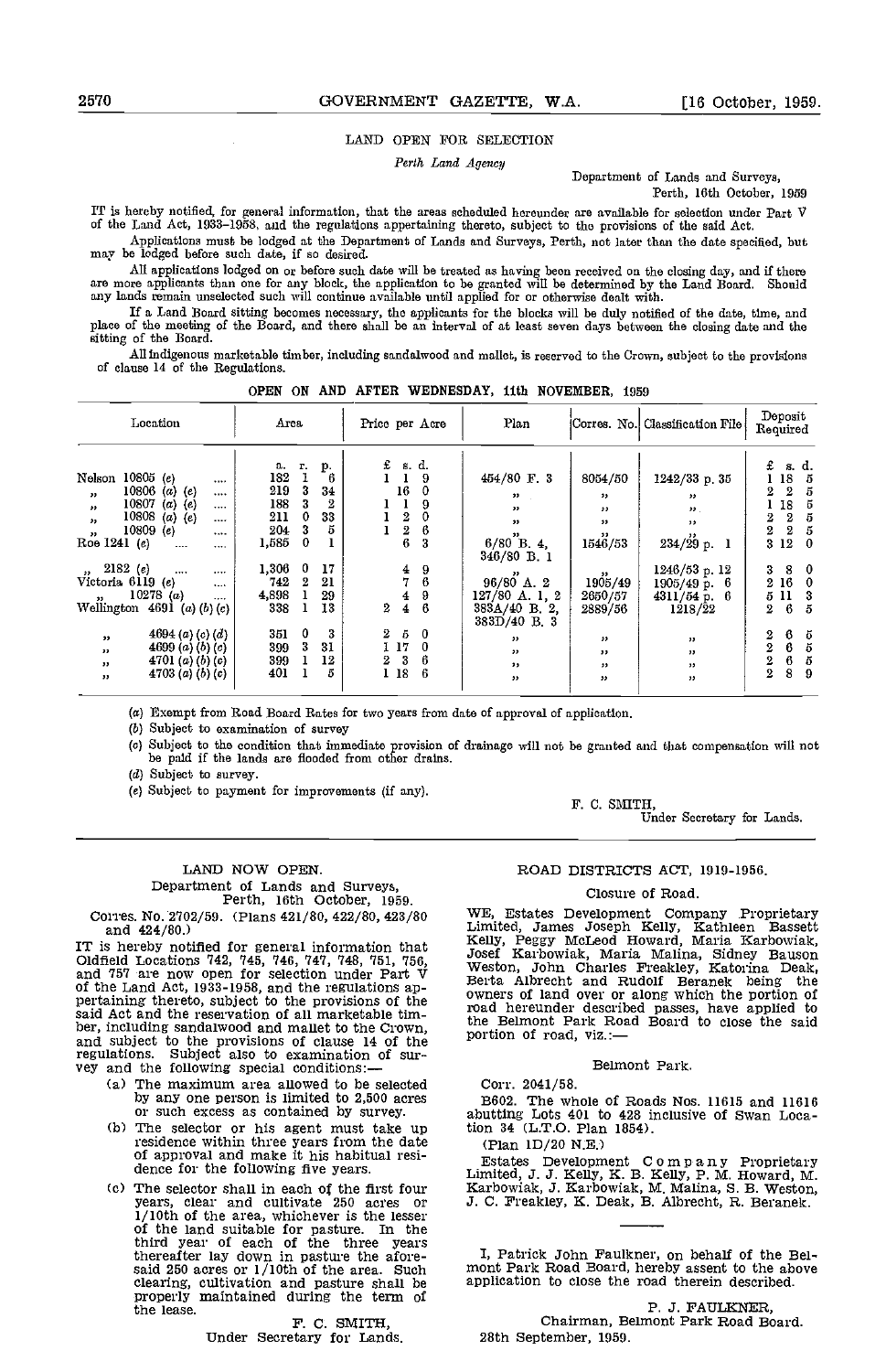## LAND OPEN FOR SELECTION

*Perth Land Agency*

Department of Lands and Surveys,
Perth, 16th October, 1959

IT is hereby notified, for general information, that the areas scheduled hereunder are available for selection under Part V of the Land Act, 1933-1958, and the regulations appertaining thereto, subject to the provisions of the said Act.

Applications must be lodged at the Department of Lands and Surveys, Perth, not later than the date specified, but may be lodged before such date, if so desired.

All applications lodged on or before such date will be treated as having been received on the closing day, and if there are more applicants than one for any block, the application to be granted will be determined by the Land Board. Should any lands remain unselected such will continue available until applied for or otherwise dealt with.

If a Land Board sitting becomes necessary, the applicants for the blocks will be duly notified of the date, time, and place of the meeting of the Board, and there shall be an interval of at least seven days between the closing date and the sitting of the Board.

All indigenous marketable timber, including sandalwood and mallet, is reserved to the Crown, subject to the provisions of clause 14 of the Regulations.

OPEN ON AND AFTER WEDNESDAY, 11th NOVEMBER, 1959

| Location | Area | Price per Acre | Plan | Corres. No. | Classification File | Deposit Required |
|---|---|---|---|---|---|---|
| | a. r. p. | £ s. d. | | | | £ s. d. |
| Nelson 10805 (e) | 182 1 6 | 1 1 9 | 454/80 F. 3 | 8054/50 | 1242/33 p. 35 | 1 18 5 |
| „ 10806 (a) (e) | 219 3 34 | 16 0 | „ | „ | „ | 2 2 5 |
| „ 10807 (a) (e) | 188 3 2 | 1 1 9 | „ | „ | „ | 1 18 5 |
| „ 10808 (a) (e) | 211 0 33 | 1 2 0 | „ | „ | „ | 2 2 5 |
| „ 10809 (e) | 204 3 5 | 1 2 6 | „ | „ | „ | 2 2 5 |
| Roe 1241 (e) | 1,585 0 1 | 6 3 | 6/80 B. 4, 346/80 B. 1 | 1546/53 | 234/29 p. 1 | 3 12 0 |
| „ 2182 (e) | 1,306 0 17 | 4 9 | „ | „ | 1246/53 p. 12 | 3 8 0 |
| Victoria 6119 (e) | 742 2 21 | 7 6 | 96/80 A. 2 | 1905/49 | 1905/49 p. 6 | 2 16 0 |
| „ 10278 (a) | 4,898 1 29 | 4 9 | 127/80 A. 1, 2 | 2650/57 | 4311/54 p. 6 | 5 11 3 |
| Wellington 4691 (a) (b) (c) | 338 1 13 | 2 4 6 | 383A/40 B. 2, 383D/40 B. 3 | 2889/56 | 1218/22 | 2 6 5 |
| „ 4694 (a) (c) (d) | 351 0 3 | 2 5 0 | „ | „ | „ | 2 6 5 |
| „ 4699 (a) (b) (c) | 399 3 31 | 1 17 0 | „ | „ | „ | 2 6 5 |
| „ 4701 (a) (b) (c) | 399 1 12 | 2 3 6 | „ | „ | „ | 2 6 5 |
| „ 4703 (a) (b) (c) | 401 1 5 | 1 18 6 | „ | „ | „ | 2 8 9 |

(a) Exempt from Road Board Rates for two years from date of approval of application.

(b) Subject to examination of survey

(c) Subject to the condition that immediate provision of drainage will not be granted and that compensation will not be paid if the lands are flooded from other drains.

(d) Subject to survey.

(e) Subject to payment for improvements (if any).

F. C. SMITH,
Under Secretary for Lands.

## LAND NOW OPEN.

Department of Lands and Surveys,
Perth, 16th October, 1959.

Corres. No. 2702/59. (Plans 421/80, 422/80, 423/80 and 424/80.)

IT is hereby notified for general information that Oldfield Locations 742, 745, 746, 747, 748, 751, 756, and 757 are now open for selection under Part V of the Land Act, 1933-1958, and the regulations appertaining thereto, subject to the provisions of the said Act and the reservation of all marketable timber, including sandalwood and mallet to the Crown, and subject to the provisions of clause 14 of the regulations. Subject also to examination of survey and the following special conditions:—

(a) The maximum area allowed to be selected by any one person is limited to 2,500 acres or such excess as contained by survey.

(b) The selector or his agent must take up residence within three years from the date of approval and make it his habitual residence for the following five years.

(c) The selector shall in each of the first four years, clear and cultivate 250 acres or 1/10th of the area, whichever is the lesser of the land suitable for pasture. In the third year of each of the three years thereafter lay down in pasture the aforesaid 250 acres or 1/10th of the area. Such clearing, cultivation and pasture shall be properly maintained during the term of the lease.

F. C. SMITH,
Under Secretary for Lands.

## ROAD DISTRICTS ACT, 1919-1956.

### Closure of Road.

WE, Estates Development Company Proprietary Limited, James Joseph Kelly, Kathleen Bassett Kelly, Peggy McLeod Howard, Maria Karbowiak, Josef Karbowiak, Maria Malina, Sidney Bauson Weston, John Charles Freakley, Katorina Deak, Berta Albrecht and Rudolf Beranek being the owners of land over or along which the portion of road hereunder described passes, have applied to the Belmont Park Road Board to close the said portion of road, viz.:—

Belmont Park.

Corr. 2041/58.

B602. The whole of Roads Nos. 11615 and 11616 abutting Lots 401 to 428 inclusive of Swan Location 34 (L.T.O. Plan 1854).

(Plan 1D/20 N.E.)

Estates Development Company Proprietary Limited, J. J. Kelly, K. B. Kelly, P. M. Howard, M. Karbowiak, J. Karbowiak, M. Malina, S. B. Weston, J. C. Freakley, K. Deak, B. Albrecht, R. Beranek.

I, Patrick John Faulkner, on behalf of the Belmont Park Road Board, hereby assent to the above application to close the road therein described.

P. J. FAULKNER,
Chairman, Belmont Park Road Board.

28th September, 1959.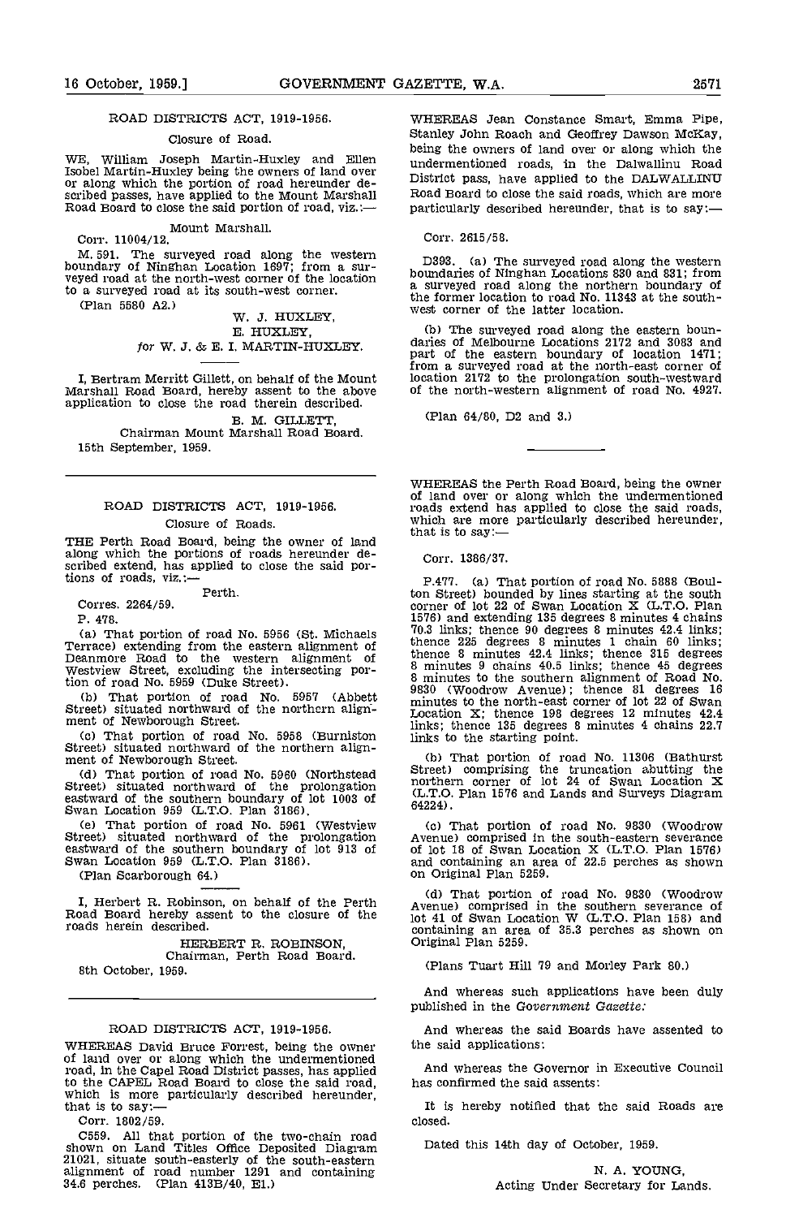## ROAD DISTRICTS ACT, 1919-1956.

### Closure of Road.

WE, William Joseph Martin-Huxley and Ellen Isobel Martin-Huxley being the owners of land over or along which the portion of road hereunder described passes, have applied to the Mount Marshall Road Board to close the said portion of road, viz.:—

Mount Marshall.

Corr. 11004/12.

M. 591. The surveyed road along the western boundary of Ninghan Location 1697; from a surveyed road at the north-west corner of the location to a surveyed road at its south-west corner.

(Plan 5580 A2.)

W. J. HUXLEY,
E. HUXLEY,
*for* W. J. & E. I. MARTIN-HUXLEY.

I, Bertram Merritt Gillett, on behalf of the Mount Marshall Road Board, hereby assent to the above application to close the road therein described.

B. M. GILLETT,
Chairman Mount Marshall Road Board.

15th September, 1959.

---

## ROAD DISTRICTS ACT, 1919-1956.

### Closure of Roads.

THE Perth Road Board, being the owner of land along which the portions of roads hereunder described extend, has applied to close the said portions of roads, viz.:—

Perth.

Corres. 2264/59.

P. 478.

(a) That portion of road No. 5956 (St. Michaels Terrace) extending from the eastern alignment of Deanmore Road to the western alignment of Westview Street, excluding the intersecting portion of road No. 5959 (Duke Street).

(b) That portion of road No. 5957 (Abbett Street) situated northward of the northern alignment of Newborough Street.

(c) That portion of road No. 5958 (Burniston Street) situated northward of the northern alignment of Newborough Street.

(d) That portion of road No. 5960 (Northstead Street) situated northward of the prolongation eastward of the southern boundary of lot 1003 of Swan Location 959 (L.T.O. Plan 3186).

(e) That portion of road No. 5961 (Westview Street) situated northward of the prolongation eastward of the southern boundary of lot 913 of Swan Location 959 (L.T.O. Plan 3186).

(Plan Scarborough 64.)

I, Herbert R. Robinson, on behalf of the Perth Road Board hereby assent to the closure of the roads herein described.

HERBERT R. ROBINSON,
Chairman, Perth Road Board.

8th October, 1959.

---

## ROAD DISTRICTS ACT, 1919-1956.

WHEREAS David Bruce Forrest, being the owner of land over or along which the undermentioned road, in the Capel Road District passes, has applied to the CAPEL Road Board to close the said road, which is more particularly described hereunder, that is to say:—

Corr. 1802/59.

C559. All that portion of the two-chain road shown on Land Titles Office Deposited Diagram 21021, situate south-easterly of the south-eastern alignment of road number 1291 and containing 34.6 perches. (Plan 413B/40, E1.)

WHEREAS Jean Constance Smart, Emma Pipe, Stanley John Roach and Geoffrey Dawson McKay, being the owners of land over or along which the undermentioned roads, in the Dalwallinu Road District pass, have applied to the DALWALLINU Road Board to close the said roads, which are more particularly described hereunder, that is to say:—

Corr. 2615/58.

D393. (a) The surveyed road along the western boundaries of Ninghan Locations 830 and 831; from a surveyed road along the northern boundary of the former location to road No. 11343 at the south-west corner of the latter location.

(b) The surveyed road along the eastern boundaries of Melbourne Locations 2172 and 3083 and part of the eastern boundary of location 1471; from a surveyed road at the north-east corner of location 2172 to the prolongation south-westward of the north-western alignment of road No. 4927.

(Plan 64/80, D2 and 3.)

---

WHEREAS the Perth Road Board, being the owner of land over or along which the undermentioned roads extend has applied to close the said roads, which are more particularly described hereunder, that is to say:—

Corr. 1386/37.

P.477. (a) That portion of road No. 5888 (Boulton Street) bounded by lines starting at the south corner of lot 22 of Swan Location X (L.T.O. Plan 1576) and extending 135 degrees 8 minutes 4 chains 70.3 links; thence 90 degrees 8 minutes 42.4 links; thence 225 degrees 8 minutes 1 chain 60 links; thence 8 minutes 42.4 links; thence 315 degrees 8 minutes 9 chains 40.5 links; thence 45 degrees 8 minutes to the southern alignment of Road No. 9830 (Woodrow Avenue); thence 81 degrees 16 minutes to the north-east corner of lot 22 of Swan Location X; thence 198 degrees 12 minutes 42.4 links; thence 135 degrees 8 minutes 4 chains 22.7 links to the starting point.

(b) That portion of road No. 11306 (Bathurst Street) comprising the truncation abutting the northern corner of lot 24 of Swan Location X (L.T.O. Plan 1576 and Lands and Surveys Diagram 64224).

(c) That portion of road No. 9830 (Woodrow Avenue) comprised in the south-eastern severance of lot 18 of Swan Location X (L.T.O. Plan 1576) and containing an area of 22.5 perches as shown on Original Plan 5259.

(d) That portion of road No. 9830 (Woodrow Avenue) comprised in the southern severance of lot 41 of Swan Location W (L.T.O. Plan 158) and containing an area of 35.3 perches as shown on Original Plan 5259.

(Plans Tuart Hill 79 and Morley Park 80.)

And whereas such applications have been duly published in the *Government Gazette:*

And whereas the said Boards have assented to the said applications:

And whereas the Governor in Executive Council has confirmed the said assents:

It is hereby notified that the said Roads are closed.

Dated this 14th day of October, 1959.

N. A. YOUNG,
Acting Under Secretary for Lands.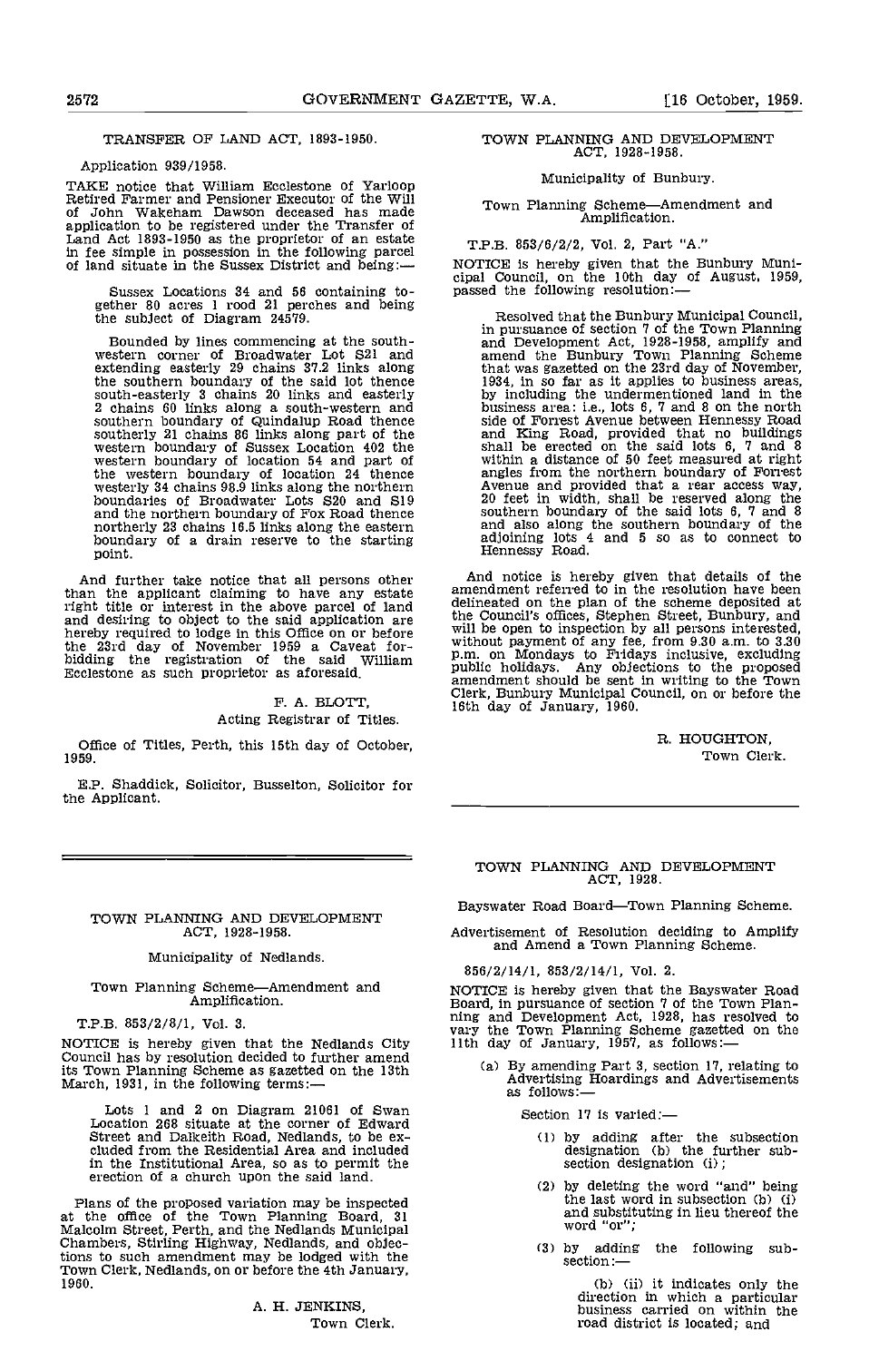## TRANSFER OF LAND ACT, 1893-1950.

Application 939/1958.

TAKE notice that William Ecclestone of Yarloop Retired Farmer and Pensioner Executor of the Will of John Wakeham Dawson deceased has made application to be registered under the Transfer of Land Act 1893-1950 as the proprietor of an estate in fee simple in possession in the following parcel of land situate in the Sussex District and being:—

> Sussex Locations 34 and 56 containing together 80 acres 1 rood 21 perches and being the subject of Diagram 24579.
>
> Bounded by lines commencing at the southwestern corner of Broadwater Lot S21 and extending easterly 29 chains 37.2 links along the southern boundary of the said lot thence south-easterly 3 chains 20 links and easterly 2 chains 60 links along a south-western and southern boundary of Quindalup Road thence southerly 21 chains 86 links along part of the western boundary of Sussex Location 402 the western boundary of location 54 and part of the western boundary of location 24 thence westerly 34 chains 98.9 links along the northern boundaries of Broadwater Lots S20 and S19 and the northern boundary of Fox Road thence northerly 23 chains 16.5 links along the eastern boundary of a drain reserve to the starting point.

And further take notice that all persons other than the applicant claiming to have any estate right title or interest in the above parcel of land and desiring to object to the said application are hereby required to lodge in this Office on or before the 23rd day of November 1959 a Caveat forbidding the registration of the said William Ecclestone as such proprietor as aforesaid.

F. A. BLOTT,
Acting Registrar of Titles.

Office of Titles, Perth, this 15th day of October, 1959.

E.P. Shaddick, Solicitor, Busselton, Solicitor for the Applicant.

---

## TOWN PLANNING AND DEVELOPMENT ACT, 1928-1958.

Municipality of Nedlands.

Town Planning Scheme—Amendment and Amplification.

T.P.B. 853/2/8/1, Vol. 3.

NOTICE is hereby given that the Nedlands City Council has by resolution decided to further amend its Town Planning Scheme as gazetted on the 13th March, 1931, in the following terms:—

> Lots 1 and 2 on Diagram 21061 of Swan Location 268 situate at the corner of Edward Street and Dalkeith Road, Nedlands, to be excluded from the Residential Area and included in the Institutional Area, so as to permit the erection of a church upon the said land.

Plans of the proposed variation may be inspected at the office of the Town Planning Board, 31 Malcolm Street, Perth, and the Nedlands Municipal Chambers, Stirling Highway, Nedlands, and objections to such amendment may be lodged with the Town Clerk, Nedlands, on or before the 4th January, 1960.

A. H. JENKINS,
Town Clerk.

---

## TOWN PLANNING AND DEVELOPMENT ACT, 1928-1958.

Municipality of Bunbury.

Town Planning Scheme—Amendment and Amplification.

T.P.B. 853/6/2/2, Vol. 2, Part "A."

NOTICE is hereby given that the Bunbury Municipal Council, on the 10th day of August, 1959, passed the following resolution:—

> Resolved that the Bunbury Municipal Council, in pursuance of section 7 of the Town Planning and Development Act, 1928-1958, amplify and amend the Bunbury Town Planning Scheme that was gazetted on the 23rd day of November, 1934, in so far as it applies to business areas, by including the undermentioned land in the business area: i.e., lots 6, 7 and 8 on the north side of Forrest Avenue between Hennessy Road and King Road, provided that no buildings shall be erected on the said lots 6, 7 and 8 within a distance of 50 feet measured at right angles from the northern boundary of Forrest Avenue and provided that a rear access way, 20 feet in width, shall be reserved along the southern boundary of the said lots 6, 7 and 8 and also along the southern boundary of the adjoining lots 4 and 5 so as to connect to Hennessy Road.

And notice is hereby given that details of the amendment referred to in the resolution have been delineated on the plan of the scheme deposited at the Council's offices, Stephen Street, Bunbury, and will be open to inspection by all persons interested, without payment of any fee, from 9.30 a.m. to 3.30 p.m. on Mondays to Fridays inclusive, excluding public holidays. Any objections to the proposed amendment should be sent in writing to the Town Clerk, Bunbury Municipal Council, on or before the 16th day of January, 1960.

R. HOUGHTON,
Town Clerk.

---

## TOWN PLANNING AND DEVELOPMENT ACT, 1928.

Bayswater Road Board—Town Planning Scheme.

Advertisement of Resolution deciding to Amplify and Amend a Town Planning Scheme.

856/2/14/1, 853/2/14/1, Vol. 2.

NOTICE is hereby given that the Bayswater Road Board, in pursuance of section 7 of the Town Planning and Development Act, 1928, has resolved to vary the Town Planning Scheme gazetted on the 11th day of January, 1957, as follows:—

(a) By amending Part 3, section 17, relating to Advertising Hoardings and Advertisements as follows:—

Section 17 is varied:—

(1) by adding after the subsection designation (b) the further subsection designation (i);

(2) by deleting the word "and" being the last word in subsection (b) (i) and substituting in lieu thereof the word "or";

(3) by adding the following subsection:—

> (b) (ii) it indicates only the direction in which a particular business carried on within the road district is located; and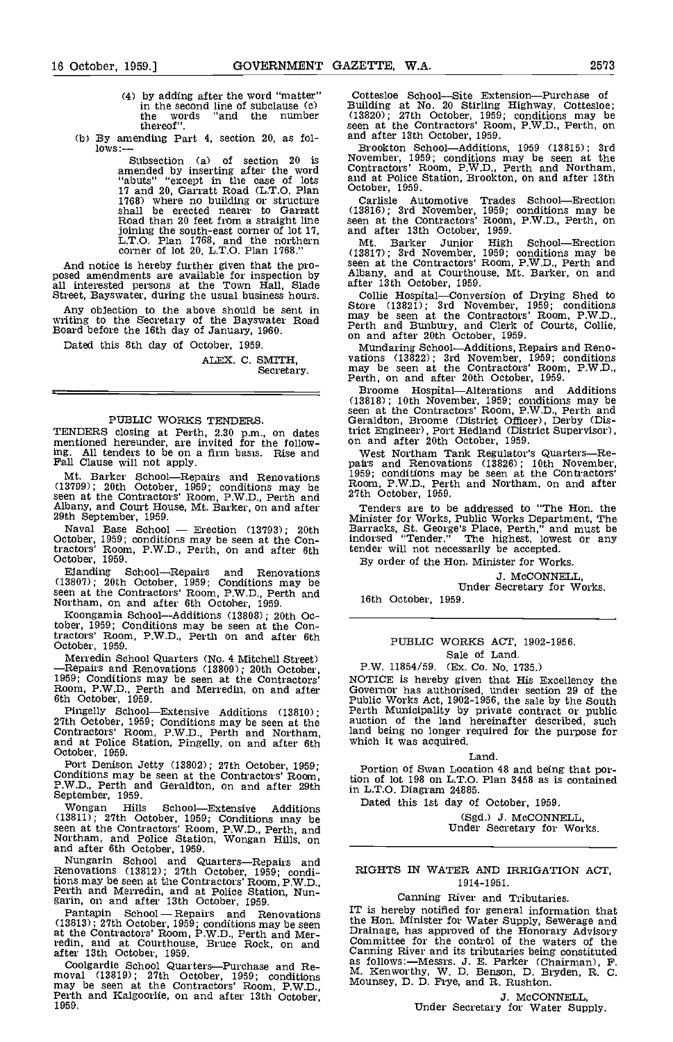(4) by adding after the word "matter" in the second line of subclause (c) the words "and the number thereof".

(b) By amending Part 4, section 20, as follows:—

Subsection (a) of section 20 is amended by inserting after the word "abuts" "except in the case of lots 17 and 20, Garratt Road (L.T.O. Plan 1768) where no building or structure shall be erected nearer to Garratt Road than 20 feet from a straight line joining the south-east corner of lot 17, L.T.O. Plan 1768, and the northern corner of lot 20, L.T.O. Plan 1768."

And notice is hereby further given that the proposed amendments are available for inspection by all interested persons at the Town Hall, Slade Street, Bayswater, during the usual business hours.

Any objection to the above should be sent in writing to the Secretary of the Bayswater Road Board before the 16th day of January, 1960.

Dated this 8th day of October, 1959.

ALEX. C. SMITH,
Secretary.

---

## PUBLIC WORKS TENDERS.

TENDERS closing at Perth, 2.30 p.m., on dates mentioned hereunder, are invited for the following. All tenders to be on a firm basis. Rise and Fall Clause will not apply.

Mt. Barker School—Repairs and Renovations (13799); 20th October, 1959; conditions may be seen at the Contractors' Room, P.W.D., Perth and Albany, and Court House, Mt. Barker, on and after 29th September, 1959.

Naval Base School — Erection (13793); 20th October, 1959; conditions may be seen at the Contractors' Room, P.W.D., Perth, on and after 6th October, 1959.

Ejanding School—Repairs and Renovations (13807); 20th October, 1959; Conditions may be seen at the Contractors' Room, P.W.D., Perth and Northam, on and after 6th October, 1959.

Koongamia School—Additions (13808); 20th October, 1959; Conditions may be seen at the Contractors' Room, P.W.D., Perth on and after 6th October, 1959.

Merredin School Quarters (No. 4 Mitchell Street)—Repairs and Renovations (13809); 20th October, 1959; Conditions may be seen at the Contractors' Room, P.W.D., Perth and Merredin, on and after 6th October, 1959.

Pingelly School—Extensive Additions (13810); 27th October, 1959; Conditions may be seen at the Contractors' Room, P.W.D., Perth and Northam, and at Police Station, Pingelly, on and after 6th October, 1959.

Port Denison Jetty (13802); 27th October, 1959; Conditions may be seen at the Contractors' Room, P.W.D., Perth and Geraldton, on and after 29th September, 1959.

Wongan Hills School—Extensive Additions (13811); 27th October, 1959; Conditions may be seen at the Contractors' Room, P.W.D., Perth, and Northam, and Police Station, Wongan Hills, on and after 6th October, 1959.

Nungarin School and Quarters—Repairs and Renovations (13812); 27th October, 1959; conditions may be seen at the Contractors' Room, P.W.D., Perth and Merredin, and at Police Station, Nungarin, on and after 13th October, 1959.

Pantapin School — Repairs and Renovations (13813); 27th October, 1959; conditions may be seen at the Contractors' Room, P.W.D., Perth and Merredin, and at Courthouse, Bruce Rock, on and after 13th October, 1959.

Coolgardie School Quarters—Purchase and Removal (13819); 27th October, 1959; conditions may be seen at the Contractors' Room, P.W.D., Perth and Kalgoorlie, on and after 13th October, 1959.

Cottesloe School—Site Extension—Purchase of Building at No. 20 Stirling Highway, Cottesloe; (13820); 27th October, 1959; conditions may be seen at the Contractors' Room, P.W.D., Perth, on and after 13th October, 1959.

Brookton School—Additions, 1959 (13815); 3rd November, 1959; conditions may be seen at the Contractors' Room, P.W.D., Perth and Northam, and at Police Station, Brookton, on and after 13th October, 1959.

Carlisle Automotive Trades School—Erection (13816); 3rd November, 1959; conditions may be seen at the Contractors' Room, P.W.D., Perth, on and after 13th October, 1959.

Mt. Barker Junior High School—Erection (13817); 3rd November, 1959; conditions may be seen at the Contractors' Room, P.W.D., Perth and Albany, and at Courthouse, Mt. Barker, on and after 13th October, 1959.

Collie Hospital—Conversion of Drying Shed to Store (13821); 3rd November, 1959; conditions may be seen at the Contractors' Room, P.W.D., Perth and Bunbury, and Clerk of Courts, Collie, on and after 20th October, 1959.

Mundaring School—Additions, Repairs and Renovations (13822); 3rd November, 1959; conditions may be seen at the Contractors' Room, P.W.D., Perth, on and after 20th October, 1959.

Broome Hospital—Alterations and Additions (13818); 10th November, 1959; conditions may be seen at the Contractors' Room, P.W.D., Perth and Geraldton, Broome (District Officer), Derby (District Engineer), Port Hedland (District Supervisor), on and after 20th October, 1959.

West Northam Tank Regulator's Quarters—Repairs and Renovations (13826); 10th November, 1959; conditions may be seen at the Contractors' Room, P.W.D., Perth and Northam, on and after 27th October, 1959.

Tenders are to be addressed to "The Hon. the Minister for Works, Public Works Department, The Barracks, St. George's Place, Perth," and must be indorsed "Tender." The highest, lowest or any tender will not necessarily be accepted.

By order of the Hon. Minister for Works.

J. McCONNELL,
Under Secretary for Works.

16th October, 1959.

---

## PUBLIC WORKS ACT, 1902-1956.

Sale of Land.

P.W. 11854/59. (Ex. Co. No. 1735.)

NOTICE is hereby given that His Excellency the Governor has authorised, under section 29 of the Public Works Act, 1902-1956, the sale by the South Perth Municipality by private contract or public auction of the land hereinafter described, such land being no longer required for the purpose for which it was acquired.

Land.

Portion of Swan Location 48 and being that portion of lot 198 on L.T.O. Plan 3458 as is contained in L.T.O. Diagram 24685.

Dated this 1st day of October, 1959.

(Sgd.) J. McCONNELL,
Under Secretary for Works.

---

## RIGHTS IN WATER AND IRRIGATION ACT, 1914-1951.

Canning River and Tributaries.

IT is hereby notified for general information that the Hon. Minister for Water Supply, Sewerage and Drainage, has approved of the Honorary Advisory Committee for the control of the waters of the Canning River and its tributaries being constituted as follows:—Messrs. J. E. Parker (Chairman), F. M. Kenworthy, W. D. Benson, D. Bryden, R. C. Mounsey, D. D. Frye, and R. Rushton.

J. McCONNELL,
Under Secretary for Water Supply.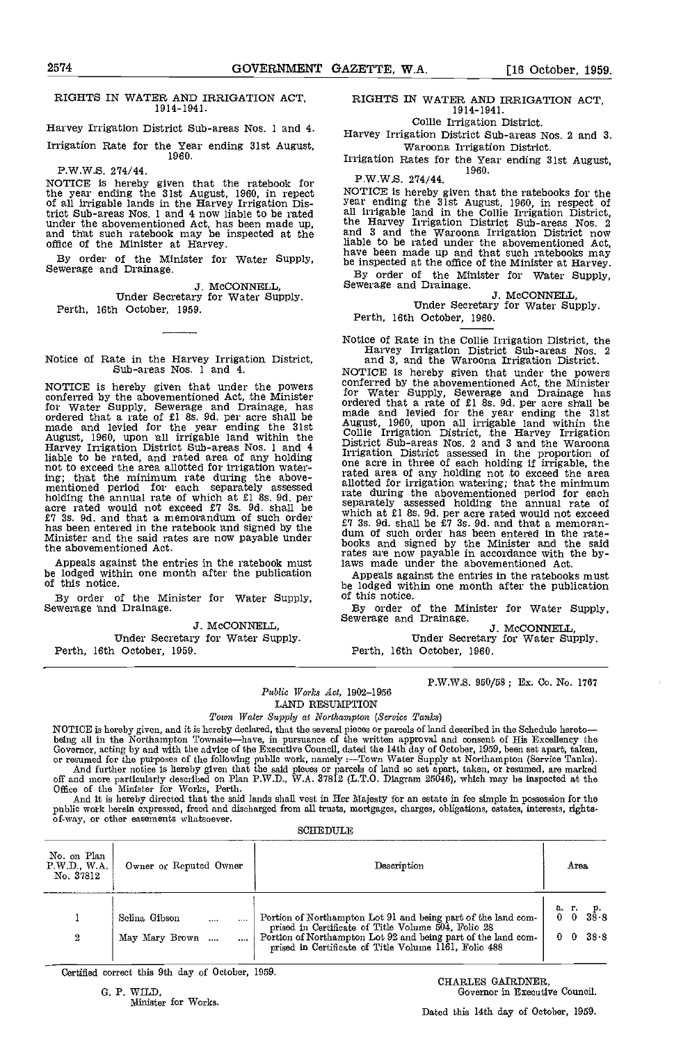## RIGHTS IN WATER AND IRRIGATION ACT, 1914-1941.

Harvey Irrigation District Sub-areas Nos. 1 and 4.

Irrigation Rate for the Year ending 31st August, 1960.

P.W.W.S. 274/44.

NOTICE is hereby given that the ratebook for the year ending the 31st August, 1960, in repect of all irrigable lands in the Harvey Irrigation District Sub-areas Nos. 1 and 4 now liable to be rated under the abovementioned Act, has been made up, and that such ratebook may be inspected at the office of the Minister at Harvey.

By order of the Minister for Water Supply, Sewerage and Drainage.

J. McCONNELL,
Under Secretary for Water Supply.

Perth, 16th October, 1959.

---

### Notice of Rate in the Harvey Irrigation District, Sub-areas Nos. 1 and 4.

NOTICE is hereby given that under the powers conferred by the abovementioned Act, the Minister for Water Supply, Sewerage and Drainage, has ordered that a rate of £1 8s. 9d. per acre shall be made and levied for the year ending the 31st August, 1960, upon all irrigable land within the Harvey Irrigation District Sub-areas Nos. 1 and 4 liable to be rated, and rated area of any holding not to exceed the area allotted for irrigation watering; that the minimum rate during the abovementioned period for each separately assessed holding the annual rate of which at £1 8s. 9d. per acre rated would not exceed £7 3s. 9d. shall be £7 3s. 9d. and that a memorandum of such order has been entered in the ratebook and signed by the Minister and the said rates are now payable under the abovementioned Act.

Appeals against the entries in the ratebook must be lodged within one month after the publication of this notice.

By order of the Minister for Water Supply, Sewerage and Drainage.

J. McCONNELL,
Under Secretary for Water Supply.

Perth, 16th October, 1959.

## RIGHTS IN WATER AND IRRIGATION ACT, 1914-1941.

Collie Irrigation District.

Harvey Irrigation District Sub-areas Nos. 2 and 3.

Waroona Irrigation District.

Irrigation Rates for the Year ending 31st August, 1960.

P.W.W.S. 274/44.

NOTICE is hereby given that the ratebooks for the year ending the 31st August, 1960, in respect of all irrigable land in the Collie Irrigation District, the Harvey Irrigation District Sub-areas Nos. 2 and 3 and the Waroona Irrigation District now liable to be rated under the abovementioned Act, have been made up and that such ratebooks may be inspected at the office of the Minister at Harvey.

By order of the Minister for Water Supply, Sewerage and Drainage.

J. McCONNELL,
Under Secretary for Water Supply.

Perth, 16th October, 1960.

### Notice of Rate in the Collie Irrigation District, the Harvey Irrigation District Sub-areas Nos. 2 and 3, and the Waroona Irrigation District.

NOTICE is hereby given that under the powers conferred by the abovementioned Act, the Minister for Water Supply, Sewerage and Drainage has ordered that a rate of £1 8s. 9d. per acre shall be made and levied for the year ending the 31st August, 1960, upon all irrigable land within the Collie Irrigation District, the Harvey Irrigation District Sub-areas Nos. 2 and 3 and the Waroona Irrigation District assessed in the proportion of one acre in three of each holding if irrigable, the rated area of any holding not to exceed the area allotted for irrigation watering; that the minimum rate during the abovementioned period for each separately assessed holding the annual rate of which at £1 8s. 9d. per acre rated would not exceed £7 3s. 9d. shall be £7 3s. 9d. and that a memorandum of such order has been entered in the ratebooks and signed by the Minister and the said rates are now payable in accordance with the bylaws made under the abovementioned Act.

Appeals against the entries in the ratebooks must be lodged within one month after the publication of this notice.

By order of the Minister for Water Supply, Sewerage and Drainage.

J. McCONNELL,
Under Secretary for Water Supply.

Perth, 16th October, 1960.

---

P.W.W.S. 950/58; Ex. Co. No. 1767

*Public Works Act, 1902-1956*

## LAND RESUMPTION

*Town Water Supply at Northampton (Service Tanks)*

NOTICE is hereby given, and it is hereby declared, that the several pieces or parcels of land described in the Schedule hereto—being all in the Northampton Townsite—have, in pursuance of the written approval and consent of His Excellency the Governor, acting by and with the advice of the Executive Council, dated the 14th day of October, 1959, been set apart, taken, or resumed for the purposes of the following public work, namely :—Town Water Supply at Northampton (Service Tanks).

And further notice is hereby given that the said pieces or parcels of land so set apart, taken, or resumed, are marked off and more particularly described on Plan P.W.D., W.A. 37812 (L.T.O. Diagram 25046), which may be inspected at the Office of the Minister for Works, Perth.

And it is hereby directed that the said lands shall vest in Her Majesty for an estate in fee simple in possession for the public work herein expressed, freed and discharged from all trusts, mortgages, charges, obligations, estates, interests, rights-of-way, or other easements whatsoever.

SCHEDULE

| No. on Plan P.W.D., W.A. No. 37812 | Owner or Reputed Owner | Description | Area (a. r. p.) |
|---|---|---|---|
| 1 | Selina Gibson .... .... | Portion of Northampton Lot 91 and being part of the land comprised in Certificate of Title Volume 504, Folio 28 | 0 0 38·8 |
| 2 | May Mary Brown .... .... | Portion of Northampton Lot 92 and being part of the land comprised in Certificate of Title Volume 1161, Folio 488 | 0 0 38·8 |

Certified correct this 9th day of October, 1959.

G. P. WILD,
Minister for Works.

CHARLES GAIRDNER,
Governor in Executive Council.

Dated this 14th day of October, 1959.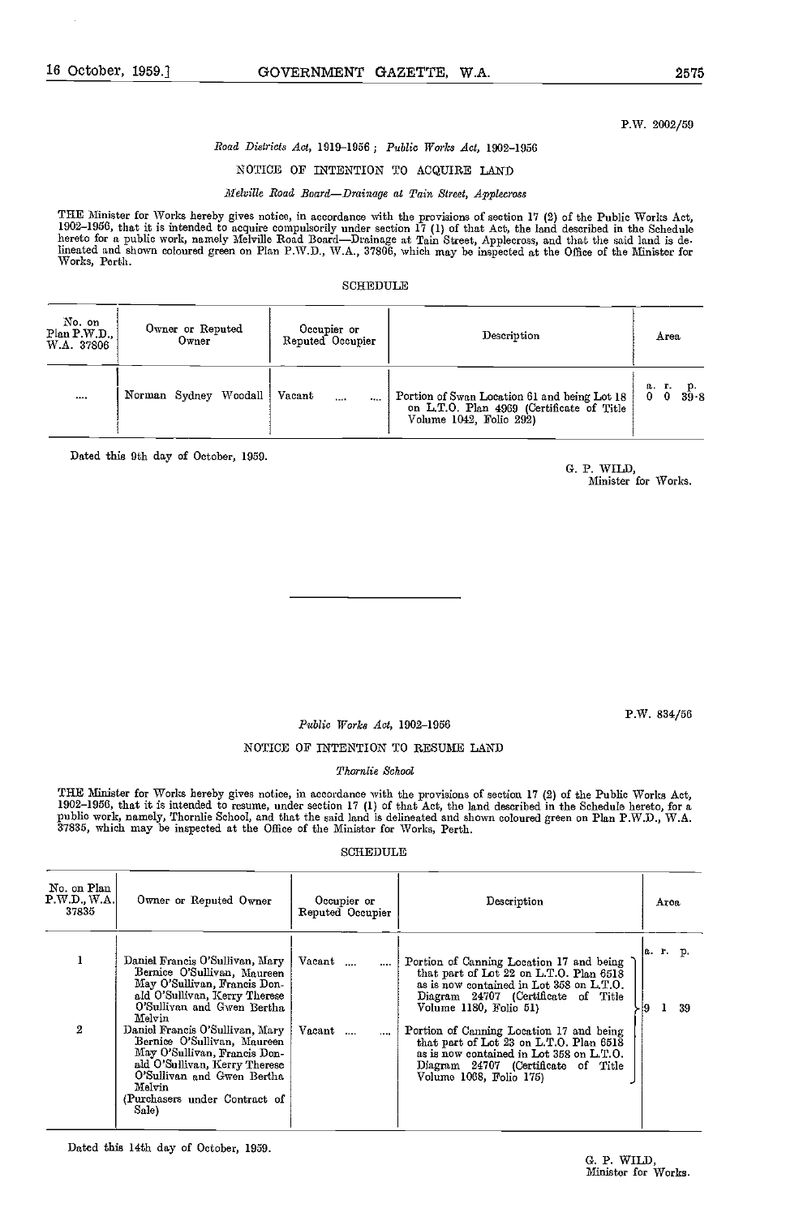P.W. 2002/59

*Road Districts Act*, 1919–1956; *Public Works Act*, 1902–1956

NOTICE OF INTENTION TO ACQUIRE LAND

*Melville Road Board—Drainage at Tain Street, Applecross*

THE Minister for Works hereby gives notice, in accordance with the provisions of section 17 (2) of the Public Works Act, 1902–1956, that it is intended to acquire compulsorily under section 17 (1) of that Act, the land described in the Schedule hereto for a public work, namely Melville Road Board—Drainage at Tain Street, Applecross, and that the said land is delineated and shown coloured green on Plan P.W.D., W.A., 37806, which may be inspected at the Office of the Minister for Works, Perth.

SCHEDULE

| No. on Plan P.W.D., W.A. 37806 | Owner or Reputed Owner | Occupier or Reputed Occupier | Description | Area |
|---|---|---|---|---|
| .... | Norman Sydney Woodall | Vacant .... .... | Portion of Swan Location 61 and being Lot 18 on L.T.O. Plan 4969 (Certificate of Title Volume 1042, Folio 292) | a. r. p. 0 0 39·8 |

Dated this 9th day of October, 1959.

G. P. WILD,
Minister for Works.

---

P.W. 834/56

*Public Works Act*, 1902–1956

NOTICE OF INTENTION TO RESUME LAND

*Thornlie School*

THE Minister for Works hereby gives notice, in accordance with the provisions of section 17 (2) of the Public Works Act, 1902–1956, that it is intended to resume, under section 17 (1) of that Act, the land described in the Schedule hereto, for a public work, namely, Thornlie School, and that the said land is delineated and shown coloured green on Plan P.W.D., W.A. 37835, which may be inspected at the Office of the Minister for Works, Perth.

SCHEDULE

| No. on Plan P.W.D., W.A. 37835 | Owner or Reputed Owner | Occupier or Reputed Occupier | Description | Area |
|---|---|---|---|---|
| 1 | Daniel Francis O'Sullivan, Mary Bernice O'Sullivan, Maureen May O'Sullivan, Francis Donald O'Sullivan, Kerry Therese O'Sullivan and Gwen Bertha Melvin | Vacant .... .... | Portion of Canning Location 17 and being that part of Lot 22 on L.T.O. Plan 6518 as is now contained in Lot 358 on L.T.O. Diagram 24707 (Certificate of Title Volume 1180, Folio 51) | a. r. p. 9 1 39 |
| 2 | Daniel Francis O'Sullivan, Mary Bernice O'Sullivan, Maureen May O'Sullivan, Francis Donald O'Sullivan, Kerry Therese O'Sullivan and Gwen Bertha Melvin (Purchasers under Contract of Sale) | Vacant .... .... | Portion of Canning Location 17 and being that part of Lot 23 on L.T.O. Plan 6518 as is now contained in Lot 358 on L.T.O. Diagram 24707 (Certificate of Title Volume 1068, Folio 175) | |

Dated this 14th day of October, 1959.

G. P. WILD,
Minister for Works.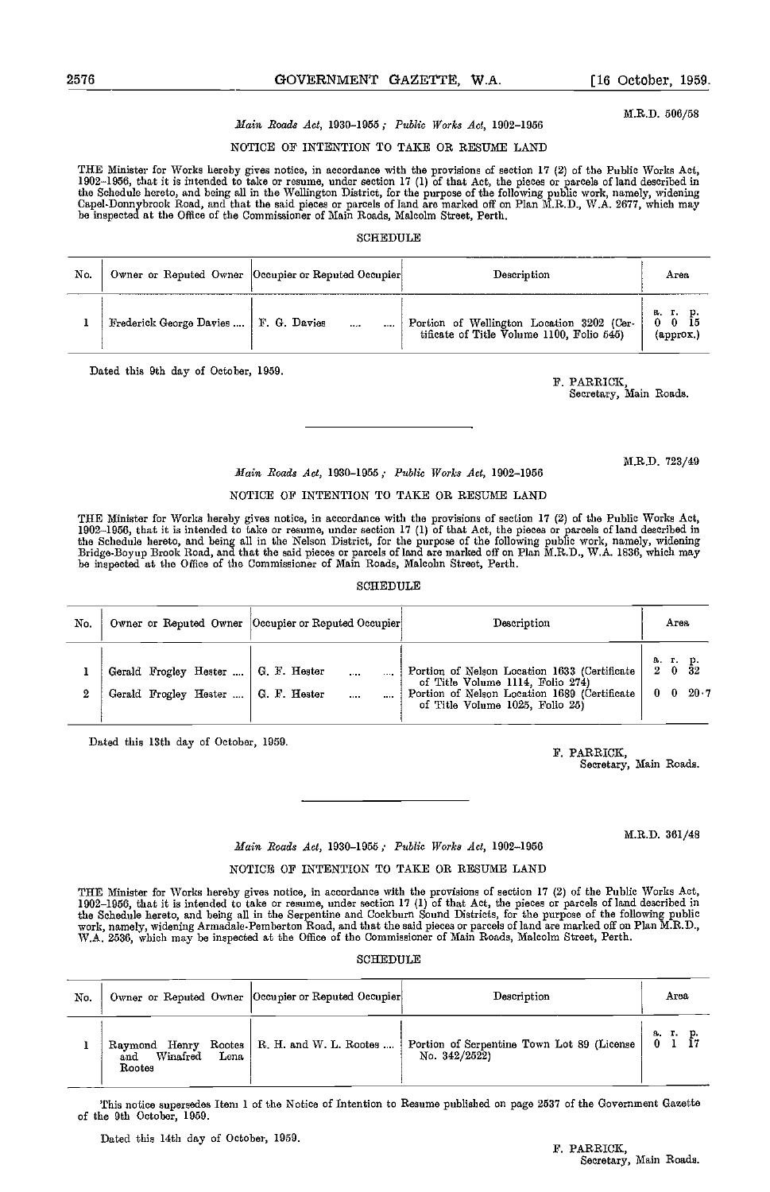M.R.D. 506/58

*Main Roads Act*, 1930–1955 ; *Public Works Act*, 1902–1956

NOTICE OF INTENTION TO TAKE OR RESUME LAND

THE Minister for Works hereby gives notice, in accordance with the provisions of section 17 (2) of the Public Works Act, 1902–1956, that it is intended to take or resume, under section 17 (1) of that Act, the pieces or parcels of land described in the Schedule hereto, and being all in the Wellington District, for the purpose of the following public work, namely, widening Capel-Donnybrook Road, and that the said pieces or parcels of land are marked off on Plan M.R.D., W.A. 2677, which may be inspected at the Office of the Commissioner of Main Roads, Malcolm Street, Perth.

SCHEDULE

| No. | Owner or Reputed Owner | Occupier or Reputed Occupier | Description | Area |
|---|---|---|---|---|
| 1 | Frederick George Davies .... | F. G. Davies .... .... | Portion of Wellington Location 3202 (Certificate of Title Volume 1100, Folio 545) | a. r. p. 0 0 15 (approx.) |

Dated this 9th day of October, 1959.

F. PARRICK,
Secretary, Main Roads.

---

M.R.D. 723/49

*Main Roads Act*, 1930–1955 ; *Public Works Act*, 1902–1956

NOTICE OF INTENTION TO TAKE OR RESUME LAND

THE Minister for Works hereby gives notice, in accordance with the provisions of section 17 (2) of the Public Works Act, 1902–1956, that it is intended to take or resume, under section 17 (1) of that Act, the pieces or parcels of land described in the Schedule hereto, and being all in the Nelson District, for the purpose of the following public work, namely, widening Bridge-Boyup Brook Road, and that the said pieces or parcels of land are marked off on Plan M.R.D., W.A. 1836, which may be inspected at the Office of the Commissioner of Main Roads, Malcolm Street, Perth.

SCHEDULE

| No. | Owner or Reputed Owner | Occupier or Reputed Occupier | Description | Area |
|---|---|---|---|---|
| | | | | a. r. p. |
| 1 | Gerald Frogley Hester .... | G. F. Hester .... .... | Portion of Nelson Location 1633 (Certificate of Title Volume 1114, Folio 274) | 2 0 32 |
| 2 | Gerald Frogley Hester .... | G. F. Hester .... .... | Portion of Nelson Location 1689 (Certificate of Title Volume 1025, Folio 25) | 0 0 20·7 |

Dated this 13th day of October, 1959.

F. PARRICK,
Secretary, Main Roads.

---

M.R.D. 361/48

*Main Roads Act*, 1930–1955 ; *Public Works Act*, 1902–1956

NOTICE OF INTENTION TO TAKE OR RESUME LAND

THE Minister for Works hereby gives notice, in accordance with the provisions of section 17 (2) of the Public Works Act, 1902–1956, that it is intended to take or resume, under section 17 (1) of that Act, the pieces or parcels of land described in the Schedule hereto, and being all in the Serpentine and Cockburn Sound Districts, for the purpose of the following public work, namely, widening Armadale-Pemberton Road, and that the said pieces or parcels of land are marked off on Plan M.R.D., W.A. 2536, which may be inspected at the Office of the Commissioner of Main Roads, Malcolm Street, Perth.

SCHEDULE

| No. | Owner or Reputed Owner | Occupier or Reputed Occupier | Description | Area |
|---|---|---|---|---|
| 1 | Raymond Henry Rootes and Winafred Lena Rootes | R. H. and W. L. Rootes .... | Portion of Serpentine Town Lot 89 (License No. 342/2522) | a. r. p. 0 1 17 |

This notice supersedes Item 1 of the Notice of Intention to Resume published on page 2537 of the Government Gazette of the 9th October, 1959.

Dated this 14th day of October, 1959.

F. PARRICK,
Secretary, Main Roads.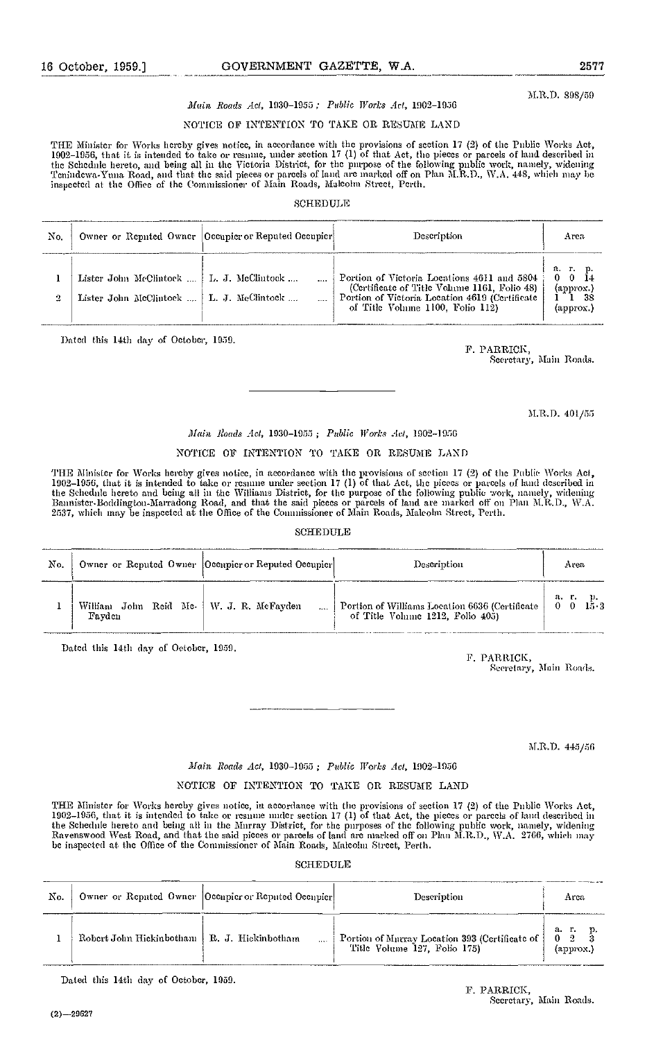M.R.D. 898/59

*Main Roads Act*, 1930–1955 ; *Public Works Act*, 1902–1956

NOTICE OF INTENTION TO TAKE OR RESUME LAND

THE Minister for Works hereby gives notice, in accordance with the provisions of section 17 (2) of the Public Works Act, 1902–1956, that it is intended to take or resume, under section 17 (1) of that Act, the pieces or parcels of land described in the Schedule hereto, and being all in the Victoria District, for the purpose of the following public work, namely, widening Tenindewa-Yuna Road, and that the said pieces or parcels of land are marked off on Plan M.R.D., W.A. 448, which may be inspected at the Office of the Commissioner of Main Roads, Malcolm Street, Perth.

SCHEDULE

| No. | Owner or Reputed Owner | Occupier or Reputed Occupier | Description | Area |
|---|---|---|---|---|
| | | | | a. r. p. |
| 1 | Lister John McClintock .... | L. J. McClintock .... .... | Portion of Victoria Locations 4611 and 5804 (Certificate of Title Volume 1161, Folio 48) | 0 0 14 (approx.) |
| 2 | Lister John McClintock .... | L. J. McClintock .... .... | Portion of Victoria Location 4619 (Certificate of Title Volume 1100, Folio 112) | 1 1 38 (approx.) |

Dated this 14th day of October, 1959.

F. PARRICK,
Secretary, Main Roads.

---

M.R.D. 401/55

*Main Roads Act*, 1930–1955 ; *Public Works Act*, 1902–1956

NOTICE OF INTENTION TO TAKE OR RESUME LAND

THE Minister for Works hereby gives notice, in accordance with the provisions of section 17 (2) of the Public Works Act, 1902–1956, that it is intended to take or resume under section 17 (1) of that Act, the pieces or parcels of land described in the Schedule hereto and being all in the Williams District, for the purpose of the following public work, namely, widening Bannister-Boddington-Marradong Road, and that the said pieces or parcels of land are marked off on Plan M.R.D., W.A. 2537, which may be inspected at the Office of the Commissioner of Main Roads, Malcolm Street, Perth.

SCHEDULE

| No. | Owner or Reputed Owner | Occupier or Reputed Occupier | Description | Area |
|---|---|---|---|---|
| | | | | a. r. p. |
| 1 | William John Reid McFayden | W. J. R. McFayden .... | Portion of Williams Location 6636 (Certificate of Title Volume 1212, Folio 405) | 0 0 15·3 |

Dated this 14th day of October, 1959.

F. PARRICK,
Secretary, Main Roads.

---

M.R.D. 445/56

*Main Roads Act*, 1930–1955 ; *Public Works Act*, 1902–1956

NOTICE OF INTENTION TO TAKE OR RESUME LAND

THE Minister for Works hereby gives notice, in accordance with the provisions of section 17 (2) of the Public Works Act, 1902–1956, that it is intended to take or resume under section 17 (1) of that Act, the pieces or parcels of land described in the Schedule hereto and being all in the Murray District, for the purposes of the following public work, namely, widening Ravenswood West Road, and that the said pieces or parcels of land are marked off on Plan M.R.D., W.A. 2766, which may be inspected at the Office of the Commissioner of Main Roads, Malcolm Street, Perth.

SCHEDULE

| No. | Owner or Reputed Owner | Occupier or Reputed Occupier | Description | Area |
|---|---|---|---|---|
| | | | | a. r. p. |
| 1 | Robert John Hickinbotham | R. J. Hickinbotham .... | Portion of Murray Location 393 (Certificate of Title Volume 127, Folio 175) | 0 2 3 (approx.) |

Dated this 14th day of October, 1959.

F. PARRICK,
Secretary, Main Roads.

(2)—29627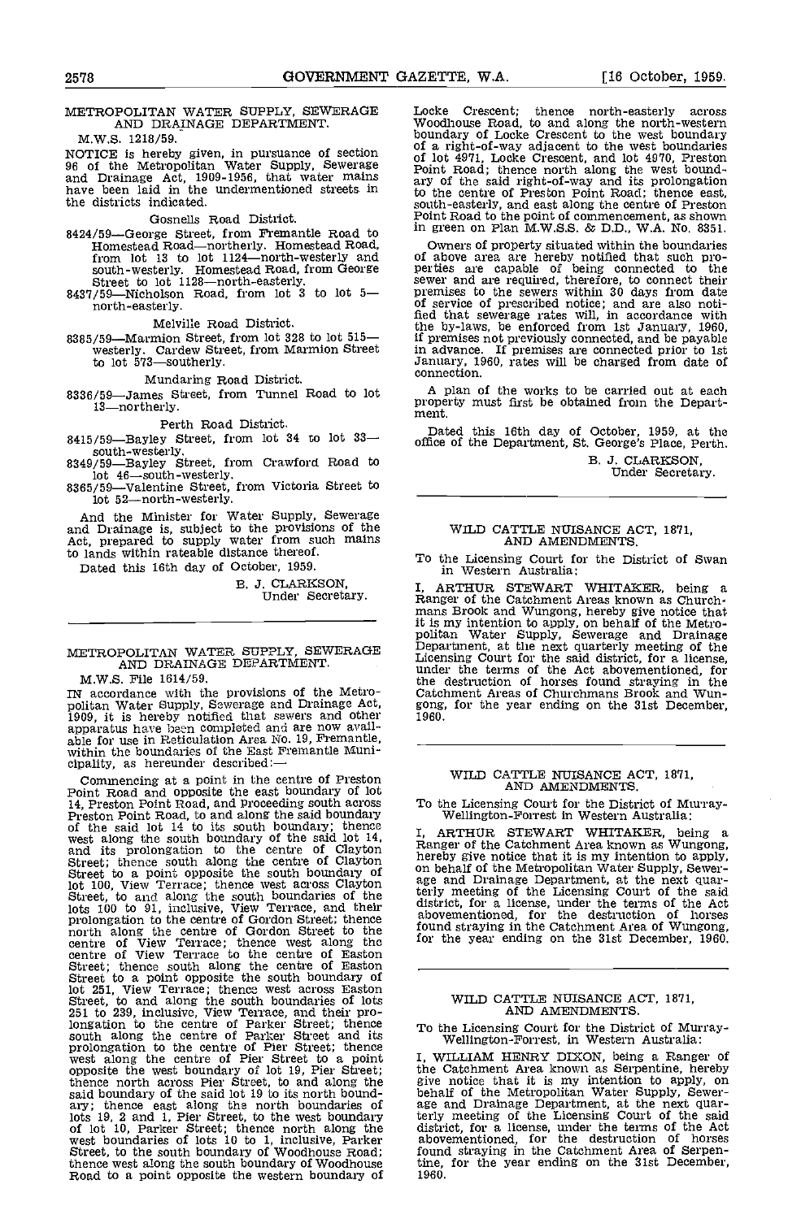## METROPOLITAN WATER SUPPLY, SEWERAGE AND DRAINAGE DEPARTMENT.

M.W.S. 1218/59.

NOTICE is hereby given, in pursuance of section 96 of the Metropolitan Water Supply, Sewerage and Drainage Act, 1909-1956, that water mains have been laid in the undermentioned streets in the districts indicated.

### Gosnells Road District.

8424/59—George Street, from Fremantle Road to Homestead Road—northerly. Homestead Road, from lot 13 to lot 1124—north-westerly and south-westerly. Homestead Road, from George Street to lot 1128—north-easterly.

8437/59—Nicholson Road, from lot 3 to lot 5—north-easterly.

### Melville Road District.

8385/59—Marmion Street, from lot 328 to lot 515—westerly. Cardew Street, from Marmion Street to lot 573—southerly.

### Mundaring Road District.

8336/59—James Street, from Tunnel Road to lot 13—northerly.

### Perth Road District.

8415/59—Bayley Street, from lot 34 to lot 33—south-westerly.

8349/59—Bayley Street, from Crawford Road to lot 46—south-westerly.

8365/59—Valentine Street, from Victoria Street to lot 52—north-westerly.

And the Minister for Water Supply, Sewerage and Drainage is, subject to the provisions of the Act, prepared to supply water from such mains to lands within rateable distance thereof.

Dated this 16th day of October, 1959.

B. J. CLARKSON,
Under Secretary.

---

## METROPOLITAN WATER SUPPLY, SEWERAGE AND DRAINAGE DEPARTMENT.

M.W.S. File 1614/59.

IN accordance with the provisions of the Metropolitan Water Supply, Sewerage and Drainage Act, 1909, it is hereby notified that sewers and other apparatus have been completed and are now available for use in Reticulation Area No. 19, Fremantle, within the boundaries of the East Fremantle Municipality, as hereunder described:—

Commencing at a point in the centre of Preston Point Road and opposite the east boundary of lot 14, Preston Point Road, and proceeding south across Preston Point Road, to and along the said boundary of the said lot 14 to its south boundary; thence west along the south boundary of the said lot 14, and its prolongation to the centre of Clayton Street; thence south along the centre of Clayton Street to a point opposite the south boundary of lot 100, View Terrace; thence west across Clayton Street, to and along the south boundaries of the lots 100 to 91, inclusive, View Terrace, and their prolongation to the centre of Gordon Street; thence north along the centre of Gordon Street to the centre of View Terrace; thence west along the centre of View Terrace to the centre of Easton Street; thence south along the centre of Easton Street to a point opposite the south boundary of lot 251, View Terrace; thence west across Easton Street, to and along the south boundaries of lots 251 to 239, inclusive, View Terrace, and their prolongation to the centre of Parker Street; thence south along the centre of Parker Street and its prolongation to the centre of Pier Street; thence west along the centre of Pier Street to a point opposite the west boundary of lot 19, Pier Street; thence north across Pier Street, to and along the said boundary of the said lot 19 to its north boundary; thence east along the north boundaries of lots 19, 2 and 1, Pier Street, to the west boundary of lot 10, Parker Street; thence north along the west boundaries of lots 10 to 1, inclusive, Parker Street, to the south boundary of Woodhouse Road; thence west along the south boundary of Woodhouse Road to a point opposite the western boundary of Locke Crescent; thence north-easterly across Woodhouse Road, to and along the north-western boundary of Locke Crescent to the west boundary of a right-of-way adjacent to the west boundaries of lot 4971, Locke Crescent, and lot 4970, Preston Point Road; thence north along the west boundary of the said right-of-way and its prolongation to the centre of Preston Point Road; thence east, south-easterly, and east along the centre of Preston Point Road to the point of commencement, as shown in green on Plan M.W.S.S. & D.D., W.A. No. 8351.

Owners of property situated within the boundaries of above area are hereby notified that such properties are capable of being connected to the sewer and are required, therefore, to connect their premises to the sewers within 30 days from date of service of prescribed notice; and are also notified that sewerage rates will, in accordance with the by-laws, be enforced from 1st January, 1960, if premises not previously connected, and be payable in advance. If premises are connected prior to 1st January, 1960, rates will be charged from date of connection.

A plan of the works to be carried out at each property must first be obtained from the Department.

Dated this 16th day of October, 1959, at the office of the Department, St. George's Place, Perth.

B. J. CLARKSON,
Under Secretary.

---

## WILD CATTLE NUISANCE ACT, 1871, AND AMENDMENTS.

To the Licensing Court for the District of Swan in Western Australia:

I, ARTHUR STEWART WHITAKER, being a Ranger of the Catchment Areas known as Churchmans Brook and Wungong, hereby give notice that it is my intention to apply, on behalf of the Metropolitan Water Supply, Sewerage and Drainage Department, at the next quarterly meeting of the Licensing Court for the said district, for a license, under the terms of the Act abovementioned, for the destruction of horses found straying in the Catchment Areas of Churchmans Brook and Wungong, for the year ending on the 31st December, 1960.

---

## WILD CATTLE NUISANCE ACT, 1871, AND AMENDMENTS.

To the Licensing Court for the District of Murray-Wellington-Forrest in Western Australia:

I, ARTHUR STEWART WHITAKER, being a Ranger of the Catchment Area known as Wungong, hereby give notice that it is my intention to apply, on behalf of the Metropolitan Water Supply, Sewerage and Drainage Department, at the next quarterly meeting of the Licensing Court of the said district, for a license, under the terms of the Act abovementioned, for the destruction of horses found straying in the Catchment Area of Wungong, for the year ending on the 31st December, 1960.

---

## WILD CATTLE NUISANCE ACT, 1871, AND AMENDMENTS.

To the Licensing Court for the District of Murray-Wellington-Forrest, in Western Australia:

I, WILLIAM HENRY DIXON, being a Ranger of the Catchment Area known as Serpentine, hereby give notice that it is my intention to apply, on behalf of the Metropolitan Water Supply, Sewerage and Drainage Department, at the next quarterly meeting of the Licensing Court of the said district, for a license, under the terms of the Act abovementioned, for the destruction of horses found straying in the Catchment Area of Serpentine, for the year ending on the 31st December, 1960.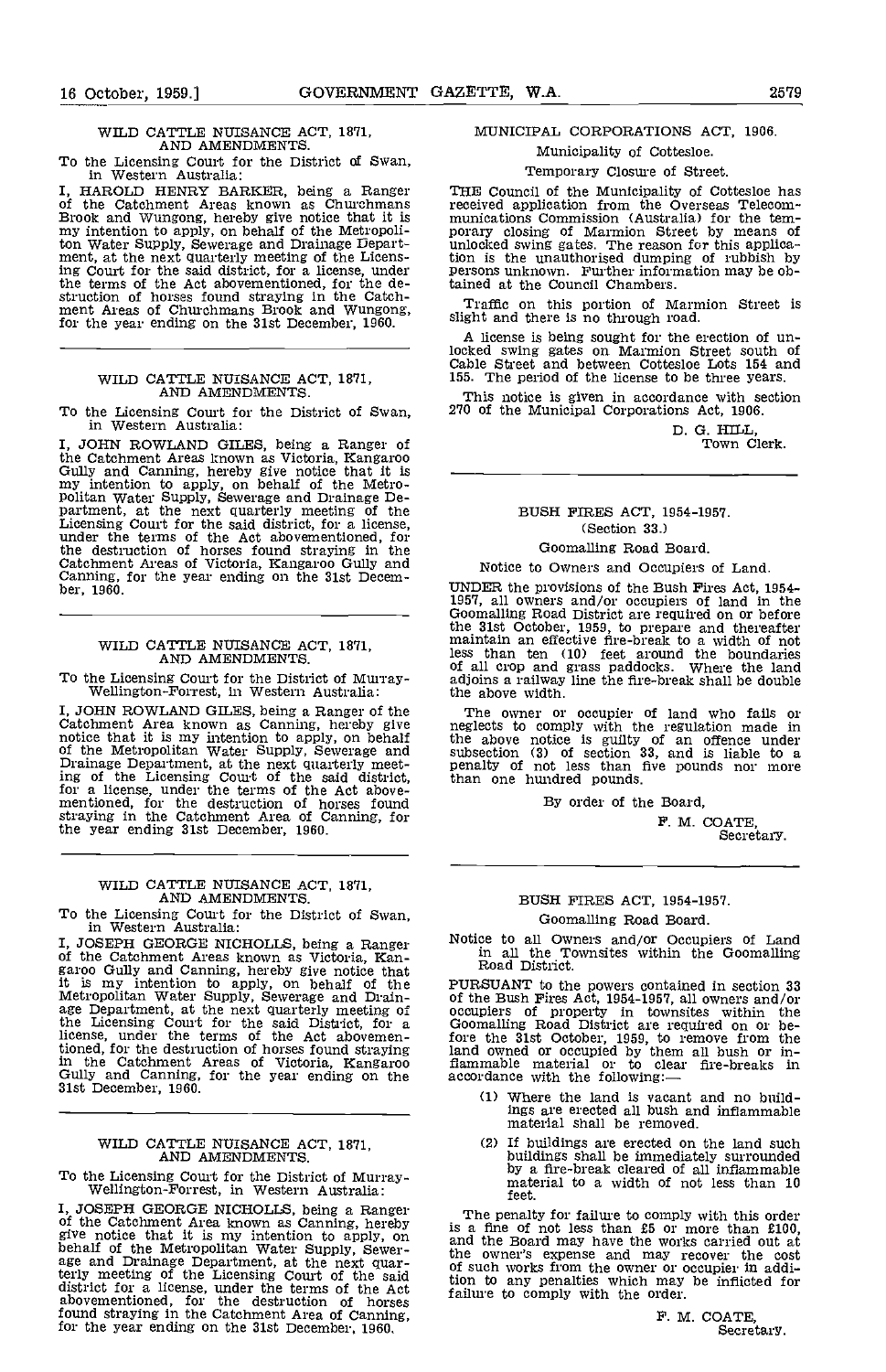## WILD CATTLE NUISANCE ACT, 1871, AND AMENDMENTS.

To the Licensing Court for the District of Swan, in Western Australia:

I, HAROLD HENRY BARKER, being a Ranger of the Catchment Areas known as Churchmans Brook and Wungong, hereby give notice that it is my intention to apply, on behalf of the Metropolitan Water Supply, Sewerage and Drainage Department, at the next quarterly meeting of the Licensing Court for the said district, for a license, under the terms of the Act abovementioned, for the destruction of horses found straying in the Catchment Areas of Churchmans Brook and Wungong, for the year ending on the 31st December, 1960.

---

## WILD CATTLE NUISANCE ACT, 1871, AND AMENDMENTS.

To the Licensing Court for the District of Swan, in Western Australia:

I, JOHN ROWLAND GILES, being a Ranger of the Catchment Areas known as Victoria, Kangaroo Gully and Canning, hereby give notice that it is my intention to apply, on behalf of the Metropolitan Water Supply, Sewerage and Drainage Department, at the next quarterly meeting of the Licensing Court for the said district, for a license, under the terms of the Act abovementioned, for the destruction of horses found straying in the Catchment Areas of Victoria, Kangaroo Gully and Canning, for the year ending on the 31st December, 1960.

---

## WILD CATTLE NUISANCE ACT, 1871, AND AMENDMENTS.

To the Licensing Court for the District of Murray-Wellington-Forrest, in Western Australia:

I, JOHN ROWLAND GILES, being a Ranger of the Catchment Area known as Canning, hereby give notice that it is my intention to apply, on behalf of the Metropolitan Water Supply, Sewerage and Drainage Department, at the next quarterly meeting of the Licensing Court of the said district, for a license, under the terms of the Act abovementioned, for the destruction of horses found straying in the Catchment Area of Canning, for the year ending 31st December, 1960.

---

## WILD CATTLE NUISANCE ACT, 1871, AND AMENDMENTS.

To the Licensing Court for the District of Swan, in Western Australia:

I, JOSEPH GEORGE NICHOLLS, being a Ranger of the Catchment Areas known as Victoria, Kangaroo Gully and Canning, hereby give notice that it is my intention to apply, on behalf of the Metropolitan Water Supply, Sewerage and Drainage Department, at the next quarterly meeting of the Licensing Court for the said District, for a license, under the terms of the Act abovementioned, for the destruction of horses found straying in the Catchment Areas of Victoria, Kangaroo Gully and Canning, for the year ending on the 31st December, 1960.

---

## WILD CATTLE NUISANCE ACT, 1871, AND AMENDMENTS.

To the Licensing Court for the District of Murray-Wellington-Forrest, in Western Australia:

I, JOSEPH GEORGE NICHOLLS, being a Ranger of the Catchment Area known as Canning, hereby give notice that it is my intention to apply, on behalf of the Metropolitan Water Supply, Sewerage and Drainage Department, at the next quarterly meeting of the Licensing Court of the said district for a license, under the terms of the Act abovementioned, for the destruction of horses found straying in the Catchment Area of Canning, for the year ending on the 31st December, 1960.

---

## MUNICIPAL CORPORATIONS ACT, 1906.

Municipality of Cottesloe.

Temporary Closure of Street.

THE Council of the Municipality of Cottesloe has received application from the Overseas Telecommunications Commission (Australia) for the temporary closing of Marmion Street by means of unlocked swing gates. The reason for this application is the unauthorised dumping of rubbish by persons unknown. Further information may be obtained at the Council Chambers.

Traffic on this portion of Marmion Street is slight and there is no through road.

A license is being sought for the erection of unlocked swing gates on Marmion Street south of Cable Street and between Cottesloe Lots 154 and 155. The period of the license to be three years.

This notice is given in accordance with section 270 of the Municipal Corporations Act, 1906.

D. G. HILL,
Town Clerk.

---

## BUSH FIRES ACT, 1954-1957.

(Section 33.)

Goomalling Road Board.

Notice to Owners and Occupiers of Land.

UNDER the provisions of the Bush Fires Act, 1954-1957, all owners and/or occupiers of land in the Goomalling Road District are required on or before the 31st October, 1959, to prepare and thereafter maintain an effective fire-break to a width of not less than ten (10) feet around the boundaries of all crop and grass paddocks. Where the land adjoins a railway line the fire-break shall be double the above width.

The owner or occupier of land who fails or neglects to comply with the regulation made in the above notice is guilty of an offence under subsection (3) of section 33, and is liable to a penalty of not less than five pounds nor more than one hundred pounds.

By order of the Board,

F. M. COATE,
Secretary.

---

## BUSH FIRES ACT, 1954-1957.

Goomalling Road Board.

Notice to all Owners and/or Occupiers of Land in all the Townsites within the Goomalling Road District.

PURSUANT to the powers contained in section 33 of the Bush Fires Act, 1954-1957, all owners and/or occupiers of property in townsites within the Goomalling Road District are required on or before the 31st October, 1959, to remove from the land owned or occupied by them all bush or inflammable material or to clear fire-breaks in accordance with the following:—

(1) Where the land is vacant and no buildings are erected all bush and inflammable material shall be removed.

(2) If buildings are erected on the land such buildings shall be immediately surrounded by a fire-break cleared of all inflammable material to a width of not less than 10 feet.

The penalty for failure to comply with this order is a fine of not less than £5 or more than £100, and the Board may have the works carried out at the owner's expense and may recover the cost of such works from the owner or occupier in addition to any penalties which may be inflicted for failure to comply with the order.

F. M. COATE,
Secretary.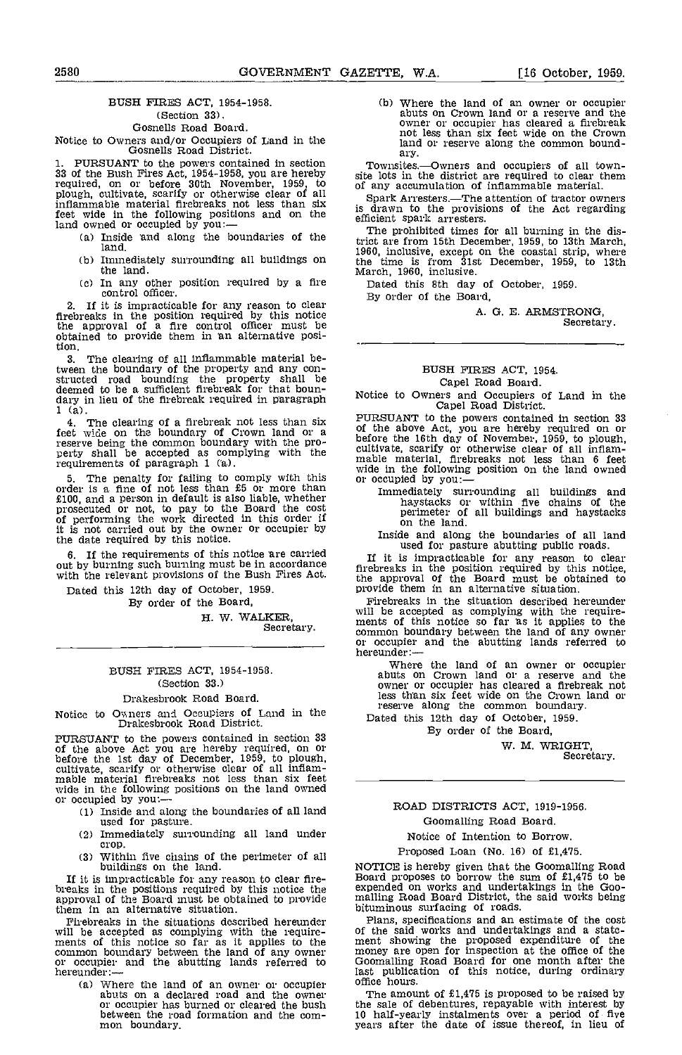## BUSH FIRES ACT, 1954-1958.

(Section 33).

Gosnells Road Board.

Notice to Owners and/or Occupiers of Land in the Gosnells Road District.

1. PURSUANT to the powers contained in section 33 of the Bush Fires Act, 1954-1958, you are hereby required, on or before 30th November, 1959, to plough, cultivate, scarify or otherwise clear of all inflammable material firebreaks not less than six feet wide in the following positions and on the land owned or occupied by you:—

(a) Inside and along the boundaries of the land.

(b) Immediately surrounding all buildings on the land.

(c) In any other position required by a fire control officer.

2. If it is impracticable for any reason to clear firebreaks in the position required by this notice the approval of a fire control officer must be obtained to provide them in an alternative position.

3. The clearing of all inflammable material between the boundary of the property and any constructed road bounding the property shall be deemed to be a sufficient firebreak for that boundary in lieu of the firebreak required in paragraph 1 (a).

4. The clearing of a firebreak not less than six feet wide on the boundary of Crown land or a reserve being the common boundary with the property shall be accepted as complying with the requirements of paragraph 1 (a).

5. The penalty for failing to comply with this order is a fine of not less than £5 or more than £100, and a person in default is also liable, whether prosecuted or not, to pay to the Board the cost of performing the work directed in this order if it is not carried out by the owner or occupier by the date required by this notice.

6. If the requirements of this notice are carried out by burning such burning must be in accordance with the relevant provisions of the Bush Fires Act.

Dated this 12th day of October, 1959.

By order of the Board,

H. W. WALKER,
Secretary.

---

## BUSH FIRES ACT, 1954-1958.

(Section 33.)

Drakesbrook Road Board.

Notice to Owners and Occupiers of Land in the Drakesbrook Road District.

PURSUANT to the powers contained in section 33 of the above Act you are hereby required, on or before the 1st day of December, 1959, to plough, cultivate, scarify or otherwise clear of all inflammable material firebreaks not less than six feet wide in the following positions on the land owned or occupied by you:—

(1) Inside and along the boundaries of all land used for pasture.

(2) Immediately surrounding all land under crop.

(3) Within five chains of the perimeter of all buildings on the land.

If it is impracticable for any reason to clear firebreaks in the positions required by this notice the approval of the Board must be obtained to provide them in an alternative situation.

Firebreaks in the situations described hereunder will be accepted as complying with the requirements of this notice so far as it applies to the common boundary between the land of any owner or occupier and the abutting lands referred to hereunder:—

(a) Where the land of an owner or occupier abuts on a declared road and the owner or occupier has burned or cleared the bush between the road formation and the common boundary.

(b) Where the land of an owner or occupier abuts on Crown land or a reserve and the owner or occupier has cleared a firebreak not less than six feet wide on the Crown land or reserve along the common boundary.

Townsites.—Owners and occupiers of all townsite lots in the district are required to clear them of any accumulation of inflammable material.

Spark Arresters.—The attention of tractor owners is drawn to the provisions of the Act regarding efficient spark arresters.

The prohibited times for all burning in the district are from 15th December, 1959, to 13th March, 1960, inclusive, except on the coastal strip, where the time is from 31st December, 1959, to 13th March, 1960, inclusive.

Dated this 8th day of October, 1959.

By order of the Board,

A. G. E. ARMSTRONG,
Secretary.

---

## BUSH FIRES ACT, 1954.

Capel Road Board.

Notice to Owners and Occupiers of Land in the Capel Road District.

PURSUANT to the powers contained in section 33 of the above Act, you are hereby required on or before the 16th day of November, 1959, to plough, cultivate, scarify or otherwise clear of all inflammable material, firebreaks not less than 6 feet wide in the following position on the land owned or occupied by you:—

Immediately surrounding all buildings and haystacks or within five chains of the perimeter of all buildings and haystacks on the land.

Inside and along the boundaries of all land used for pasture abutting public roads.

If it is impracticable for any reason to clear firebreaks in the position required by this notice, the approval of the Board must be obtained to provide them in an alternative situation.

Firebreaks in the situation described hereunder will be accepted as complying with the requirements of this notice so far as it applies to the common boundary between the land of any owner or occupier and the abutting lands referred to hereunder:—

Where the land of an owner or occupier abuts on Crown land or a reserve and the owner or occupier has cleared a firebreak not less than six feet wide on the Crown land or reserve along the common boundary.

Dated this 12th day of October, 1959.

By order of the Board,

W. M. WRIGHT,
Secretary.

---

## ROAD DISTRICTS ACT, 1919-1956.

Goomalling Road Board.

Notice of Intention to Borrow.

Proposed Loan (No. 16) of £1,475.

NOTICE is hereby given that the Goomalling Road Board proposes to borrow the sum of £1,475 to be expended on works and undertakings in the Goomalling Road Board District, the said works being bituminous surfacing of roads.

Plans, specifications and an estimate of the cost of the said works and undertakings and a statement showing the proposed expenditure of the money are open for inspection at the office of the Goomalling Road Board for one month after the last publication of this notice, during ordinary office hours.

The amount of £1,475 is proposed to be raised by the sale of debentures, repayable with interest by 10 half-yearly instalments over a period of five years after the date of issue thereof, in lieu of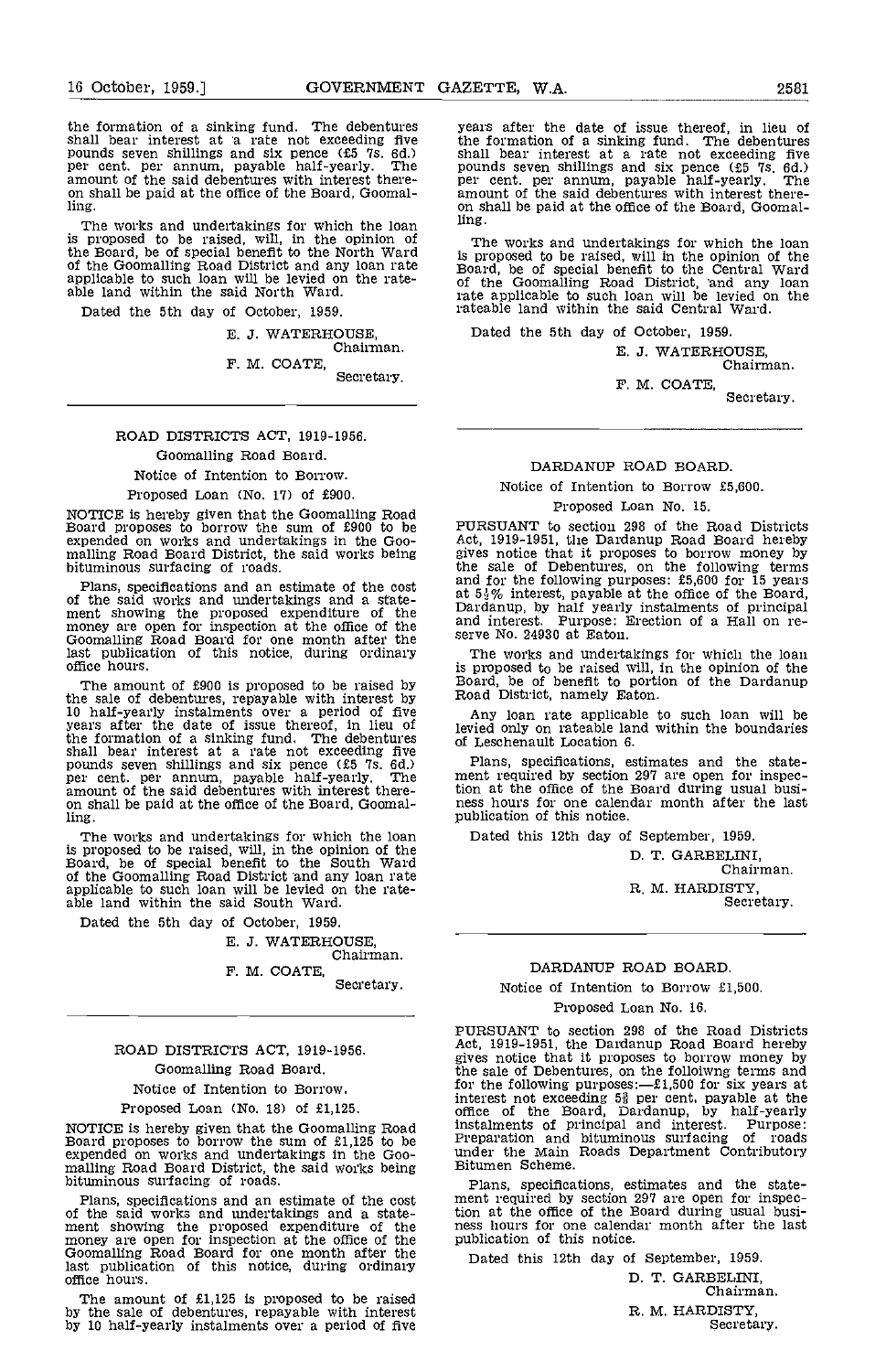the formation of a sinking fund. The debentures shall bear interest at a rate not exceeding five pounds seven shillings and six pence (£5 7s. 6d.) per cent. per annum, payable half-yearly. The amount of the said debentures with interest thereon shall be paid at the office of the Board, Goomalling.

The works and undertakings for which the loan is proposed to be raised, will, in the opinion of the Board, be of special benefit to the North Ward of the Goomalling Road District and any loan rate applicable to such loan will be levied on the rateable land within the said North Ward.

Dated the 5th day of October, 1959.

E. J. WATERHOUSE,
Chairman.
F. M. COATE,
Secretary.

---

ROAD DISTRICTS ACT, 1919-1956.

Goomalling Road Board.

Notice of Intention to Borrow.

Proposed Loan (No. 17) of £900.

NOTICE is hereby given that the Goomalling Road Board proposes to borrow the sum of £900 to be expended on works and undertakings in the Goomalling Road Board District, the said works being bituminous surfacing of roads.

Plans, specifications and an estimate of the cost of the said works and undertakings and a statement showing the proposed expenditure of the money are open for inspection at the office of the Goomalling Road Board for one month after the last publication of this notice, during ordinary office hours.

The amount of £900 is proposed to be raised by the sale of debentures, repayable with interest by 10 half-yearly instalments over a period of five years after the date of issue thereof, in lieu of the formation of a sinking fund. The debentures shall bear interest at a rate not exceeding five pounds seven shillings and six pence (£5 7s. 6d.) per cent. per annum, payable half-yearly. The amount of the said debentures with interest thereon shall be paid at the office of the Board, Goomalling.

The works and undertakings for which the loan is proposed to be raised, will, in the opinion of the Board, be of special benefit to the South Ward of the Goomalling Road District and any loan rate applicable to such loan will be levied on the rateable land within the said South Ward.

Dated the 5th day of October, 1959.

E. J. WATERHOUSE,
Chairman.
F. M. COATE,
Secretary.

---

ROAD DISTRICTS ACT, 1919-1956.

Goomalling Road Board.

Notice of Intention to Borrow.

Proposed Loan (No. 18) of £1,125.

NOTICE is hereby given that the Goomalling Road Board proposes to borrow the sum of £1,125 to be expended on works and undertakings in the Goomalling Road Board District, the said works being bituminous surfacing of roads.

Plans, specifications and an estimate of the cost of the said works and undertakings and a statement showing the proposed expenditure of the money are open for inspection at the office of the Goomalling Road Board for one month after the last publication of this notice, during ordinary office hours.

The amount of £1,125 is proposed to be raised by the sale of debentures, repayable with interest by 10 half-yearly instalments over a period of five years after the date of issue thereof, in lieu of the formation of a sinking fund. The debentures shall bear interest at a rate not exceeding five pounds seven shillings and six pence (£5 7s. 6d.) per cent. per annum, payable half-yearly. The amount of the said debentures with interest thereon shall be paid at the office of the Board, Goomalling.

The works and undertakings for which the loan is proposed to be raised, will in the opinion of the Board, be of special benefit to the Central Ward of the Goomalling Road District, and any loan rate applicable to such loan will be levied on the rateable land within the said Central Ward.

Dated the 5th day of October, 1959.

E. J. WATERHOUSE,
Chairman.
F. M. COATE,
Secretary.

---

DARDANUP ROAD BOARD.

Notice of Intention to Borrow £5,600.

Proposed Loan No. 15.

PURSUANT to section 298 of the Road Districts Act, 1919-1951, the Dardanup Road Board hereby gives notice that it proposes to borrow money by the sale of Debentures, on the following terms and for the following purposes: £5,600 for 15 years at 5½% interest, payable at the office of the Board, Dardanup, by half yearly instalments of principal and interest. Purpose: Erection of a Hall on reserve No. 24930 at Eaton.

The works and undertakings for which the loan is proposed to be raised will, in the opinion of the Board, be of benefit to portion of the Dardanup Road District, namely Eaton.

Any loan rate applicable to such loan will be levied only on rateable land within the boundaries of Leschenault Location 6.

Plans, specifications, estimates and the statement required by section 297 are open for inspection at the office of the Board during usual business hours for one calendar month after the last publication of this notice.

Dated this 12th day of September, 1959.

D. T. GARBELINI,
Chairman.
R. M. HARDISTY,
Secretary.

---

DARDANUP ROAD BOARD.

Notice of Intention to Borrow £1,500.

Proposed Loan No. 16.

PURSUANT to section 298 of the Road Districts Act, 1919-1951, the Dardanup Road Board hereby gives notice that it proposes to borrow money by the sale of Debentures, on the folloiwng terms and for the following purposes:—£1,500 for six years at interest not exceeding 5⅜ per cent. payable at the office of the Board, Dardanup, by half-yearly instalments of principal and interest. Purpose: Preparation and bituminous surfacing of roads under the Main Roads Department Contributory Bitumen Scheme.

Plans, specifications, estimates and the statement required by section 297 are open for inspection at the office of the Board during usual business hours for one calendar month after the last publication of this notice.

Dated this 12th day of September, 1959.

D. T. GARBELINI,
Chairman.
R. M. HARDISTY,
Secretary.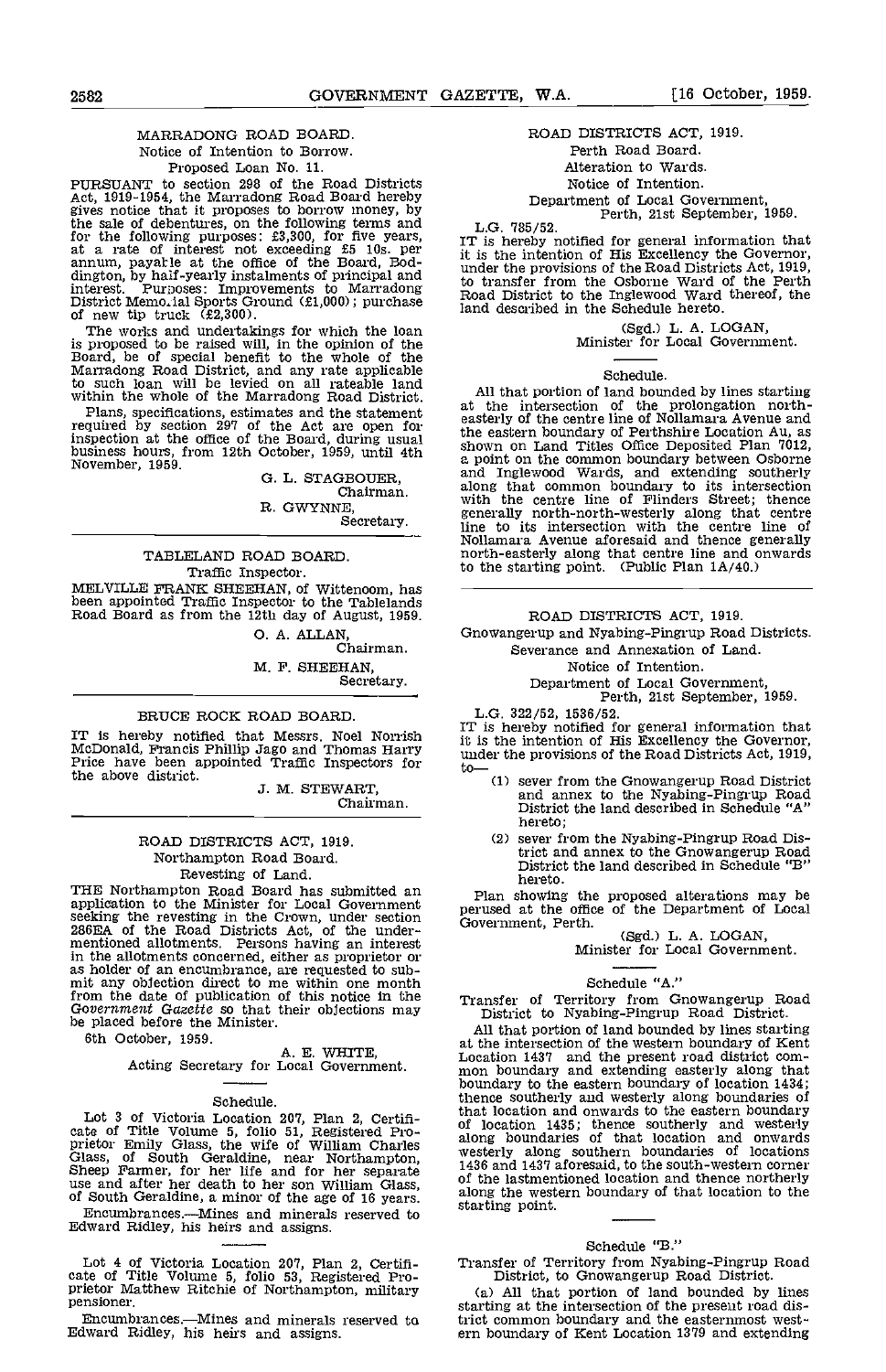## MARRADONG ROAD BOARD.

Notice of Intention to Borrow.

Proposed Loan No. 11.

PURSUANT to section 298 of the Road Districts Act, 1919-1954, the Marradong Road Board hereby gives notice that it proposes to borrow money, by the sale of debentures, on the following terms and for the following purposes: £3,300, for five years, at a rate of interest not exceeding £5 10s. per annum, payable at the office of the Board, Boddington, by half-yearly instalments of principal and interest. Purposes: Improvements to Marradong District Memorial Sports Ground (£1,000); purchase of new tip truck (£2,300).

The works and undertakings for which the loan is proposed to be raised will, in the opinion of the Board, be of special benefit to the whole of the Marradong Road District, and any rate applicable to such loan will be levied on all rateable land within the whole of the Marradong Road District.

Plans, specifications, estimates and the statement required by section 297 of the Act are open for inspection at the office of the Board, during usual business hours, from 12th October, 1959, until 4th November, 1959.

G. L. STAGBOUER,
Chairman.

R. GWYNNE,
Secretary.

---

## TABLELAND ROAD BOARD.

Traffic Inspector.

MELVILLE FRANK SHEEHAN, of Wittenoom, has been appointed Traffic Inspector to the Tablelands Road Board as from the 12th day of August, 1959.

O. A. ALLAN,
Chairman.

M. F. SHEEHAN,
Secretary.

---

## BRUCE ROCK ROAD BOARD.

IT is hereby notified that Messrs. Noel Norrish McDonald, Francis Phillip Jago and Thomas Harry Price have been appointed Traffic Inspectors for the above district.

J. M. STEWART,
Chairman.

---

## ROAD DISTRICTS ACT, 1919.

Northampton Road Board.

Revesting of Land.

THE Northampton Road Board has submitted an application to the Minister for Local Government seeking the revesting in the Crown, under section 286EA of the Road Districts Act, of the under-mentioned allotments. Persons having an interest in the allotments concerned, either as proprietor or as holder of an encumbrance, are requested to submit any objection direct to me within one month from the date of publication of this notice in the *Government Gazette* so that their objections may be placed before the Minister.

6th October, 1959.

A. E. WHITE,
Acting Secretary for Local Government.

Schedule.

Lot 3 of Victoria Location 207, Plan 2, Certificate of Title Volume 5, folio 51, Registered Proprietor Emily Glass, the wife of William Charles Glass, of South Geraldine, near Northampton, Sheep Farmer, for her life and for her separate use and after her death to her son William Glass, of South Geraldine, a minor of the age of 16 years.

Encumbrances.—Mines and minerals reserved to Edward Ridley, his heirs and assigns.

Lot 4 of Victoria Location 207, Plan 2, Certificate of Title Volume 5, folio 53, Registered Proprietor Matthew Ritchie of Northampton, military pensioner.

Encumbrances.—Mines and minerals reserved to Edward Ridley, his heirs and assigns.

---

## ROAD DISTRICTS ACT, 1919.

Perth Road Board.

Alteration to Wards.

Notice of Intention.

Department of Local Government,
Perth, 21st September, 1959.

L.G. 785/52.

IT is hereby notified for general information that it is the intention of His Excellency the Governor, under the provisions of the Road Districts Act, 1919, to transfer from the Osborne Ward of the Perth Road District to the Inglewood Ward thereof, the land described in the Schedule hereto.

(Sgd.) L. A. LOGAN,
Minister for Local Government.

Schedule.

All that portion of land bounded by lines starting at the intersection of the prolongation north-easterly of the centre line of Nollamara Avenue and the eastern boundary of Perthshire Location Au, as shown on Land Titles Office Deposited Plan 7012, a point on the common boundary between Osborne and Inglewood Wards, and extending southerly along that common boundary to its intersection with the centre line of Flinders Street; thence generally north-north-westerly along that centre line to its intersection with the centre line of Nollamara Avenue aforesaid and thence generally north-easterly along that centre line and onwards to the starting point. (Public Plan 1A/40.)

---

## ROAD DISTRICTS ACT, 1919.

Gnowangerup and Nyabing-Pingrup Road Districts.

Severance and Annexation of Land.

Notice of Intention.

Department of Local Government,
Perth, 21st September, 1959.

L.G. 322/52, 1536/52.

IT is hereby notified for general information that it is the intention of His Excellency the Governor, under the provisions of the Road Districts Act, 1919, to—

(1) sever from the Gnowangerup Road District and annex to the Nyabing-Pingrup Road District the land described in Schedule "A" hereto;

(2) sever from the Nyabing-Pingrup Road District and annex to the Gnowangerup Road District the land described in Schedule "B" hereto.

Plan showing the proposed alterations may be perused at the office of the Department of Local Government, Perth.

(Sgd.) L. A. LOGAN,
Minister for Local Government.

Schedule "A."

Transfer of Territory from Gnowangerup Road District to Nyabing-Pingrup Road District.

All that portion of land bounded by lines starting at the intersection of the western boundary of Kent Location 1437 and the present road district common boundary and extending easterly along that boundary to the eastern boundary of location 1434; thence southerly and westerly along boundaries of that location and onwards to the eastern boundary of location 1435; thence southerly and westerly along boundaries of that location and onwards westerly along southern boundaries of locations 1436 and 1437 aforesaid, to the south-western corner of the lastmentioned location and thence northerly along the western boundary of that location to the starting point.

Schedule "B."

Transfer of Territory from Nyabing-Pingrup Road District, to Gnowangerup Road District.

(a) All that portion of land bounded by lines starting at the intersection of the present road district common boundary and the easternmost western boundary of Kent Location 1379 and extending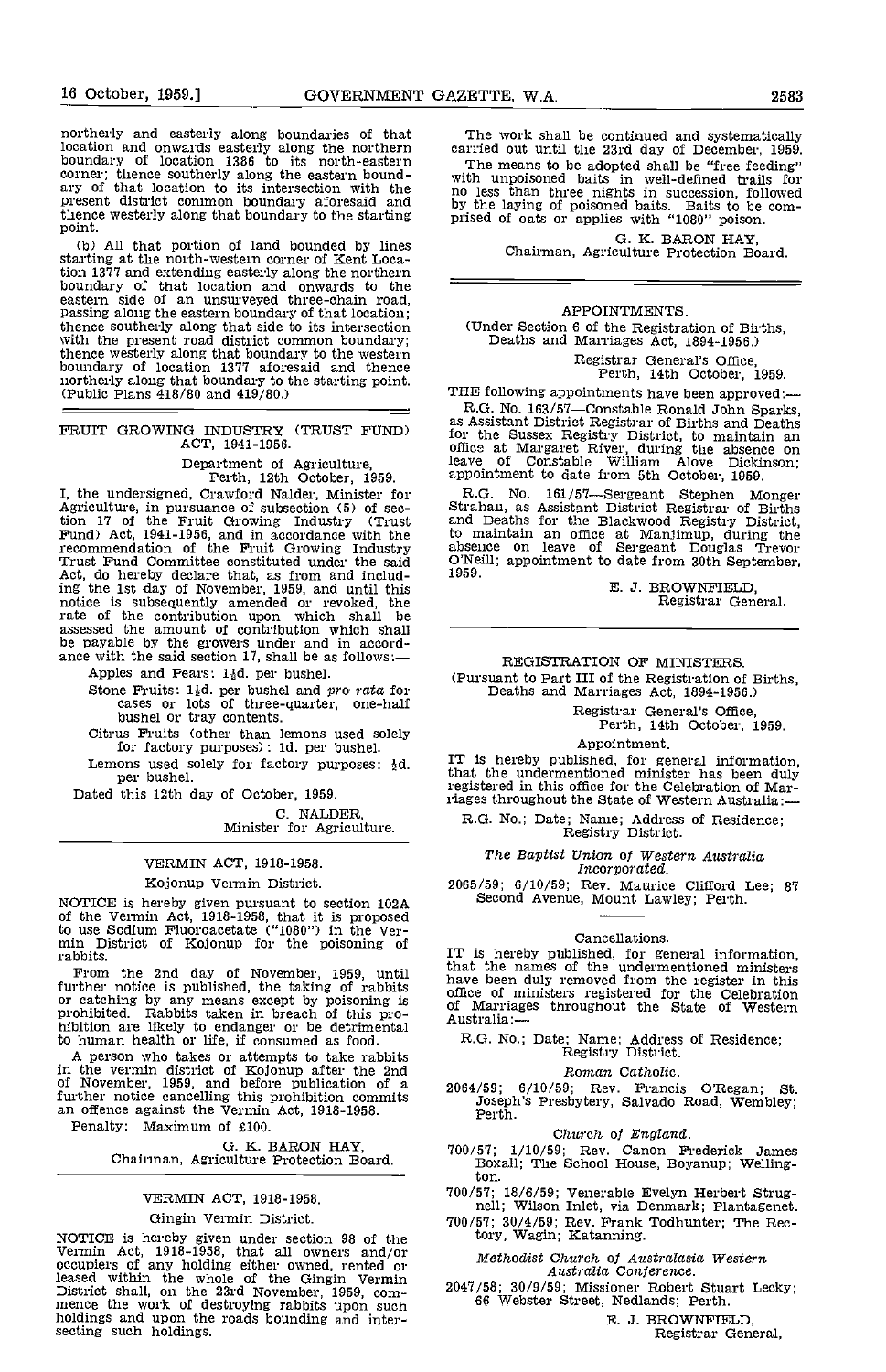northerly and easterly along boundaries of that location and onwards easterly along the northern boundary of location 1386 to its north-eastern corner; thence southerly along the eastern boundary of that location to its intersection with the present district common boundary aforesaid and thence westerly along that boundary to the starting point.

(b) All that portion of land bounded by lines starting at the north-western corner of Kent Location 1377 and extending easterly along the northern boundary of that location and onwards to the eastern side of an unsurveyed three-chain road, passing along the eastern boundary of that location; thence southerly along that side to its intersection with the present road district common boundary; thence westerly along that boundary to the western boundary of location 1377 aforesaid and thence northerly along that boundary to the starting point. (Public Plans 418/80 and 419/80.)

## FRUIT GROWING INDUSTRY (TRUST FUND) ACT, 1941-1956.

Department of Agriculture,
Perth, 12th October, 1959.

I, the undersigned, Crawford Nalder, Minister for Agriculture, in pursuance of subsection (5) of section 17 of the Fruit Growing Industry (Trust Fund) Act, 1941-1956, and in accordance with the recommendation of the Fruit Growing Industry Trust Fund Committee constituted under the said Act, do hereby declare that, as from and including the 1st day of November, 1959, and until this notice is subsequently amended or revoked, the rate of the contribution upon which shall be assessed the amount of contribution which shall be payable by the growers under and in accordance with the said section 17, shall be as follows:—

- Apples and Pears: 1½d. per bushel.
- Stone Fruits: 1½d. per bushel and *pro rata* for cases or lots of three-quarter, one-half bushel or tray contents.
- Citrus Fruits (other than lemons used solely for factory purposes): 1d. per bushel.
- Lemons used solely for factory purposes: ½d. per bushel.

Dated this 12th day of October, 1959.

C. NALDER,
Minister for Agriculture.

## VERMIN ACT, 1918-1958.

Kojonup Vermin District.

NOTICE is hereby given pursuant to section 102A of the Vermin Act, 1918-1958, that it is proposed to use Sodium Fluoroacetate ("1080") in the Vermin District of Kojonup for the poisoning of rabbits.

From the 2nd day of November, 1959, until further notice is published, the taking of rabbits or catching by any means except by poisoning is prohibited. Rabbits taken in breach of this prohibition are likely to endanger or be detrimental to human health or life, if consumed as food.

A person who takes or attempts to take rabbits in the vermin district of Kojonup after the 2nd of November, 1959, and before publication of a further notice cancelling this prohibition commits an offence against the Vermin Act, 1918-1958.

Penalty: Maximum of £100.

G. K. BARON HAY,
Chairman, Agriculture Protection Board.

## VERMIN ACT, 1918-1958.

Gingin Vermin District.

NOTICE is hereby given under section 98 of the Vermin Act, 1918-1958, that all owners and/or occupiers of any holding either owned, rented or leased within the whole of the Gingin Vermin District shall, on the 23rd November, 1959, commence the work of destroying rabbits upon such holdings and upon the roads bounding and intersecting such holdings.

The work shall be continued and systematically carried out until the 23rd day of December, 1959.

The means to be adopted shall be "free feeding" with unpoisoned baits in well-defined trails for no less than three nights in succession, followed by the laying of poisoned baits. Baits to be comprised of oats or applies with "1080" poison.

G. K. BARON HAY,
Chairman, Agriculture Protection Board.

## APPOINTMENTS.

(Under Section 6 of the Registration of Births, Deaths and Marriages Act, 1894-1956.)

Registrar General's Office,
Perth, 14th October, 1959.

THE following appointments have been approved:—

R.G. No. 163/57—Constable Ronald John Sparks, as Assistant District Registrar of Births and Deaths for the Sussex Registry District, to maintain an office at Margaret River, during the absence on leave of Constable William Alove Dickinson; appointment to date from 5th October, 1959.

R.G. No. 161/57—Sergeant Stephen Monger Strahan, as Assistant District Registrar of Births and Deaths for the Blackwood Registry District, to maintain an office at Manjimup, during the absence on leave of Sergeant Douglas Trevor O'Neill; appointment to date from 30th September, 1959.

E. J. BROWNFIELD,
Registrar General.

## REGISTRATION OF MINISTERS.

(Pursuant to Part III of the Registration of Births, Deaths and Marriages Act, 1894-1956.)

Registrar General's Office,
Perth, 14th October, 1959.

Appointment.

IT is hereby published, for general information, that the undermentioned minister has been duly registered in this office for the Celebration of Marriages throughout the State of Western Australia:—

R.G. No.; Date; Name; Address of Residence; Registry District.

*The Baptist Union of Western Australia Incorporated.*

2065/59; 6/10/59; Rev. Maurice Clifford Lee; 87 Second Avenue, Mount Lawley; Perth.

Cancellations.

IT is hereby published, for general information, that the names of the undermentioned ministers have been duly removed from the register in this office of ministers registered for the Celebration of Marriages throughout the State of Western Australia:—

R.G. No.; Date; Name; Address of Residence; Registry District.

*Roman Catholic.*

2064/59; 6/10/59; Rev. Francis O'Regan; St. Joseph's Presbytery, Salvado Road, Wembley; Perth.

*Church of England.*

700/57; 1/10/59; Rev. Canon Frederick James Boxall; The School House, Boyanup; Wellington.

700/57; 18/6/59; Venerable Evelyn Herbert Strugnell; Wilson Inlet, via Denmark; Plantagenet.

700/57; 30/4/59; Rev. Frank Todhunter; The Rectory, Wagin; Katanning.

*Methodist Church of Australasia Western Australia Conference.*

2047/58; 30/9/59; Missioner Robert Stuart Lecky; 66 Webster Street, Nedlands; Perth.

E. J. BROWNFIELD,
Registrar General.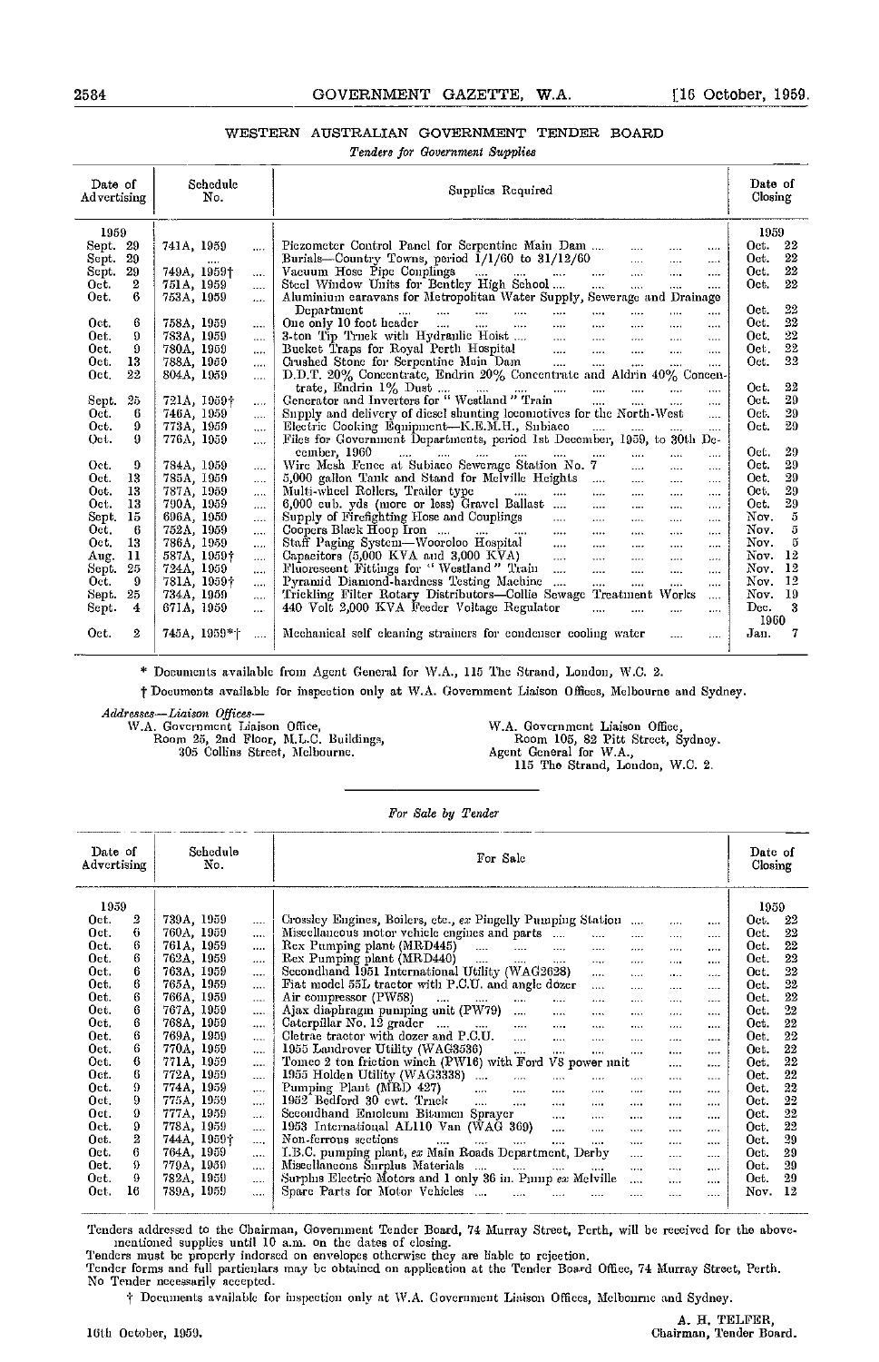## WESTERN AUSTRALIAN GOVERNMENT TENDER BOARD

*Tenders for Government Supplies*

| Date of Advertising | Schedule No. | Supplies Required | Date of Closing |
|---|---|---|---|
| 1959 | | | 1959 |
| Sept. 29 | 741A, 1959 | Piezometer Control Panel for Serpentine Main Dam | Oct. 22 |
| Sept. 29 | .... | Burials—Country Towns, period 1/1/60 to 31/12/60 | Oct. 22 |
| Sept. 29 | 749A, 1959† | Vacuum Hose Pipe Couplings | Oct. 22 |
| Oct. 2 | 751A, 1959 | Steel Window Units for Bentley High School | Oct. 22 |
| Oct. 6 | 753A, 1959 | Aluminium caravans for Metropolitan Water Supply, Sewerage and Drainage Department | Oct. 22 |
| Oct. 6 | 758A, 1959 | One only 10 foot header | Oct. 22 |
| Oct. 9 | 783A, 1959 | 3-ton Tip Truck with Hydraulic Hoist | Oct. 22 |
| Oct. 9 | 780A, 1959 | Bucket Traps for Royal Perth Hospital | Oct. 22 |
| Oct. 13 | 788A, 1959 | Crushed Stone for Serpentine Main Dam | Oct. 22 |
| Oct. 22 | 804A, 1959 | D.D.T. 20% Concentrate, Endrin 20% Concentrate and Aldrin 40% Concentrate, Endrin 1% Dust | Oct. 22 |
| Sept. 25 | 721A, 1959† | Generator and Inverters for "Westland" Train | Oct. 29 |
| Oct. 6 | 746A, 1959 | Supply and delivery of diesel shunting locomotives for the North-West | Oct. 29 |
| Oct. 9 | 773A, 1959 | Electric Cooking Equipment—K.E.M.H., Subiaco | Oct. 29 |
| Oct. 9 | 776A, 1959 | Files for Government Departments, period 1st December, 1959, to 30th December, 1960 | Oct. 29 |
| Oct. 9 | 784A, 1959 | Wire Mesh Fence at Subiaco Sewerage Station No. 7 | Oct. 29 |
| Oct. 13 | 785A, 1959 | 5,000 gallon Tank and Stand for Melville Heights | Oct. 29 |
| Oct. 13 | 787A, 1959 | Multi-wheel Rollers, Trailer type | Oct. 29 |
| Oct. 13 | 790A, 1959 | 6,000 cub. yds (more or less) Gravel Ballast | Oct. 29 |
| Sept. 15 | 696A, 1959 | Supply of Firefighting Hose and Couplings | Nov. 5 |
| Oct. 6 | 752A, 1959 | Coopers Black Hoop Iron | Nov. 5 |
| Oct. 13 | 786A, 1959 | Staff Paging System—Wooroloo Hospital | Nov. 5 |
| Aug. 11 | 587A, 1959† | Capacitors (5,000 KVA and 3,000 KVA) | Nov. 12 |
| Sept. 25 | 724A, 1959 | Fluorescent Fittings for "Westland" Train | Nov. 12 |
| Oct. 9 | 781A, 1959† | Pyramid Diamond-hardness Testing Machine | Nov. 12 |
| Sept. 25 | 734A, 1959 | Trickling Filter Rotary Distributors—Collie Sewage Treatment Works | Nov. 19 |
| Sept. 4 | 671A, 1959 | 440 Volt 2,000 KVA Feeder Voltage Regulator | Dec. 3 |
| | | | 1960 |
| Oct. 2 | 745A, 1959*† | Mechanical self cleaning strainers for condenser cooling water | Jan. 7 |

\* Documents available from Agent General for W.A., 115 The Strand, London, W.C. 2.

† Documents available for inspection only at W.A. Government Liaison Offices, Melbourne and Sydney.

*Addresses—Liaison Offices—*

W.A. Government Liaison Office,
Room 25, 2nd Floor, M.L.C. Buildings,
305 Collins Street, Melbourne.

W.A. Government Liaison Office,
Room 105, 82 Pitt Street, Sydney.
Agent General for W.A.,
115 The Strand, London, W.C. 2.

*For Sale by Tender*

| Date of Advertising | Schedule No. | For Sale | Date of Closing |
|---|---|---|---|
| 1959 | | | 1959 |
| Oct. 2 | 739A, 1959 | Crossley Engines, Boilers, etc., *ex* Pingelly Pumping Station | Oct. 22 |
| Oct. 6 | 760A, 1959 | Miscellaneous motor vehicle engines and parts | Oct. 22 |
| Oct. 6 | 761A, 1959 | Rex Pumping plant (MRD445) | Oct. 22 |
| Oct. 6 | 762A, 1959 | Rex Pumping plant (MRD440) | Oct. 22 |
| Oct. 6 | 763A, 1959 | Secondhand 1951 International Utility (WAG2628) | Oct. 22 |
| Oct. 6 | 765A, 1959 | Fiat model 55L tractor with P.C.U. and angle dozer | Oct. 22 |
| Oct. 6 | 766A, 1959 | Air compressor (PW58) | Oct. 22 |
| Oct. 6 | 767A, 1959 | Ajax diaphragm pumping unit (PW79) | Oct. 22 |
| Oct. 6 | 768A, 1959 | Caterpillar No. 12 grader | Oct. 22 |
| Oct. 6 | 769A, 1959 | Cletrac tractor with dozer and P.C.U. | Oct. 22 |
| Oct. 6 | 770A, 1959 | 1955 Landrover Utility (WAG3536) | Oct. 22 |
| Oct. 6 | 771A, 1959 | Tomco 2 ton friction winch (PW16) with Ford V8 power unit | Oct. 22 |
| Oct. 6 | 772A, 1959 | 1955 Holden Utility (WAG3338) | Oct. 22 |
| Oct. 9 | 774A, 1959 | Pumping Plant (MRD 427) | Oct. 22 |
| Oct. 9 | 775A, 1959 | 1952 Bedford 30 cwt. Truck | Oct. 22 |
| Oct. 9 | 777A, 1959 | Secondhand Emoleum Bitumen Sprayer | Oct. 22 |
| Oct. 9 | 778A, 1959 | 1953 International AL110 Van (WAG 369) | Oct. 22 |
| Oct. 2 | 744A, 1959† | Non-ferrous sections | Oct. 29 |
| Oct. 6 | 764A, 1959 | I.B.C. pumping plant, *ex* Main Roads Department, Derby | Oct. 29 |
| Oct. 9 | 779A, 1959 | Miscellaneous Surplus Materials | Oct. 29 |
| Oct. 9 | 782A, 1959 | Surplus Electric Motors and 1 only 36 in. Pump *ex* Melville | Oct. 29 |
| Oct. 16 | 789A, 1959 | Spare Parts for Motor Vehicles | Nov. 12 |

Tenders addressed to the Chairman, Government Tender Board, 74 Murray Street, Perth, will be received for the above-mentioned supplies until 10 a.m. on the dates of closing.

Tenders must be properly indorsed on envelopes otherwise they are liable to rejection.

Tender forms and full particulars may be obtained on application at the Tender Board Office, 74 Murray Street, Perth.

No Tender necessarily accepted.

† Documents available for inspection only at W.A. Government Liaison Offices, Melbourne and Sydney.

10th October, 1959.

A. H. TELFER,
Chairman, Tender Board.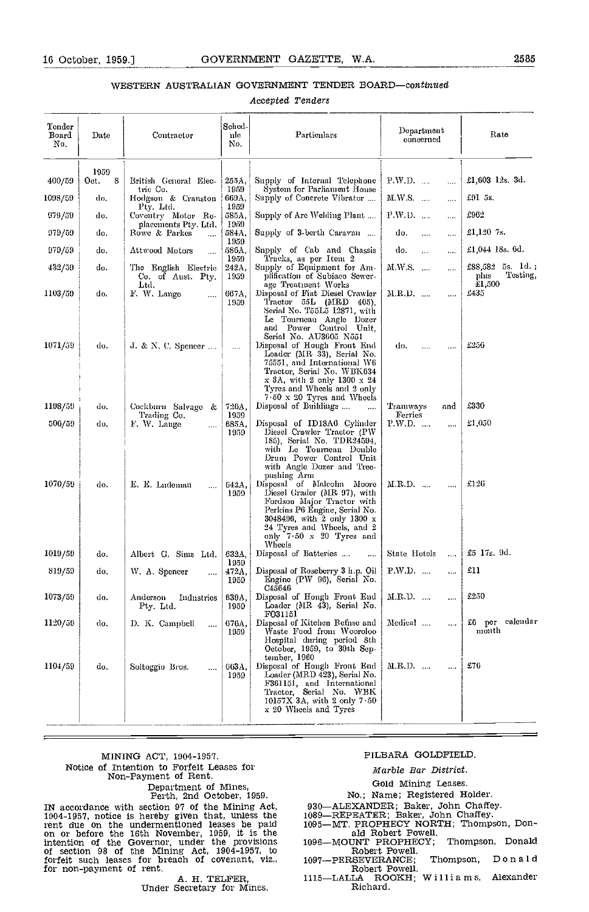## WESTERN AUSTRALIAN GOVERNMENT TENDER BOARD—*continued*

*Accepted Tenders*

| Tender Board No. | Date | Contractor | Schedule No. | Particulars | Department concerned | Rate |
|---|---|---|---|---|---|---|
| | 1959 | | | | | |
| 400/59 | Oct. 8 | British General Electric Co. | 255A, 1959 | Supply of Internal Telephone System for Parliament House | P.W.D. .... .... | £1,603 12s. 3d. |
| 1098/59 | do. | Hodgson & Cranston Pty. Ltd. | 669A, 1959 | Supply of Concrete Vibrator .... | M.W.S. .... .... | £91 5s. |
| 979/59 | do. | Coventry Motor Replacements Pty. Ltd. | 585A, 1959 | Supply of Arc Welding Plant .... | P.W.D. .... .... | £962 |
| 979/59 | do. | Rowe & Parkes .... | 584A, 1959 | Supply of 3-berth Caravan .... | do. .... .... | £1,120 7s. |
| 979/59 | do. | Attwood Motors .... | 586A, 1959 | Supply of Cab and Chassis Trucks, as per Item 2 | do. .... .... | £1,044 18s. 6d. |
| 432/59 | do. | The English Electric Co. of Aust. Pty. Ltd. | 242A, 1959 | Supply of Equipment for Amplification of Subiaco Sewerage Treatment Works | M.W.S. .... .... | £88,582 5s. 1d.; plus Testing, £1,500 |
| 1103/59 | do. | F. W. Lange .... | 667A, 1959 | Disposal of Fiat Diesel Crawler Tractor 55L (MRD 405), Serial No. T55L5 12871, with Le Tourneau Angle Dozer and Power Control Unit, Serial No. AU3605 N551 | M.R.D. .... .... | £435 |
| 1071/59 | do. | J. & N. C. Spencer .... | .... | Disposal of Hough Front End Loader (MR 33), Serial No. 75551, and International W6 Tractor, Serial No. WBK634 x 3A, with 2 only 1300 x 24 Tyres and Wheels and 2 only 7·50 x 20 Tyres and Wheels | do. .... .... | £256 |
| 1198/59 | do. | Cockburn Salvage & Trading Co. | 726A, 1959 | Disposal of Buildings .... .... | Tramways and Ferries | £330 |
| 506/59 | do. | F. W. Lange .... | 685A, 1959 | Disposal of ID18A6 Cylinder Diesel Crawler Tractor (PW 185), Serial No. TDR24594, with Le Tourneau Double Drum Power Control Unit with Angle Dozer and Tree-pushing Arm | P.W.D. .... .... | £1,050 |
| 1070/59 | do. | E. E. Ludeman .... | 642A, 1959 | Disposal of Malcolm Moore Diesel Grader (MR 97), with Fordson Major Tractor with Perkins P6 Engine, Serial No. 3048496, with 2 only 1300 x 24 Tyres and Wheels, and 2 only 7·50 x 20 Tyres and Wheels | M.R.D. .... .... | £126 |
| 1019/59 | do. | Albert G. Sims Ltd. | 632A, 1959 | Disposal of Batteries .... .... | State Hotels .... | £5 17s. 9d. |
| 819/59 | do. | W. A. Spencer .... | 472A, 1959 | Disposal of Roseberry 3 h.p. Oil Engine (PW 96), Serial No. C45646 | P.W.D. .... .... | £11 |
| 1073/59 | do. | Anderson Industries Pty. Ltd. | 639A, 1959 | Disposal of Hough Front End Loader (MR 43), Serial No. FO31151 | M.R.D. .... .... | £250 |
| 1120/59 | do. | D. K. Campbell .... | 676A, 1959 | Disposal of Kitchen Refuse and Waste Food from Wooroloo Hospital during period 8th October, 1959, to 30th September, 1960 | Medical .... .... | £6 per calendar month |
| 1104/59 | do. | Soltoggio Bros. .... | 663A, 1959 | Disposal of Hough Front End Loader (MRD 423), Serial No. F361151, and International Tractor, Serial No. WBK 10157X 3A, with 2 only 7·50 x 20 Wheels and Tyres | M.R.D. .... .... | £76 |

MINING ACT, 1904-1957.

Notice of Intention to Forfeit Leases for Non-Payment of Rent.

Department of Mines,
Perth, 2nd October, 1959.

IN accordance with section 97 of the Mining Act, 1904-1957, notice is hereby given that, unless the rent due on the undermentioned leases be paid on or before the 16th November, 1959, it is the intention of the Governor, under the provisions of section 98 of the Mining Act, 1904-1957, to forfeit such leases for breach of covenant, viz., for non-payment of rent.

A. H. TELFER,
Under Secretary for Mines.

PILBARA GOLDFIELD.

*Marble Bar District.*

Gold Mining Leases.

No.; Name; Registered Holder.

930—ALEXANDER; Baker, John Chaffey.
1089—REPEATER; Baker, John Chaffey.
1095—MT. PROPHECY NORTH; Thompson, Donald Robert Powell.
1096—MOUNT PROPHECY; Thompson, Donald Robert Powell.
1097—PERSEVERANCE; Thompson, Donald Robert Powell.
1115—LALLA ROOKH; Williams, Alexander Richard.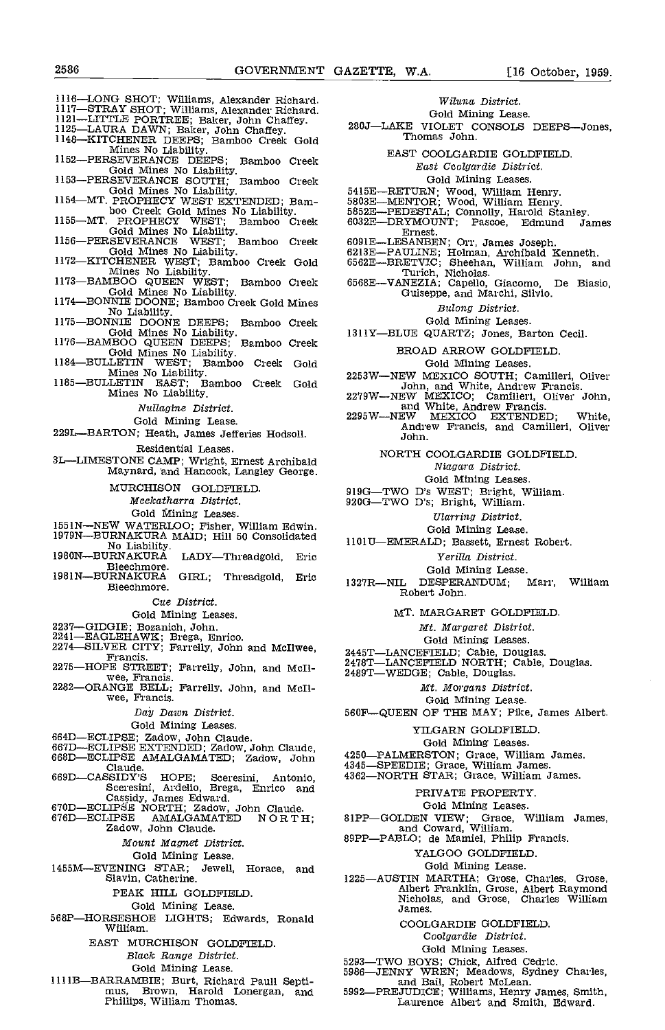1116—LONG SHOT; Williams, Alexander Richard.
1117—STRAY SHOT; Williams, Alexander Richard.
1121—LITTLE PORTREE; Baker, John Chaffey.
1125—LAURA DAWN; Baker, John Chaffey.
1148—KITCHENER DEEPS; Bamboo Creek Gold Mines No Liability.
1152—PERSEVERANCE DEEPS; Bamboo Creek Gold Mines No Liability.
1153—PERSEVERANCE SOUTH; Bamboo Creek Gold Mines No Liability.
1154—MT. PROPHECY WEST EXTENDED; Bamboo Creek Gold Mines No Liability.
1155—MT. PROPHECY WEST; Bamboo Creek Gold Mines No Liability.
1156—PERSEVERANCE WEST; Bamboo Creek Gold Mines No Liability.
1172—KITCHENER WEST; Bamboo Creek Gold Mines No Liability.
1173—BAMBOO QUEEN WEST; Bamboo Creek Gold Mines No Liability.
1174—BONNIE DOONE; Bamboo Creek Gold Mines No Liability.
1175—BONNIE DOONE DEEPS; Bamboo Creek Gold Mines No Liability.
1176—BAMBOO QUEEN DEEPS; Bamboo Creek Gold Mines No Liability.
1184—BULLETIN WEST; Bamboo Creek Gold Mines No Liability.
1185—BULLETIN EAST; Bamboo Creek Gold Mines No Liability.

*Nullagine District.*

Gold Mining Lease.

229L—BARTON; Heath, James Jefferies Hodsoll.

Residential Leases.

3L—LIMESTONE CAMP; Wright, Ernest Archibald Maynard, and Hancock, Langley George.

MURCHISON GOLDFIELD.

*Meekatharra District.*

Gold Mining Leases.

1551N—NEW WATERLOO; Fisher, William Edwin.
1979N—BURNAKURA MAID; Hill 50 Consolidated No Liability.
1980N—BURNAKURA LADY—Threadgold, Eric Bleechmore.
1981N—BURNAKURA GIRL; Threadgold, Eric Bleechmore.

*Cue District.*

Gold Mining Leases.

2237—GIDGIE; Bozanich, John.
2241—EAGLEHAWK; Brega, Enrico.
2274—SILVER CITY; Farrelly, John and McIlwee, Francis.
2275—HOPE STREET; Farrelly, John, and McIlwee, Francis.
2282—ORANGE BELL; Farrelly, John, and McIlwee, Francis.

*Day Dawn District.*

Gold Mining Leases.

664D—ECLIPSE; Zadow, John Claude.
667D—ECLIPSE EXTENDED; Zadow, John Claude,
668D—ECLIPSE AMALGAMATED; Zadow, John Claude.
669D—CASSIDY'S HOPE; Sceresini, Antonio, Sceresini, Ardelio, Brega, Enrico and Cassidy, James Edward.
670D—ECLIPSE NORTH; Zadow, John Claude.
676D—ECLIPSE AMALGAMATED NORTH; Zadow, John Claude.

*Mount Magnet District.*

Gold Mining Lease.

1455M—EVENING STAR; Jewell, Horace, and Slavin, Catherine.

PEAK HILL GOLDFIELD.

Gold Mining Lease.

568P—HORSESHOE LIGHTS; Edwards, Ronald William.

EAST MURCHISON GOLDFIELD.

*Black Range District.*

Gold Mining Lease.

1111B—BARRAMBIE; Burt, Richard Paull Septimus, Brown, Harold Lonergan, and Phillips, William Thomas.

*Wiluna District.*

Gold Mining Lease.

280J—LAKE VIOLET CONSOLS DEEPS—Jones, Thomas John.

EAST COOLGARDIE GOLDFIELD.

*East Coolgardie District.*

Gold Mining Leases.

5415E—RETURN; Wood, William Henry.
5803E—MENTOR; Wood, William Henry.
5852E—PEDESTAL; Connolly, Harold Stanley.
6032E—DRYMOUNT; Pascoe, Edmund James Ernest.
6091E—LESANBEN; Orr, James Joseph.
6213E—PAULINE; Holman, Archibald Kenneth.
6562E—BRETVIC; Sheehan, William John, and Turich, Nicholas.
6568E—VANEZIA; Capello, Giacomo, De Biasio, Guiseppe, and Marchi, Silvio.

*Bulong District.*

Gold Mining Leases.

1311Y—BLUE QUARTZ; Jones, Barton Cecil.

BROAD ARROW GOLDFIELD.

Gold Mining Leases.

2253W—NEW MEXICO SOUTH; Camilleri, Oliver John, and White, Andrew Francis.
2279W—NEW MEXICO; Camilleri, Oliver John, and White, Andrew Francis.
2295W—NEW MEXICO EXTENDED; White, Andrew Francis, and Camilleri, Oliver John.

NORTH COOLGARDIE GOLDFIELD.

*Niagara District.*

Gold Mining Leases.

919G—TWO D's WEST; Bright, William.
920G—TWO D's; Bright, William.

*Ularring District.*

Gold Mining Lease.

1101U—EMERALD; Bassett, Ernest Robert.

*Yerilla District.*

Gold Mining Lease.

1327R—NIL DESPERANDUM; Marr, William Robert John.

MT. MARGARET GOLDFIELD.

*Mt. Margaret District.*

Gold Mining Leases.

2445T—LANCEFIELD; Cable, Douglas.
2478T—LANCEFIELD NORTH; Cable, Douglas.
2489T—WEDGE; Cable, Douglas.

*Mt. Morgans District.*

Gold Mining Lease.

560F—QUEEN OF THE MAY; Pike, James Albert.

YILGARN GOLDFIELD.

Gold Mining Leases.

4250—PALMERSTON; Grace, William James.
4345—SPEEDIE; Grace, William James.
4362—NORTH STAR; Grace, William James.

PRIVATE PROPERTY.

Gold Mining Leases.

81PP—GOLDEN VIEW; Grace, William James, and Coward, William.
89PP—PABLO; de Mamiel, Philip Francis.

YALGOO GOLDFIELD.

Gold Mining Lease.

1225—AUSTIN MARTHA; Grose, Charles, Grose, Albert Franklin, Grose, Albert Raymond Nicholas, and Grose, Charles William James.

COOLGARDIE GOLDFIELD.

*Coolgardie District.*

Gold Mining Leases.

5293—TWO BOYS; Chick, Alfred Cedric.
5986—JENNY WREN; Meadows, Sydney Charles, and Bail, Robert McLean.
5992—PREJUDICE; Williams, Henry James, Smith, Laurence Albert and Smith, Edward.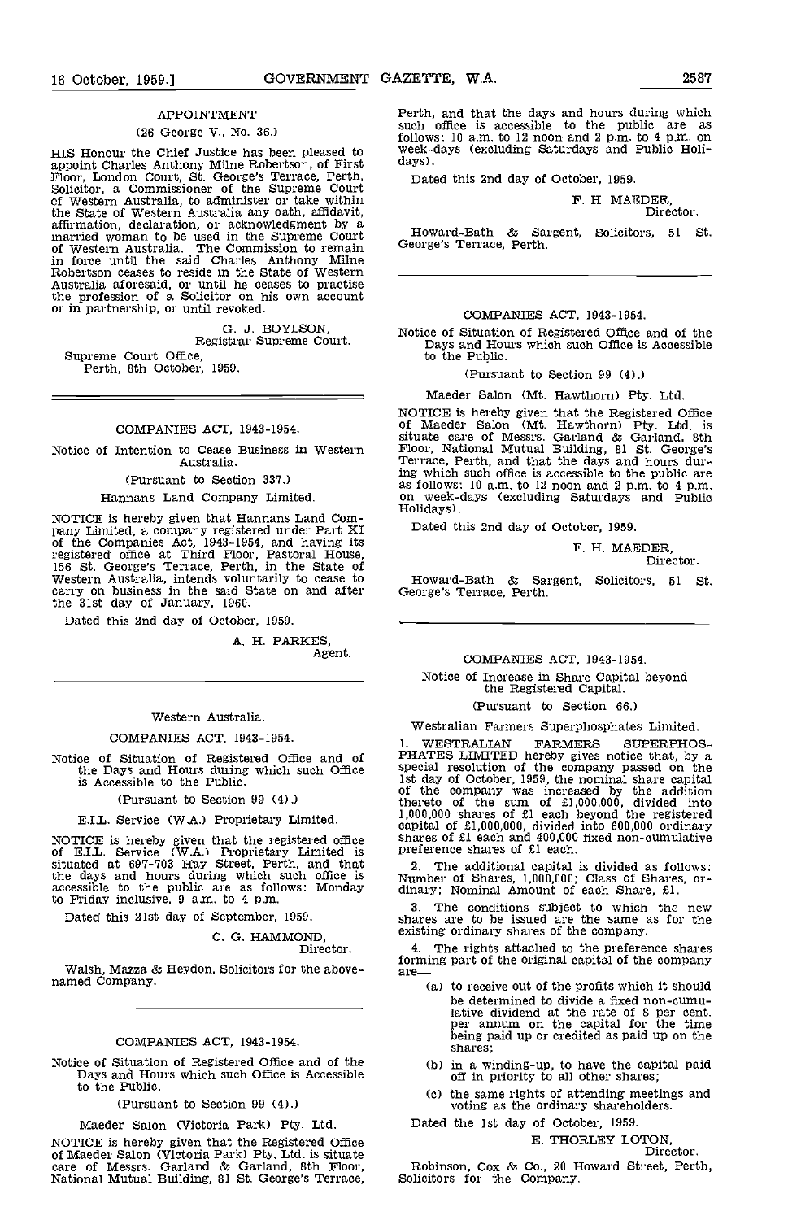## APPOINTMENT

(26 George V., No. 36.)

HIS Honour the Chief Justice has been pleased to appoint Charles Anthony Milne Robertson, of First Floor, London Court, St. George's Terrace, Perth, Solicitor, a Commissioner of the Supreme Court of Western Australia, to administer or take within the State of Western Australia any oath, affidavit, affirmation, declaration, or acknowledgment by a married woman to be used in the Supreme Court of Western Australia. The Commission to remain in force until the said Charles Anthony Milne Robertson ceases to reside in the State of Western Australia aforesaid, or until he ceases to practise the profession of a Solicitor on his own account or in partnership, or until revoked.

G. J. BOYLSON,
Registrar Supreme Court.

Supreme Court Office,
Perth, 8th October, 1959.

---

## COMPANIES ACT, 1943-1954.

Notice of Intention to Cease Business in Western Australia.

(Pursuant to Section 337.)

Hannans Land Company Limited.

NOTICE is hereby given that Hannans Land Company Limited, a company registered under Part XI of the Companies Act, 1943-1954, and having its registered office at Third Floor, Pastoral House, 156 St. George's Terrace, Perth, in the State of Western Australia, intends voluntarily to cease to carry on business in the said State on and after the 31st day of January, 1960.

Dated this 2nd day of October, 1959.

A. H. PARKES,
Agent.

---

Western Australia.

## COMPANIES ACT, 1943-1954.

Notice of Situation of Registered Office and of the Days and Hours during which such Office is Accessible to the Public.

(Pursuant to Section 99 (4).)

E.I.L. Service (W.A.) Proprietary Limited.

NOTICE is hereby given that the registered office of E.I.L. Service (W.A.) Proprietary Limited is situated at 697-703 Hay Street, Perth, and that the days and hours during which such office is accessible to the public are as follows: Monday to Friday inclusive, 9 a.m. to 4 p.m.

Dated this 21st day of September, 1959.

C. G. HAMMOND,
Director.

Walsh, Mazza & Heydon, Solicitors for the abovenamed Company.

---

## COMPANIES ACT, 1943-1954.

Notice of Situation of Registered Office and of the Days and Hours which such Office is Accessible to the Public.

(Pursuant to Section 99 (4).)

Maeder Salon (Victoria Park) Pty. Ltd.

NOTICE is hereby given that the Registered Office of Maeder Salon (Victoria Park) Pty. Ltd. is situate care of Messrs. Garland & Garland, 8th Floor, National Mutual Building, 81 St. George's Terrace, Perth, and that the days and hours during which such office is accessible to the public are as follows: 10 a.m. to 12 noon and 2 p.m. to 4 p.m. on week-days (excluding Saturdays and Public Holidays).

Dated this 2nd day of October, 1959.

F. H. MAEDER,
Director.

Howard-Bath & Sargent, Solicitors, 51 St. George's Terrace, Perth.

---

## COMPANIES ACT, 1943-1954.

Notice of Situation of Registered Office and of the Days and Hours which such Office is Accessible to the Public.

(Pursuant to Section 99 (4).)

Maeder Salon (Mt. Hawthorn) Pty. Ltd.

NOTICE is hereby given that the Registered Office of Maeder Salon (Mt. Hawthorn) Pty. Ltd. is situate care of Messrs. Garland & Garland, 8th Floor, National Mutual Building, 81 St. George's Terrace, Perth, and that the days and hours during which such office is accessible to the public are as follows: 10 a.m. to 12 noon and 2 p.m. to 4 p.m. on week-days (excluding Saturdays and Public Holidays).

Dated this 2nd day of October, 1959.

F. H. MAEDER,
Director.

Howard-Bath & Sargent, Solicitors, 51 St. George's Terrace, Perth.

---

## COMPANIES ACT, 1943-1954.

Notice of Increase in Share Capital beyond the Registered Capital.

(Pursuant to Section 66.)

Westralian Farmers Superphosphates Limited.

1. WESTRALIAN FARMERS SUPERPHOSPHATES LIMITED hereby gives notice that, by a special resolution of the company passed on the 1st day of October, 1959, the nominal share capital of the company was increased by the addition thereto of the sum of £1,000,000, divided into 1,000,000 shares of £1 each beyond the registered capital of £1,000,000, divided into 600,000 ordinary shares of £1 each and 400,000 fixed non-cumulative preference shares of £1 each.

2. The additional capital is divided as follows: Number of Shares, 1,000,000; Class of Shares, ordinary; Nominal Amount of each Share, £1.

3. The conditions subject to which the new shares are to be issued are the same as for the existing ordinary shares of the company.

4. The rights attached to the preference shares forming part of the original capital of the company are—

(a) to receive out of the profits which it should be determined to divide a fixed non-cumulative dividend at the rate of 8 per cent. per annum on the capital for the time being paid up or credited as paid up on the shares;

(b) in a winding-up, to have the capital paid off in priority to all other shares;

(c) the same rights of attending meetings and voting as the ordinary shareholders.

Dated the 1st day of October, 1959.

E. THORLEY LOTON,
Director.

Robinson, Cox & Co., 20 Howard Street, Perth, Solicitors for the Company.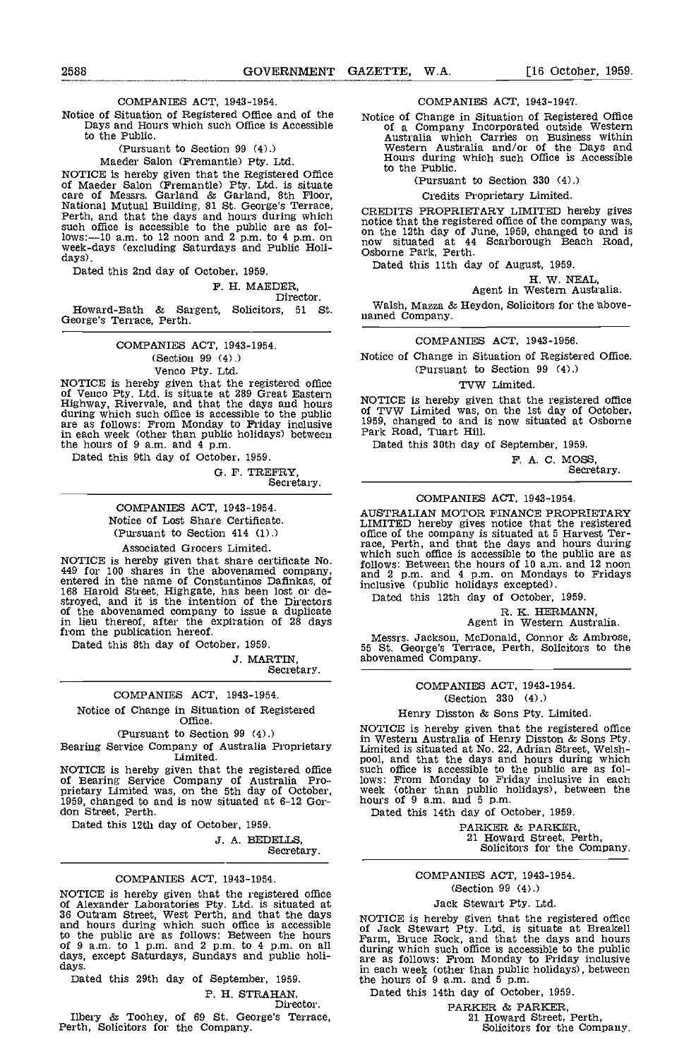COMPANIES ACT, 1943-1954.

Notice of Situation of Registered Office and of the Days and Hours which such Office is Accessible to the Public.

(Pursuant to Section 99 (4).)

Maeder Salon (Fremantle) Pty. Ltd.

NOTICE is hereby given that the Registered Office of Maeder Salon (Fremantle) Pty. Ltd. is situate care of Messrs. Garland & Garland, 8th Floor, National Mutual Building, 81 St. George's Terrace, Perth, and that the days and hours during which such office is accessible to the public are as follows:—10 a.m. to 12 noon and 2 p.m. to 4 p.m. on week-days (excluding Saturdays and Public Holidays).

Dated this 2nd day of October, 1959.

F. H. MAEDER,
Director.

Howard-Bath & Sargent, Solicitors, 51 St. George's Terrace, Perth.

---

COMPANIES ACT, 1943-1954.

(Section 99 (4).)

Venco Pty. Ltd.

NOTICE is hereby given that the registered office of Venco Pty. Ltd. is situate at 289 Great Eastern Highway, Rivervale, and that the days and hours during which such office is accessible to the public are as follows: From Monday to Friday inclusive in each week (other than public holidays) between the hours of 9 a.m. and 4 p.m.

Dated this 9th day of October, 1959.

G. F. TREFRY,
Secretary.

---

COMPANIES ACT, 1943-1954.

Notice of Lost Share Certificate.

(Pursuant to Section 414 (1).)

Associated Grocers Limited.

NOTICE is hereby given that share certificate No. 449 for 100 shares in the abovenamed company, entered in the name of Constantinos Dafinkas, of 168 Harold Street, Highgate, has been lost or destroyed, and it is the intention of the Directors of the abovenamed company to issue a duplicate in lieu thereof, after the expiration of 28 days from the publication hereof.

Dated this 8th day of October, 1959.

J. MARTIN,
Secretary.

---

COMPANIES ACT, 1943-1954.

Notice of Change in Situation of Registered Office.

(Pursuant to Section 99 (4).)

Bearing Service Company of Australia Proprietary Limited.

NOTICE is hereby given that the registered office of Bearing Service Company of Australia Proprietary Limited was, on the 5th day of October, 1959, changed to and is now situated at 6-12 Gordon Street, Perth.

Dated this 12th day of October, 1959.

J. A. BEDELLS,
Secretary.

---

COMPANIES ACT, 1943-1954.

NOTICE is hereby given that the registered office of Alexander Laboratories Pty. Ltd. is situated at 36 Outram Street, West Perth, and that the days and hours during which such office is accessible to the public are as follows: Between the hours of 9 a.m. to 1 p.m. and 2 p.m. to 4 p.m. on all days, except Saturdays, Sundays and public holidays.

Dated this 29th day of September, 1959.

P. H. STRAHAN,
Director.

Ilbery & Toohey, of 69 St. George's Terrace, Perth, Solicitors for the Company.

---

COMPANIES ACT, 1943-1947.

Notice of Change in Situation of Registered Office of a Company Incorporated outside Western Australia which Carries on Business within Western Australia and/or of the Days and Hours during which such Office is Accessible to the Public.

(Pursuant to Section 330 (4).)

Credits Proprietary Limited.

CREDITS PROPRIETARY LIMITED hereby gives notice that the registered office of the company was, on the 12th day of June, 1959, changed to and is now situated at 44 Scarborough Beach Road, Osborne Park, Perth.

Dated this 11th day of August, 1959.

H. W. NEAL,
Agent in Western Australia.

Walsh, Mazza & Heydon, Solicitors for the abovenamed Company.

---

COMPANIES ACT, 1943-1956.

Notice of Change in Situation of Registered Office.

(Pursuant to Section 99 (4).)

TVW Limited.

NOTICE is hereby given that the registered office of TVW Limited was, on the 1st day of October, 1959, changed to and is now situated at Osborne Park Road, Tuart Hill.

Dated this 30th day of September, 1959.

F. A. C. MOSS,
Secretary.

---

COMPANIES ACT, 1943-1954.

AUSTRALIAN MOTOR FINANCE PROPRIETARY LIMITED hereby gives notice that the registered office of the company is situated at 5 Harvest Terrace, Perth, and that the days and hours during which such office is accessible to the public are as follows: Between the hours of 10 a.m. and 12 noon and 2 p.m. and 4 p.m. on Mondays to Fridays inclusive (public holidays excepted).

Dated this 12th day of October, 1959.

R. K. HERMANN,
Agent in Western Australia.

Messrs. Jackson, McDonald, Connor & Ambrose, 55 St. George's Terrace, Perth, Solicitors to the abovenamed Company.

---

COMPANIES ACT, 1943-1954.

(Section 330 (4).)

Henry Disston & Sons Pty. Limited.

NOTICE is hereby given that the registered office in Western Australia of Henry Disston & Sons Pty. Limited is situated at No. 22, Adrian Street, Welshpool, and that the days and hours during which such office is accessible to the public are as follows: From Monday to Friday inclusive in each week (other than public holidays), between the hours of 9 a.m. and 5 p.m.

Dated this 14th day of October, 1959.

PARKER & PARKER,
21 Howard Street, Perth,
Solicitors for the Company.

---

COMPANIES ACT, 1943-1954.

(Section 99 (4).)

Jack Stewart Pty. Ltd.

NOTICE is hereby given that the registered office of Jack Stewart Pty. Ltd. is situate at Breakell Farm, Bruce Rock, and that the days and hours during which such office is accessible to the public are as follows: From Monday to Friday inclusive in each week (other than public holidays), between the hours of 9 a.m. and 5 p.m.

Dated this 14th day of October, 1959.

PARKER & PARKER,
21 Howard Street, Perth,
Solicitors for the Company.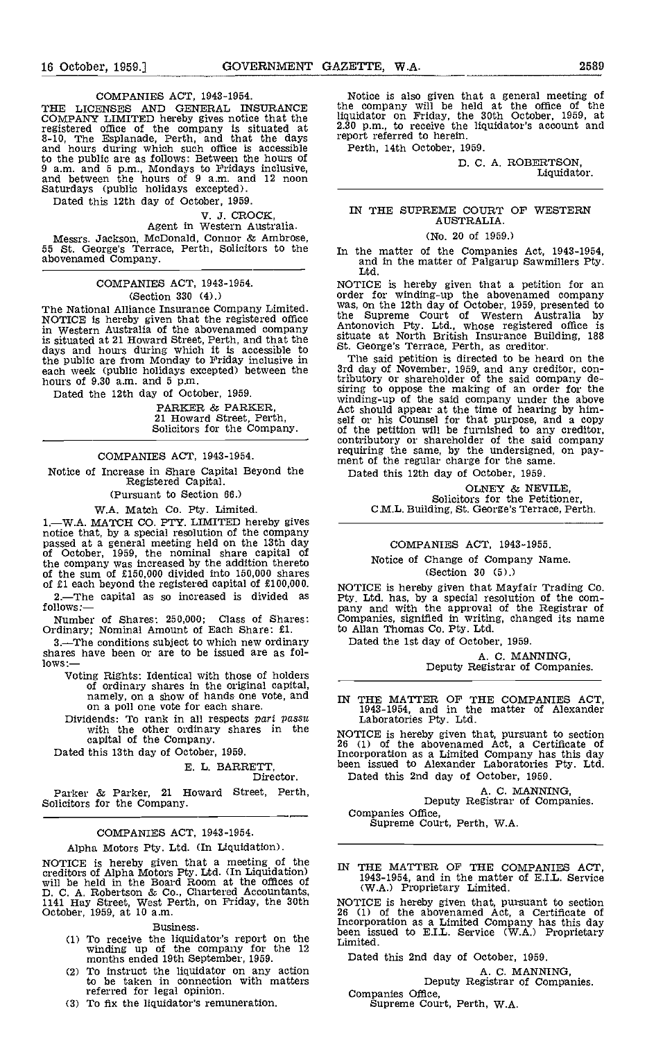COMPANIES ACT, 1943-1954.

THE LICENSES AND GENERAL INSURANCE COMPANY LIMITED hereby gives notice that the registered office of the company is situated at 8-10, The Esplanade, Perth, and that the days and hours during which such office is accessible to the public are as follows: Between the hours of 9 a.m. and 5 p.m., Mondays to Fridays inclusive, and between the hours of 9 a.m. and 12 noon Saturdays (public holidays excepted).

Dated this 12th day of October, 1959.

V. J. CROCK,
Agent in Western Australia.

Messrs. Jackson, McDonald, Connor & Ambrose, 55 St. George's Terrace, Perth, Solicitors to the abovenamed Company.

---

COMPANIES ACT, 1943-1954.
(Section 330 (4).)

The National Alliance Insurance Company Limited.

NOTICE is hereby given that the registered office in Western Australia of the abovenamed company is situated at 21 Howard Street, Perth, and that the days and hours during which it is accessible to the public are from Monday to Friday inclusive in each week (public holidays excepted) between the hours of 9.30 a.m. and 5 p.m.

Dated the 12th day of October, 1959.

PARKER & PARKER,
21 Howard Street, Perth,
Solicitors for the Company.

---

COMPANIES ACT, 1943-1954.

Notice of Increase in Share Capital Beyond the Registered Capital.
(Pursuant to Section 66.)

W.A. Match Co. Pty. Limited.

1.—W.A. MATCH CO. PTY. LIMITED hereby gives notice that, by a special resolution of the company passed at a general meeting held on the 13th day of October, 1959, the nominal share capital of the company was increased by the addition thereto of the sum of £150,000 divided into 150,000 shares of £1 each beyond the registered capital of £100,000.

2.—The capital as so increased is divided as follows:—

Number of Shares: 250,000; Class of Shares: Ordinary; Nominal Amount of Each Share: £1.

3.—The conditions subject to which new ordinary shares have been or are to be issued are as follows:—

Voting Rights: Identical with those of holders of ordinary shares in the original capital, namely, on a show of hands one vote, and on a poll one vote for each share.

Dividends: To rank in all respects *pari passu* with the other ordinary shares in the capital of the Company.

Dated this 13th day of October, 1959.

E. L. BARRETT,
Director.

Parker & Parker, 21 Howard Street, Perth, Solicitors for the Company.

---

COMPANIES ACT, 1943-1954.

Alpha Motors Pty. Ltd. (In Liquidation).

NOTICE is hereby given that a meeting of the creditors of Alpha Motors Pty. Ltd. (In Liquidation) will be held in the Board Room at the offices of D. C. A. Robertson & Co., Chartered Accountants, 1141 Hay Street, West Perth, on Friday, the 30th October, 1959, at 10 a.m.

Business.

(1) To receive the liquidator's report on the winding up of the company for the 12 months ended 19th September, 1959.
(2) To instruct the liquidator on any action to be taken in connection with matters referred for legal opinion.
(3) To fix the liquidator's remuneration.

Notice is also given that a general meeting of the company will be held at the office of the liquidator on Friday, the 30th October, 1959, at 2.30 p.m., to receive the liquidator's account and report referred to herein.

Perth, 14th October, 1959.

D. C. A. ROBERTSON,
Liquidator.

---

IN THE SUPREME COURT OF WESTERN AUSTRALIA.
(No. 20 of 1959.)

In the matter of the Companies Act, 1943-1954, and in the matter of Palgarup Sawmillers Pty. Ltd.

NOTICE is hereby given that a petition for an order for winding-up the abovenamed company was, on the 12th day of October, 1959, presented to the Supreme Court of Western Australia by Antonovich Pty. Ltd., whose registered office is situate at North British Insurance Building, 188 St. George's Terrace, Perth, as creditor.

The said petition is directed to be heard on the 3rd day of November, 1959, and any creditor, contributory or shareholder of the said company desiring to oppose the making of an order for the winding-up of the said company under the above Act should appear at the time of hearing by himself or his Counsel for that purpose, and a copy of the petition will be furnished to any creditor, contributory or shareholder of the said company requiring the same, by the undersigned, on payment of the regular charge for the same.

Dated this 12th day of October, 1959.

OLNEY & NEVILE,
Solicitors for the Petitioner,
C.M.L. Building, St. George's Terrace, Perth.

---

COMPANIES ACT, 1943-1955.

Notice of Change of Company Name.
(Section 30 (5).)

NOTICE is hereby given that Mayfair Trading Co. Pty. Ltd. has, by a special resolution of the company and with the approval of the Registrar of Companies, signified in writing, changed its name to Allan Thomas Co. Pty. Ltd.

Dated the 1st day of October, 1959.

A. C. MANNING,
Deputy Registrar of Companies.

---

IN THE MATTER OF THE COMPANIES ACT, 1943-1954, and in the matter of Alexander Laboratories Pty. Ltd.

NOTICE is hereby given that, pursuant to section 26 (1) of the abovenamed Act, a Certificate of Incorporation as a Limited Company has this day been issued to Alexander Laboratories Pty. Ltd.

Dated this 2nd day of October, 1959.

A. C. MANNING,
Deputy Registrar of Companies.

Companies Office,
Supreme Court, Perth, W.A.

---

IN THE MATTER OF THE COMPANIES ACT, 1943-1954, and in the matter of E.I.L. Service (W.A.) Proprietary Limited.

NOTICE is hereby given that, pursuant to section 26 (1) of the abovenamed Act, a Certificate of Incorporation as a Limited Company has this day been issued to E.I.L. Service (W.A.) Proprietary Limited.

Dated this 2nd day of October, 1959.

A. C. MANNING,
Deputy Registrar of Companies.

Companies Office,
Supreme Court, Perth, W.A.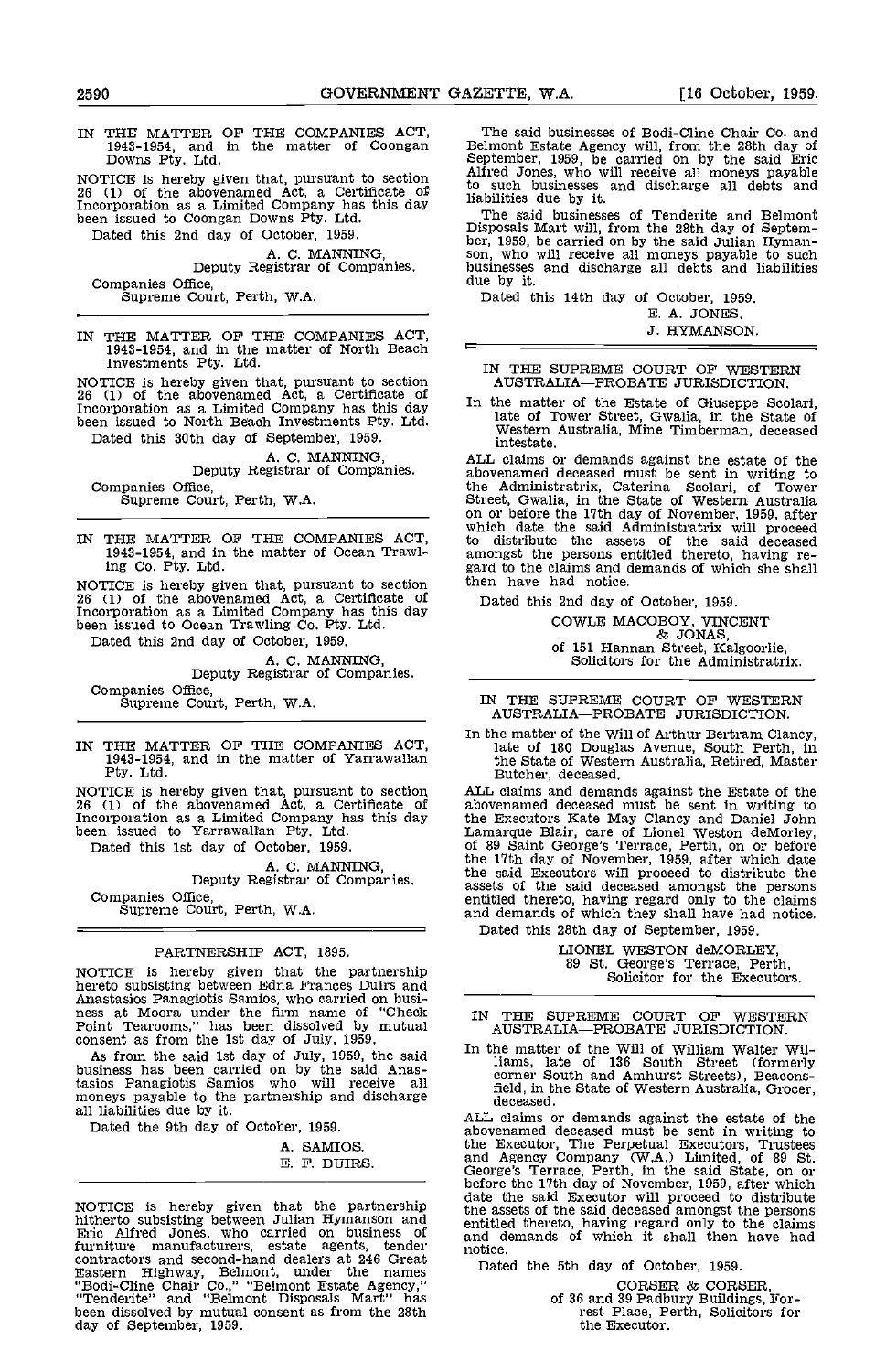IN THE MATTER OF THE COMPANIES ACT, 1943-1954, and in the matter of Coongan Downs Pty. Ltd.

NOTICE is hereby given that, pursuant to section 26 (1) of the abovenamed Act, a Certificate of Incorporation as a Limited Company has this day been issued to Coongan Downs Pty. Ltd.

Dated this 2nd day of October, 1959.

A. C. MANNING,
Deputy Registrar of Companies.

Companies Office,
Supreme Court, Perth, W.A.

---

IN THE MATTER OF THE COMPANIES ACT, 1943-1954, and in the matter of North Beach Investments Pty. Ltd.

NOTICE is hereby given that, pursuant to section 26 (1) of the abovenamed Act, a Certificate of Incorporation as a Limited Company has this day been issued to North Beach Investments Pty. Ltd.

Dated this 30th day of September, 1959.

A. C. MANNING,
Deputy Registrar of Companies.

Companies Office,
Supreme Court, Perth, W.A.

---

IN THE MATTER OF THE COMPANIES ACT, 1943-1954, and in the matter of Ocean Trawling Co. Pty. Ltd.

NOTICE is hereby given that, pursuant to section 26 (1) of the abovenamed Act, a Certificate of Incorporation as a Limited Company has this day been issued to Ocean Trawling Co. Pty. Ltd.

Dated this 2nd day of October, 1959.

A. C. MANNING,
Deputy Registrar of Companies.

Companies Office,
Supreme Court, Perth, W.A.

---

IN THE MATTER OF THE COMPANIES ACT, 1943-1954, and in the matter of Yarrawallan Pty. Ltd.

NOTICE is hereby given that, pursuant to section 26 (1) of the abovenamed Act, a Certificate of Incorporation as a Limited Company has this day been issued to Yarrawallan Pty. Ltd.

Dated this 1st day of October, 1959.

A. C. MANNING,
Deputy Registrar of Companies.

Companies Office,
Supreme Court, Perth, W.A.

---

PARTNERSHIP ACT, 1895.

NOTICE is hereby given that the partnership hereto subsisting between Edna Frances Duirs and Anastasios Panagiotis Samios, who carried on business at Moora under the firm name of "Check Point Tearooms," has been dissolved by mutual consent as from the 1st day of July, 1959.

As from the said 1st day of July, 1959, the said business has been carried on by the said Anastasios Panagiotis Samios who will receive all moneys payable to the partnership and discharge all liabilities due by it.

Dated the 9th day of October, 1959.

A. SAMIOS.
E. F. DUIRS.

---

NOTICE is hereby given that the partnership hitherto subsisting between Julian Hymanson and Eric Alfred Jones, who carried on business of furniture manufacturers, estate agents, tender contractors and second-hand dealers at 246 Great Eastern Highway, Belmont, under the names "Bodi-Cline Chair Co.," "Belmont Estate Agency," "Tenderite" and "Belmont Disposals Mart" has been dissolved by mutual consent as from the 28th day of September, 1959.

The said businesses of Bodi-Cline Chair Co. and Belmont Estate Agency will, from the 28th day of September, 1959, be carried on by the said Eric Alfred Jones, who will receive all moneys payable to such businesses and discharge all debts and liabilities due by it.

The said businesses of Tenderite and Belmont Disposals Mart will, from the 28th day of September, 1959, be carried on by the said Julian Hymanson, who will receive all moneys payable to such businesses and discharge all debts and liabilities due by it.

Dated this 14th day of October, 1959.

E. A. JONES.
J. HYMANSON.

---

IN THE SUPREME COURT OF WESTERN AUSTRALIA—PROBATE JURISDICTION.

In the matter of the Estate of Giuseppe Scolari, late of Tower Street, Gwalia, in the State of Western Australia, Mine Timberman, deceased intestate.

ALL claims or demands against the estate of the abovenamed deceased must be sent in writing to the Administratrix, Caterina Scolari, of Tower Street, Gwalia, in the State of Western Australia on or before the 17th day of November, 1959, after which date the said Administratrix will proceed to distribute the assets of the said deceased amongst the persons entitled thereto, having regard to the claims and demands of which she shall then have had notice.

Dated this 2nd day of October, 1959.

COWLE MACOBOY, VINCENT & JONAS,
of 151 Hannan Street, Kalgoorlie,
Solicitors for the Administratrix.

---

IN THE SUPREME COURT OF WESTERN AUSTRALIA—PROBATE JURISDICTION.

In the matter of the Will of Arthur Bertram Clancy, late of 180 Douglas Avenue, South Perth, in the State of Western Australia, Retired, Master Butcher, deceased.

ALL claims and demands against the Estate of the abovenamed deceased must be sent in writing to the Executors Kate May Clancy and Daniel John Lamarque Blair, care of Lionel Weston deMorley, of 89 Saint George's Terrace, Perth, on or before the 17th day of November, 1959, after which date the said Executors will proceed to distribute the assets of the said deceased amongst the persons entitled thereto, having regard only to the claims and demands of which they shall have had notice.

Dated this 28th day of September, 1959.

LIONEL WESTON deMORLEY,
89 St. George's Terrace, Perth,
Solicitor for the Executors.

---

IN THE SUPREME COURT OF WESTERN AUSTRALIA—PROBATE JURISDICTION.

In the matter of the Will of William Walter Williams, late of 136 South Street (formerly corner South and Amhurst Streets), Beaconsfield, in the State of Western Australia, Grocer, deceased.

ALL claims or demands against the estate of the abovenamed deceased must be sent in writing to the Executor, The Perpetual Executors, Trustees and Agency Company (W.A.) Limited, of 89 St. George's Terrace, Perth, in the said State, on or before the 17th day of November, 1959, after which date the said Executor will proceed to distribute the assets of the said deceased amongst the persons entitled thereto, having regard only to the claims and demands of which it shall then have had notice.

Dated the 5th day of October, 1959.

CORSER & CORSER,
of 36 and 39 Padbury Buildings, Forrest Place, Perth, Solicitors for the Executor.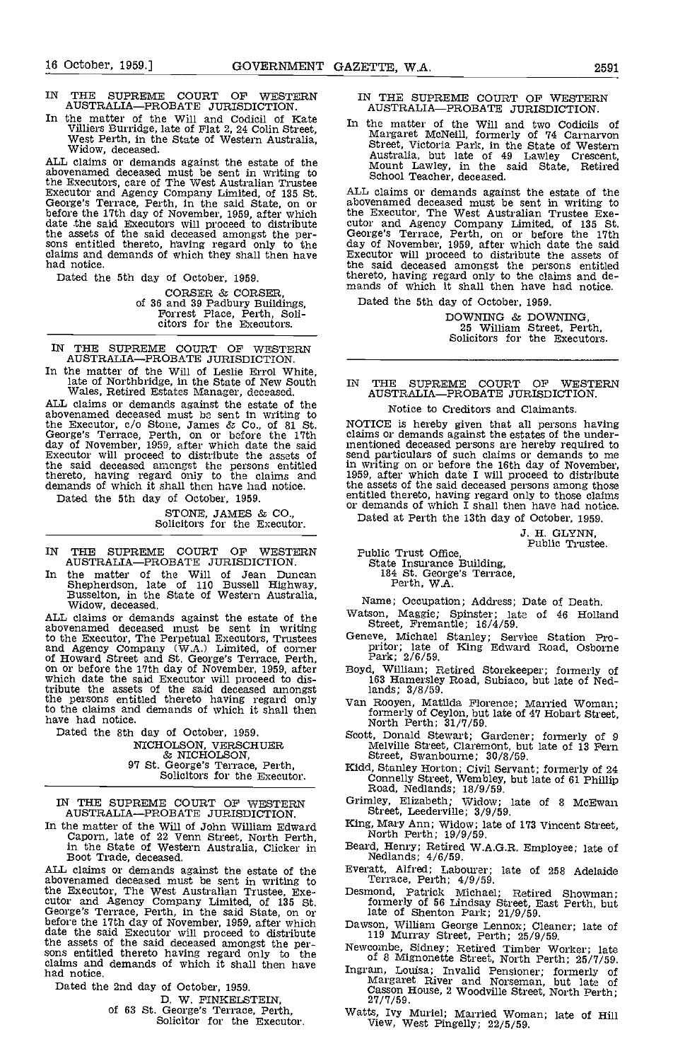IN THE SUPREME COURT OF WESTERN AUSTRALIA—PROBATE JURISDICTION.

In the matter of the Will and Codicil of Kate Villiers Burridge, late of Flat 2, 24 Colin Street, West Perth, in the State of Western Australia, Widow, deceased.

ALL claims or demands against the estate of the abovenamed deceased must be sent in writing to the Executors, care of The West Australian Trustee Executor and Agency Company Limited, of 135 St. George's Terrace, Perth, in the said State, on or before the 17th day of November, 1959, after which date the said Executors will proceed to distribute the assets of the said deceased amongst the persons entitled thereto, having regard only to the claims and demands of which they shall then have had notice.

Dated the 5th day of October, 1959.

CORSER & CORSER,
of 36 and 39 Padbury Buildings,
Forrest Place, Perth, Solicitors for the Executors.

---

IN THE SUPREME COURT OF WESTERN AUSTRALIA—PROBATE JURISDICTION.

In the matter of the Will of Leslie Errol White, late of Northbridge, in the State of New South Wales, Retired Estates Manager, deceased.

ALL claims or demands against the estate of the abovenamed deceased must be sent in writing to the Executor, c/o Stone, James & Co., of 81 St. George's Terrace, Perth, on or before the 17th day of November, 1959, after which date the said Executor will proceed to distribute the assets of the said deceased amongst the persons entitled thereto, having regard only to the claims and demands of which it shall then have had notice.

Dated the 5th day of October, 1959.

STONE, JAMES & CO.,
Solicitors for the Executor.

---

IN THE SUPREME COURT OF WESTERN AUSTRALIA—PROBATE JURISDICTION.

In the matter of the Will of Jean Duncan Shepherdson, late of 110 Bussell Highway, Busselton, in the State of Western Australia, Widow, deceased.

ALL claims or demands against the estate of the abovenamed deceased must be sent in writing to the Executor, The Perpetual Executors, Trustees and Agency Company (W.A.) Limited, of corner of Howard Street and St. George's Terrace, Perth, on or before the 17th day of November, 1959, after which date the said Executor will proceed to distribute the assets of the said deceased amongst the persons entitled thereto having regard only to the claims and demands of which it shall then have had notice.

Dated the 8th day of October, 1959.

NICHOLSON, VERSCHUER & NICHOLSON,
97 St. George's Terrace, Perth,
Solicitors for the Executor.

---

IN THE SUPREME COURT OF WESTERN AUSTRALIA—PROBATE JURISDICTION.

In the matter of the Will of John William Edward Caporn, late of 22 Venn Street, North Perth, in the State of Western Australia, Clicker in Boot Trade, deceased.

ALL claims or demands against the estate of the abovenamed deceased must be sent in writing to the Executor, The West Australian Trustee, Executor and Agency Company Limited, of 135 St. George's Terrace, Perth, in the said State, on or before the 17th day of November, 1959, after which date the said Executor will proceed to distribute the assets of the said deceased amongst the persons entitled thereto having regard only to the claims and demands of which it shall then have had notice.

Dated the 2nd day of October, 1959.

D. W. FINKELSTEIN,
of 63 St. George's Terrace, Perth,
Solicitor for the Executor.

---

IN THE SUPREME COURT OF WESTERN AUSTRALIA—PROBATE JURISDICTION.

In the matter of the Will and two Codicils of Margaret McNeill, formerly of 74 Carnarvon Street, Victoria Park, in the State of Western Australia, but late of 49 Lawley Crescent, Mount Lawley, in the said State, Retired School Teacher, deceased.

ALL claims or demands against the estate of the abovenamed deceased must be sent in writing to the Executor, The West Australian Trustee Executor and Agency Company Limited, of 135 St. George's Terrace, Perth, on or before the 17th day of November, 1959, after which date the said Executor will proceed to distribute the assets of the said deceased amongst the persons entitled thereto, having regard only to the claims and demands of which it shall then have had notice.

Dated the 5th day of October, 1959.

DOWNING & DOWNING,
25 William Street, Perth,
Solicitors for the Executors.

---

IN THE SUPREME COURT OF WESTERN AUSTRALIA—PROBATE JURISDICTION.

Notice to Creditors and Claimants.

NOTICE is hereby given that all persons having claims or demands against the estates of the undermentioned deceased persons are hereby required to send particulars of such claims or demands to me in writing on or before the 16th day of November, 1959, after which date I will proceed to distribute the assets of the said deceased persons among those entitled thereto, having regard only to those claims or demands of which I shall then have had notice.

Dated at Perth the 13th day of October, 1959.

J. H. GLYNN,
Public Trustee.

Public Trust Office,
State Insurance Building,
184 St. George's Terrace,
Perth, W.A.

Name; Occupation; Address; Date of Death.

Watson, Maggie; Spinster; late of 46 Holland Street, Fremantle; 16/4/59.

Geneve, Michael Stanley; Service Station Propritor; late of King Edward Road, Osborne Park; 2/6/59.

Boyd, William; Retired Storekeeper; formerly of 163 Hamersley Road, Subiaco, but late of Nedlands; 3/8/59.

Van Rooyen, Matilda Florence; Married Woman; formerly of Ceylon, but late of 47 Hobart Street, North Perth; 31/7/59.

Scott, Donald Stewart; Gardener; formerly of 9 Melville Street, Claremont, but late of 13 Fern Street, Swanbourne; 30/8/59.

Kidd, Stanley Horton; Civil Servant; formerly of 24 Connelly Street, Wembley, but late of 61 Phillip Road, Nedlands; 18/9/59.

Grimley, Elizabeth; Widow; late of 8 McEwan Street, Leederville; 3/9/59.

King, Mary Ann; Widow; late of 173 Vincent Street, North Perth; 19/9/59.

Beard, Henry; Retired W.A.G.R. Employee; late of Nedlands; 4/6/59.

Everatt, Alfred; Labourer; late of 258 Adelaide Terrace, Perth; 4/9/59.

Desmond, Patrick Michael; Retired Showman; formerly of 56 Lindsay Street, East Perth, but late of Shenton Park; 21/9/59.

Dawson, William George Lennox; Cleaner; late of 119 Murray Street, Perth; 25/9/59.

Newcombe, Sidney; Retired Timber Worker; late of 8 Mignonette Street, North Perth; 25/7/59.

Ingram, Louisa; Invalid Pensioner; formerly of Margaret River and Norseman, but late of Casson House, 2 Woodville Street, North Perth; 27/7/59.

Watts, Ivy Muriel; Married Woman; late of Hill View, West Pingelly; 22/5/59.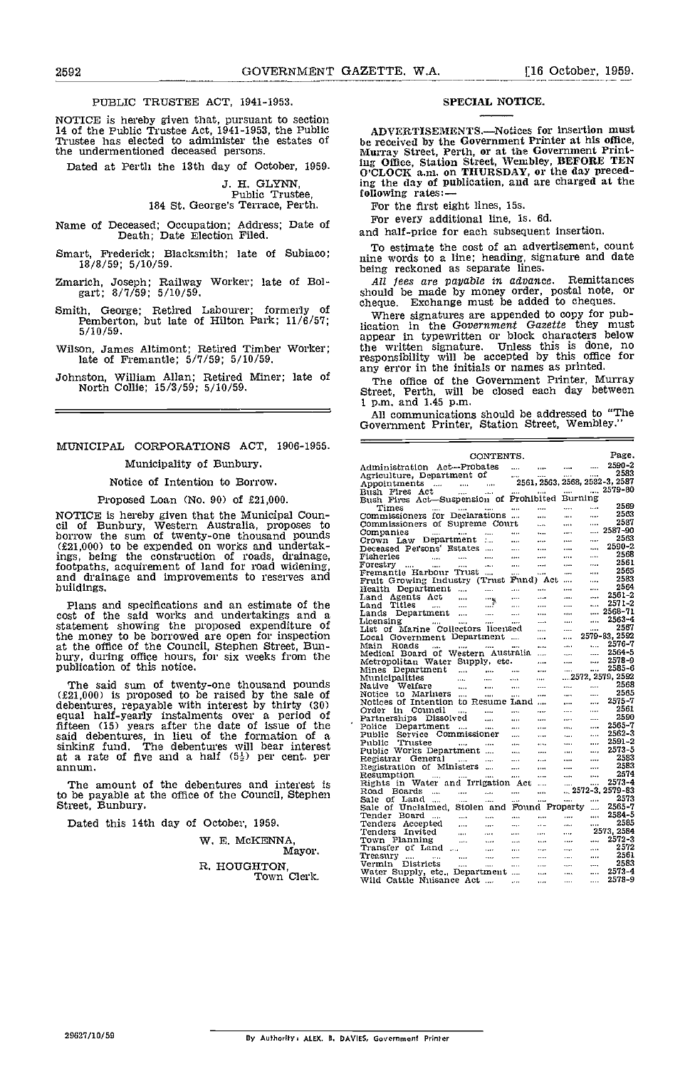## PUBLIC TRUSTEE ACT, 1941-1953.

NOTICE is hereby given that, pursuant to section 14 of the Public Trustee Act, 1941-1953, the Public Trustee has elected to administer the estates of the undermentioned deceased persons.

Dated at Perth the 13th day of October, 1959.

J. H. GLYNN,
Public Trustee,
184 St. George's Terrace, Perth.

Name of Deceased; Occupation; Address; Date of Death; Date Election Filed.

Smart, Frederick; Blacksmith; late of Subiaco; 18/8/59; 5/10/59.

Zmarich, Joseph; Railway Worker; late of Bolgart; 8/7/59; 5/10/59.

Smith, George; Retired Labourer; formerly of Pemberton, but late of Hilton Park; 11/6/57; 5/10/59.

Wilson, James Altimont; Retired Timber Worker; late of Fremantle; 5/7/59; 5/10/59.

Johnston, William Allan; Retired Miner; late of North Collie; 15/3/59; 5/10/59.

## MUNICIPAL CORPORATIONS ACT, 1906-1955.

Municipality of Bunbury.

Notice of Intention to Borrow.

Proposed Loan (No. 90) of £21,000.

NOTICE is hereby given that the Municipal Council of Bunbury, Western Australia, proposes to borrow the sum of twenty-one thousand pounds (£21,000) to be expended on works and undertakings, being the construction of roads, drainage, footpaths, acquirement of land for road widening, and drainage and improvements to reserves and buildings.

Plans and specifications and an estimate of the cost of the said works and undertakings and a statement showing the proposed expenditure of the money to be borrowed are open for inspection at the office of the Council, Stephen Street, Bunbury, during office hours, for six weeks from the publication of this notice.

The said sum of twenty-one thousand pounds (£21,000) is proposed to be raised by the sale of debentures, repayable with interest by thirty (30) equal half-yearly instalments over a period of fifteen (15) years after the date of issue of the said debentures, in lieu of the formation of a sinking fund. The debentures will bear interest at a rate of five and a half (5½) per cent. per annum.

The amount of the debentures and interest is to be payable at the office of the Council, Stephen Street, Bunbury.

Dated this 14th day of October, 1959.

W. E. McKENNA,
Mayor.

R. HOUGHTON,
Town Clerk.

## SPECIAL NOTICE.

ADVERTISEMENTS.—Notices for insertion must be received by the Government Printer at his office, Murray Street, Perth, or at the Government Printing Office, Station Street, Wembley, BEFORE TEN O'CLOCK a.m. on THURSDAY, or the day preceding the day of publication, and are charged at the following rates:—

For the first eight lines, 15s.

For every additional line, 1s. 6d.

and half-price for each subsequent insertion.

To estimate the cost of an advertisement, count nine words to a line; heading, signature and date being reckoned as separate lines.

*All fees are payable in advance.* Remittances should be made by money order, postal note, or cheque. Exchange must be added to cheques.

Where signatures are appended to copy for publication in the *Government Gazette* they must appear in typewritten or block characters below the written signature. Unless this is done, no responsibility will be accepted by this office for any error in the initials or names as printed.

The office of the Government Printer, Murray Street, Perth, will be closed each day between 1 p.m. and 1.45 p.m.

All communications should be addressed to "The Government Printer, Station Street, Wembley."

## CONTENTS.

| | Page. |
|---|---|
| Administration Act—Probates | 2590-2 |
| Agriculture, Department of | 2583 |
| Appointments | 2561, 2563, 2568, 2582-3, 2587 |
| Bush Fires Act | 2579-80 |
| Bush Fires Act—Suspension of Prohibited Burning Times | 2569 |
| Commissioners for Declarations | 2563 |
| Commissioners of Supreme Court | 2587 |
| Companies | 2587-90 |
| Crown Law Department | 2563 |
| Deceased Persons' Estates | 2590-2 |
| Fisheries | 2568 |
| Forestry | 2561 |
| Fremantle Harbour Trust | 2565 |
| Fruit Growing Industry (Trust Fund) Act | 2583 |
| Health Department | 2564 |
| Land Agents Act | 2561-2 |
| Land Titles | 2571-2 |
| Lands Department | 2568-71 |
| Licensing | 2563-4 |
| List of Marine Collectors licensed | 2567 |
| Local Government Department | 2579-83, 2592 |
| Main Roads | 2576-7 |
| Medical Board of Western Australia | 2564-5 |
| Metropolitan Water Supply, etc. | 2578-9 |
| Mines Department | 2585-6 |
| Municipalities | 2572, 2579, 2592 |
| Native Welfare | 2568 |
| Notice to Mariners | 2565 |
| Notices of Intention to Resume Land | 2575-7 |
| Order in Council | 2561 |
| Partnerships Dissolved | 2590 |
| Police Department | 2565-7 |
| Public Service Commissioner | 2562-3 |
| Public Trustee | 2591-2 |
| Public Works Department | 2573-5 |
| Registrar General | 2583 |
| Registration of Ministers | 2583 |
| Resumption | 2574 |
| Rights in Water and Irrigation Act | 2573-4 |
| Road Boards | 2572-3, 2579-83 |
| Sale of Land | 2573 |
| Sale of Unclaimed, Stolen and Found Property | 2565-7 |
| Tender Board | 2584-5 |
| Tenders Accepted | 2585 |
| Tenders Invited | 2573, 2584 |
| Town Planning | 2572-3 |
| Transfer of Land | 2572 |
| Treasury | 2561 |
| Vermin Districts | 2583 |
| Water Supply, etc., Department | 2573-4 |
| Wild Cattle Nuisance Act | 2578-9 |

29627/10/59

By Authority: ALEX. B. DAVIES, Government Printer